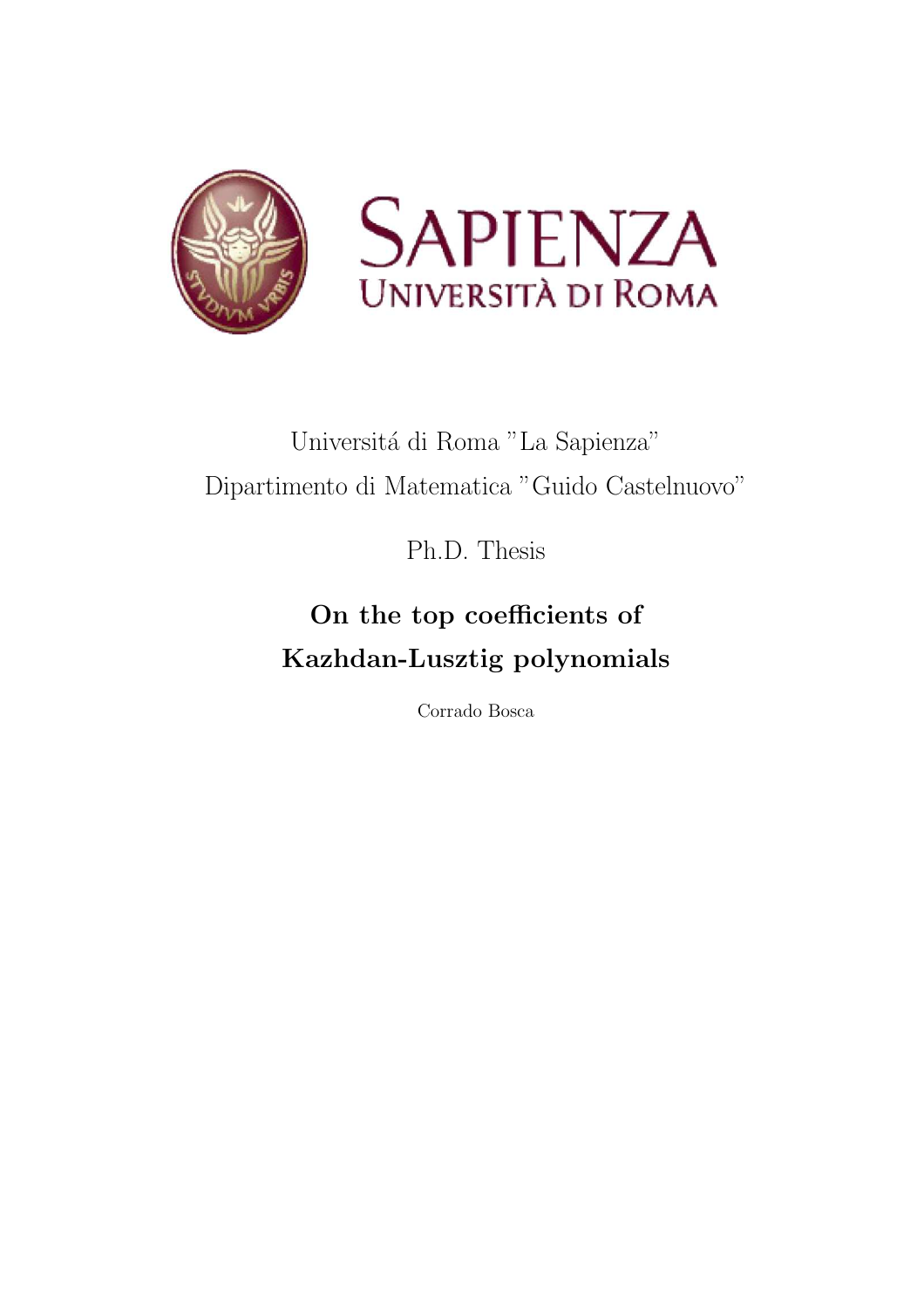SAPIENZA
UNIVERSITÀ DI ROMA

Universitá di Roma "La Sapienza"

Dipartimento di Matematica "Guido Castelnuovo"

Ph.D. Thesis

# On the top coefficients of Kazhdan-Lusztig polynomials

Corrado Bosca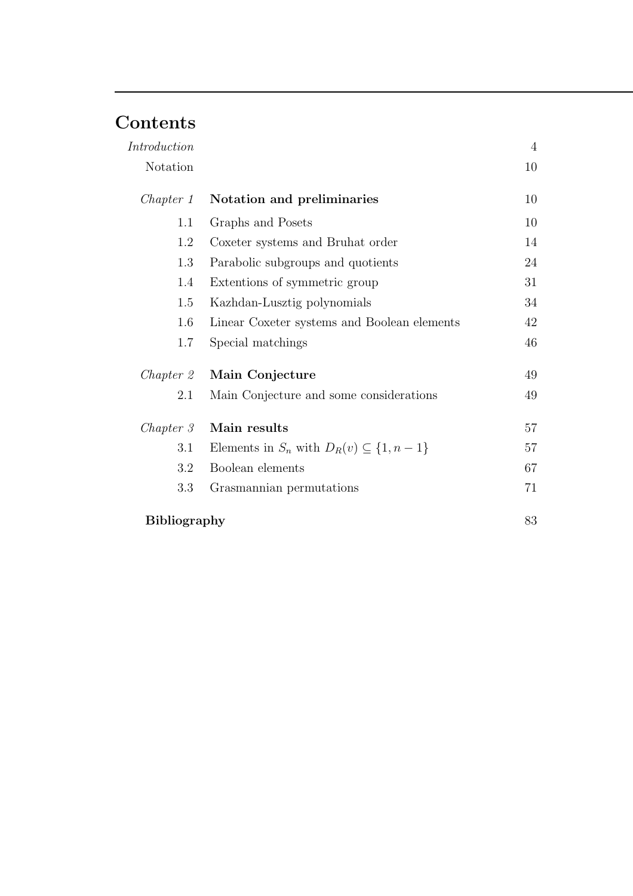# Contents

| | | |
|---|---|---|
| *Introduction* | | 4 |
| Notation | | 10 |
| *Chapter 1* | **Notation and preliminaries** | 10 |
| 1.1 | Graphs and Posets | 10 |
| 1.2 | Coxeter systems and Bruhat order | 14 |
| 1.3 | Parabolic subgroups and quotients | 24 |
| 1.4 | Extentions of symmetric group | 31 |
| 1.5 | Kazhdan-Lusztig polynomials | 34 |
| 1.6 | Linear Coxeter systems and Boolean elements | 42 |
| 1.7 | Special matchings | 46 |
| *Chapter 2* | **Main Conjecture** | 49 |
| 2.1 | Main Conjecture and some considerations | 49 |
| *Chapter 3* | **Main results** | 57 |
| 3.1 | Elements in $S_n$ with $D_R(v) \subseteq \{1, n-1\}$ | 57 |
| 3.2 | Boolean elements | 67 |
| 3.3 | Grasmannian permutations | 71 |
| **Bibliography** | | 83 |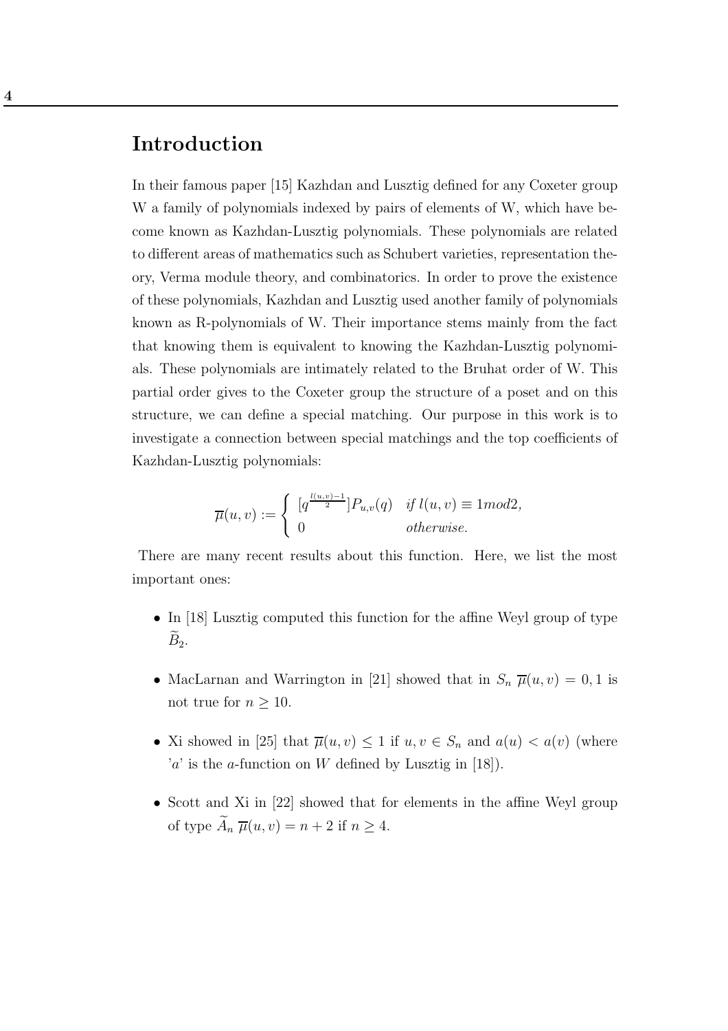# Introduction

In their famous paper [15] Kazhdan and Lusztig defined for any Coxeter group W a family of polynomials indexed by pairs of elements of W, which have become known as Kazhdan-Lusztig polynomials. These polynomials are related to different areas of mathematics such as Schubert varieties, representation theory, Verma module theory, and combinatorics. In order to prove the existence of these polynomials, Kazhdan and Lusztig used another family of polynomials known as R-polynomials of W. Their importance stems mainly from the fact that knowing them is equivalent to knowing the Kazhdan-Lusztig polynomials. These polynomials are intimately related to the Bruhat order of W. This partial order gives to the Coxeter group the structure of a poset and on this structure, we can define a special matching. Our purpose in this work is to investigate a connection between special matchings and the top coefficients of Kazhdan-Lusztig polynomials:

$$\overline{\mu}(u,v) := \begin{cases} [q^{\frac{l(u,v)-1}{2}}]P_{u,v}(q) & \text{if } l(u,v) \equiv 1 mod 2, \\ 0 & \text{otherwise.} \end{cases}$$

There are many recent results about this function. Here, we list the most important ones:

- In [18] Lusztig computed this function for the affine Weyl group of type $\widetilde{B}_2$.
- MacLarnan and Warrington in [21] showed that in $S_n$ $\overline{\mu}(u,v) = 0, 1$ is not true for $n \geq 10$.
- Xi showed in [25] that $\overline{\mu}(u,v) \leq 1$ if $u, v \in S_n$ and $a(u) < a(v)$ (where '$a$' is the $a$-function on $W$ defined by Lusztig in [18]).
- Scott and Xi in [22] showed that for elements in the affine Weyl group of type $\widetilde{A}_n$ $\overline{\mu}(u,v) = n+2$ if $n \geq 4$.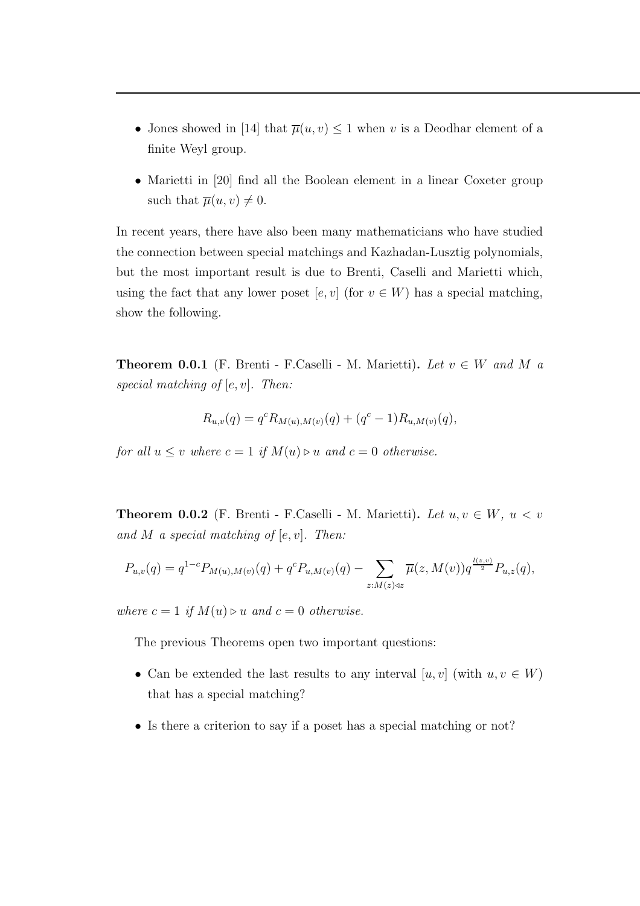- Jones showed in [14] that $\overline{\mu}(u, v) \leq 1$ when $v$ is a Deodhar element of a finite Weyl group.

- Marietti in [20] find all the Boolean element in a linear Coxeter group such that $\overline{\mu}(u, v) \neq 0$.

In recent years, there have also been many mathematicians who have studied the connection between special matchings and Kazhadan-Lusztig polynomials, but the most important result is due to Brenti, Caselli and Marietti which, using the fact that any lower poset $[e, v]$ (for $v \in W$) has a special matching, show the following.

**Theorem 0.0.1** (F. Brenti - F.Caselli - M. Marietti)**.** *Let $v \in W$ and $M$ a special matching of $[e, v]$. Then:*

$$R_{u,v}(q) = q^c R_{M(u),M(v)}(q) + (q^c - 1) R_{u,M(v)}(q),$$

*for all $u \leq v$ where $c = 1$ if $M(u) \rhd u$ and $c = 0$ otherwise.*

**Theorem 0.0.2** (F. Brenti - F.Caselli - M. Marietti)**.** *Let $u, v \in W$, $u < v$ and $M$ a special matching of $[e, v]$. Then:*

$$P_{u,v}(q) = q^{1-c} P_{M(u),M(v)}(q) + q^c P_{u,M(v)}(q) - \sum_{z: M(z) \lhd z} \overline{\mu}(z, M(v)) q^{\frac{l(z,v)}{2}} P_{u,z}(q),$$

*where $c = 1$ if $M(u) \rhd u$ and $c = 0$ otherwise.*

The previous Theorems open two important questions:

- Can be extended the last results to any interval $[u, v]$ (with $u, v \in W$) that has a special matching?

- Is there a criterion to say if a poset has a special matching or not?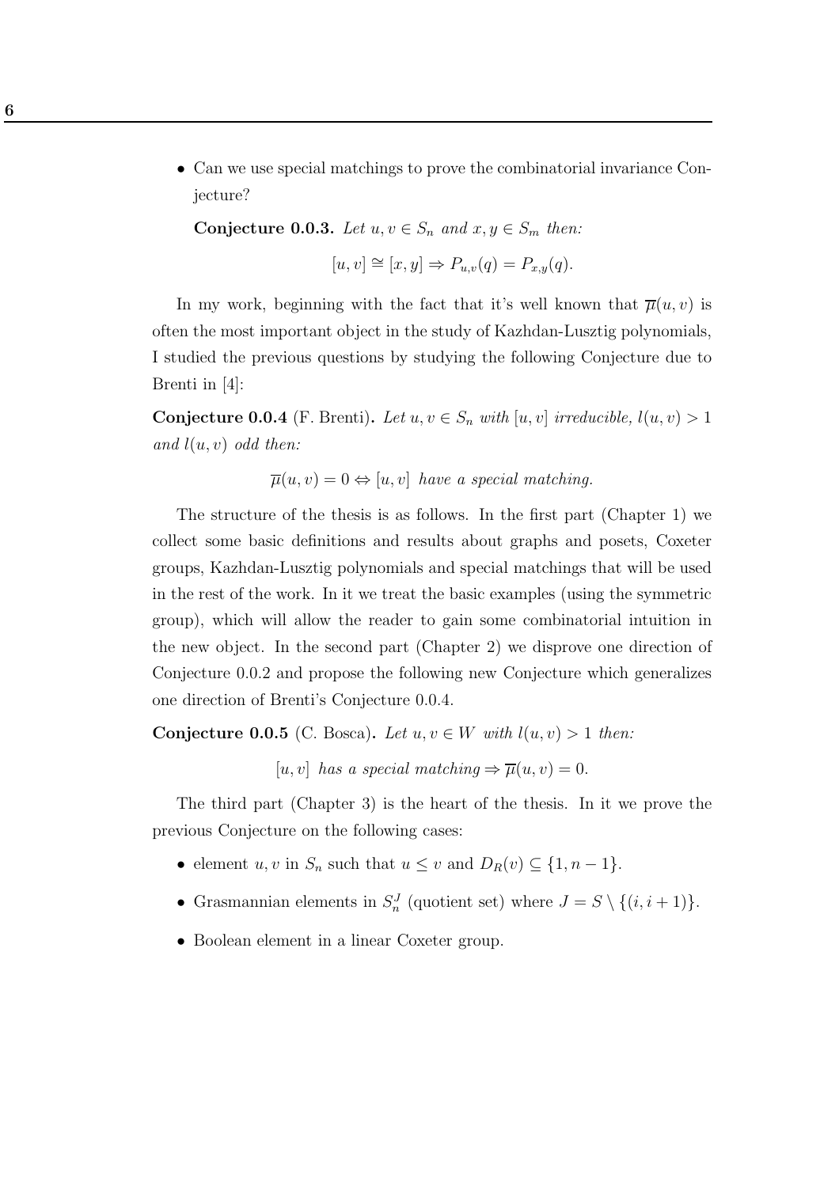- Can we use special matchings to prove the combinatorial invariance Conjecture?

  **Conjecture 0.0.3.** *Let $u, v \in S_n$ and $x, y \in S_m$ then:*

  $$[u, v] \cong [x, y] \Rightarrow P_{u,v}(q) = P_{x,y}(q).$$

In my work, beginning with the fact that it's well known that $\overline{\mu}(u, v)$ is often the most important object in the study of Kazhdan-Lusztig polynomials, I studied the previous questions by studying the following Conjecture due to Brenti in [4]:

**Conjecture 0.0.4** (F. Brenti)**.** *Let $u, v \in S_n$ with $[u, v]$ irreducible, $l(u, v) > 1$ and $l(u, v)$ odd then:*

$$\overline{\mu}(u, v) = 0 \Leftrightarrow [u, v] \textit{ have a special matching.}$$

The structure of the thesis is as follows. In the first part (Chapter 1) we collect some basic definitions and results about graphs and posets, Coxeter groups, Kazhdan-Lusztig polynomials and special matchings that will be used in the rest of the work. In it we treat the basic examples (using the symmetric group), which will allow the reader to gain some combinatorial intuition in the new object. In the second part (Chapter 2) we disprove one direction of Conjecture 0.0.2 and propose the following new Conjecture which generalizes one direction of Brenti's Conjecture 0.0.4.

**Conjecture 0.0.5** (C. Bosca)**.** *Let $u, v \in W$ with $l(u, v) > 1$ then:*

$$[u, v] \textit{ has a special matching} \Rightarrow \overline{\mu}(u, v) = 0.$$

The third part (Chapter 3) is the heart of the thesis. In it we prove the previous Conjecture on the following cases:

- element $u, v$ in $S_n$ such that $u \leq v$ and $D_R(v) \subseteq \{1, n-1\}$.
- Grasmannian elements in $S_n^J$ (quotient set) where $J = S \setminus \{(i, i+1)\}$.
- Boolean element in a linear Coxeter group.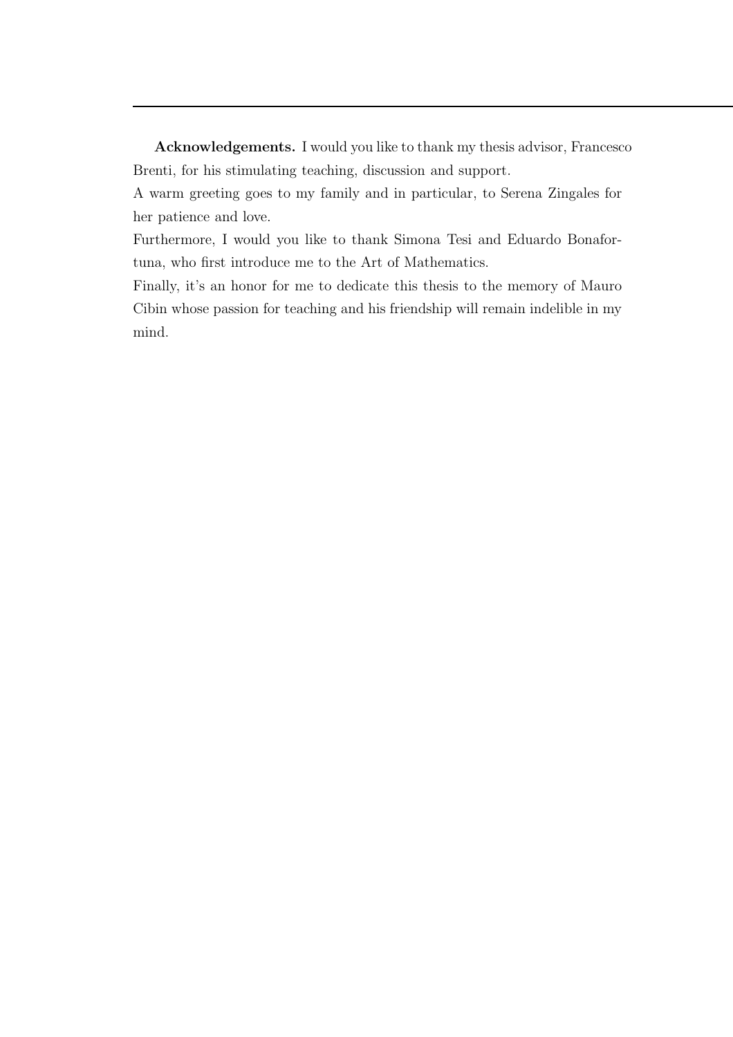**Acknowledgements.** I would you like to thank my thesis advisor, Francesco Brenti, for his stimulating teaching, discussion and support.

A warm greeting goes to my family and in particular, to Serena Zingales for her patience and love.

Furthermore, I would you like to thank Simona Tesi and Eduardo Bonafortuna, who first introduce me to the Art of Mathematics.

Finally, it's an honor for me to dedicate this thesis to the memory of Mauro Cibin whose passion for teaching and his friendship will remain indelible in my mind.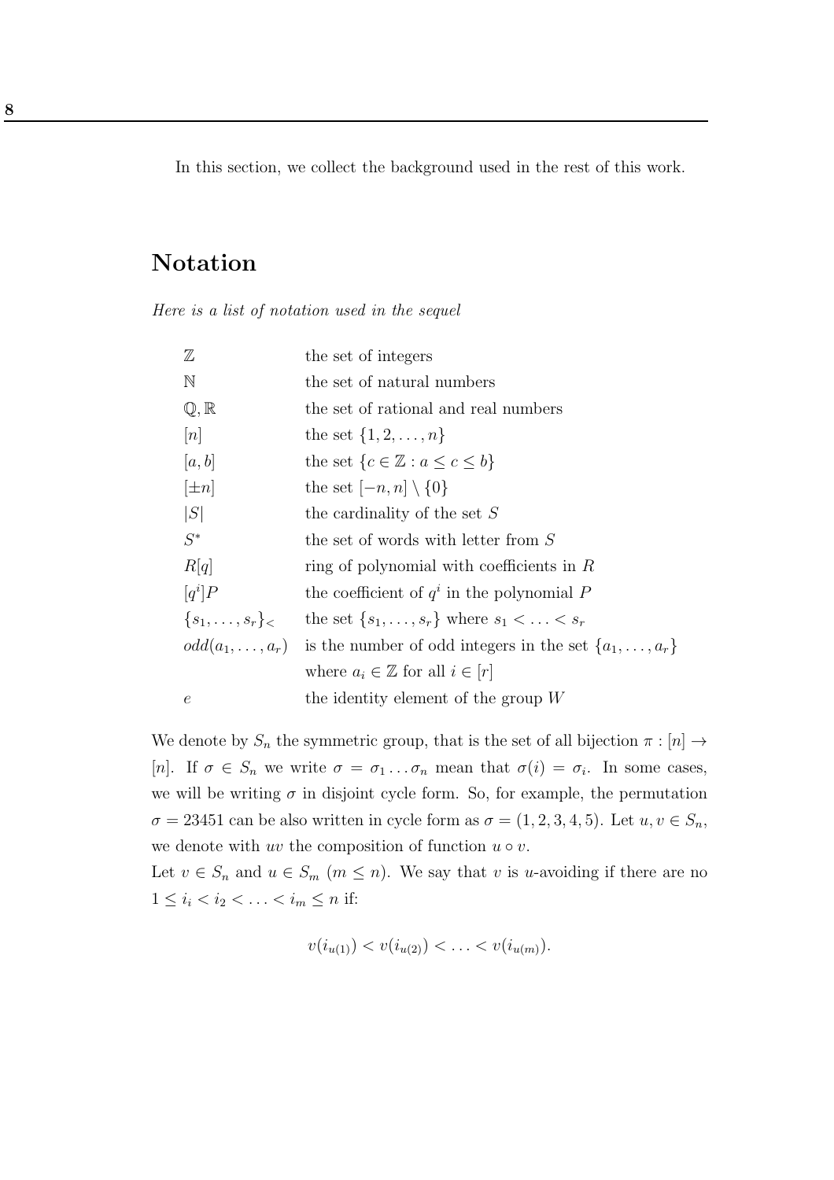In this section, we collect the background used in the rest of this work.

## Notation

*Here is a list of notation used in the sequel*

| | |
|---|---|
| $\mathbb{Z}$ | the set of integers |
| $\mathbb{N}$ | the set of natural numbers |
| $\mathbb{Q}, \mathbb{R}$ | the set of rational and real numbers |
| $[n]$ | the set $\{1, 2, \ldots, n\}$ |
| $[a, b]$ | the set $\{c \in \mathbb{Z} : a \leq c \leq b\}$ |
| $[\pm n]$ | the set $[-n, n] \setminus \{0\}$ |
| $\lvert S \rvert$ | the cardinality of the set $S$ |
| $S^*$ | the set of words with letter from $S$ |
| $R[q]$ | ring of polynomial with coefficients in $R$ |
| $[q^i]P$ | the coefficient of $q^i$ in the polynomial $P$ |
| $\{s_1, \ldots, s_r\}_<$ | the set $\{s_1, \ldots, s_r\}$ where $s_1 < \ldots < s_r$ |
| $odd(a_1, \ldots, a_r)$ | is the number of odd integers in the set $\{a_1, \ldots, a_r\}$ where $a_i \in \mathbb{Z}$ for all $i \in [r]$ |
| $e$ | the identity element of the group $W$ |

We denote by $S_n$ the symmetric group, that is the set of all bijection $\pi : [n] \to [n]$. If $\sigma \in S_n$ we write $\sigma = \sigma_1 \ldots \sigma_n$ mean that $\sigma(i) = \sigma_i$. In some cases, we will be writing $\sigma$ in disjoint cycle form. So, for example, the permutation $\sigma = 23451$ can be also written in cycle form as $\sigma = (1, 2, 3, 4, 5)$. Let $u, v \in S_n$, we denote with $uv$ the composition of function $u \circ v$.

Let $v \in S_n$ and $u \in S_m$ ($m \leq n$). We say that $v$ is $u$-avoiding if there are no $1 \leq i_i < i_2 < \ldots < i_m \leq n$ if:

$$v(i_{u(1)}) < v(i_{u(2)}) < \ldots < v(i_{u(m)}).$$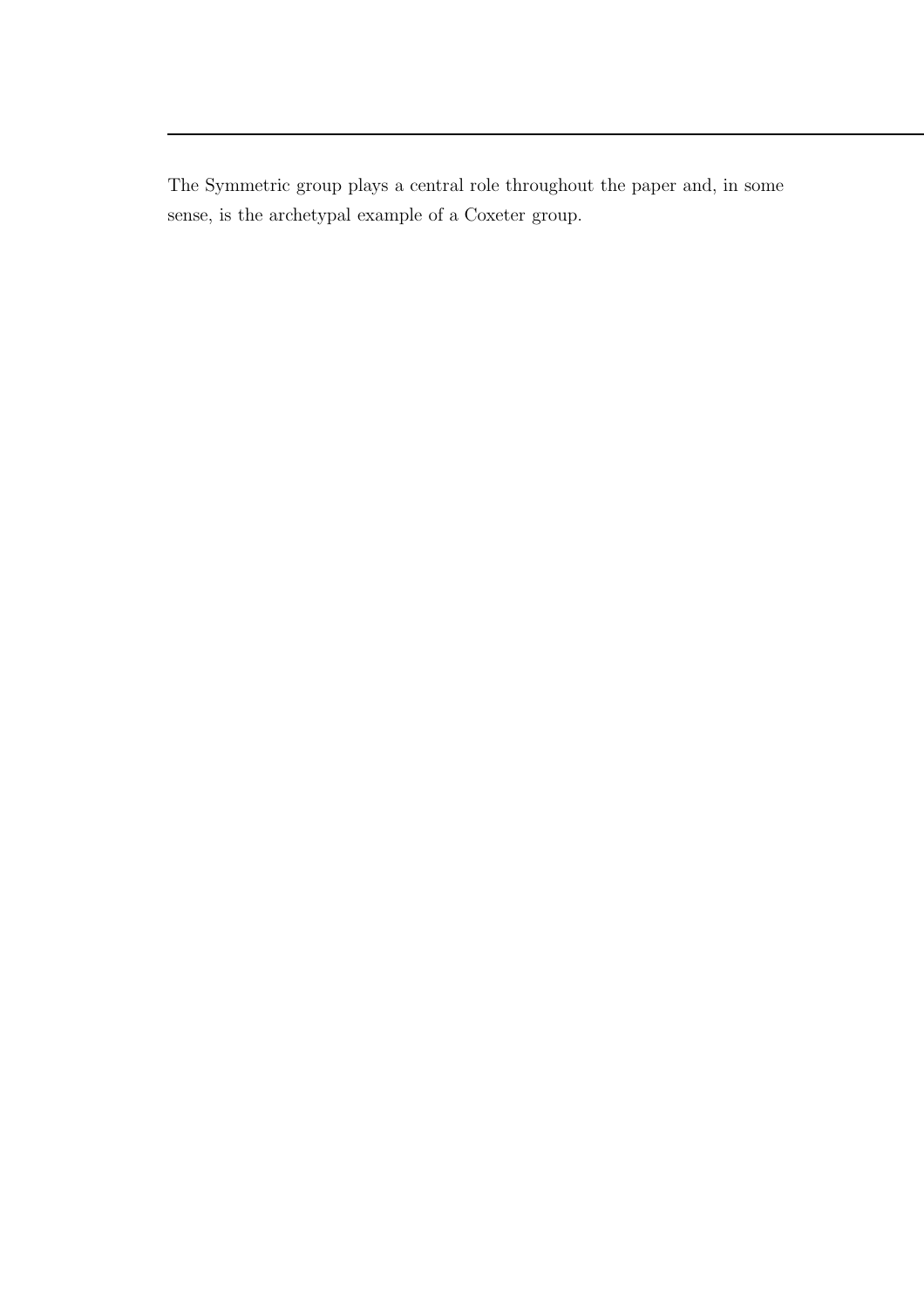The Symmetric group plays a central role throughout the paper and, in some sense, is the archetypal example of a Coxeter group.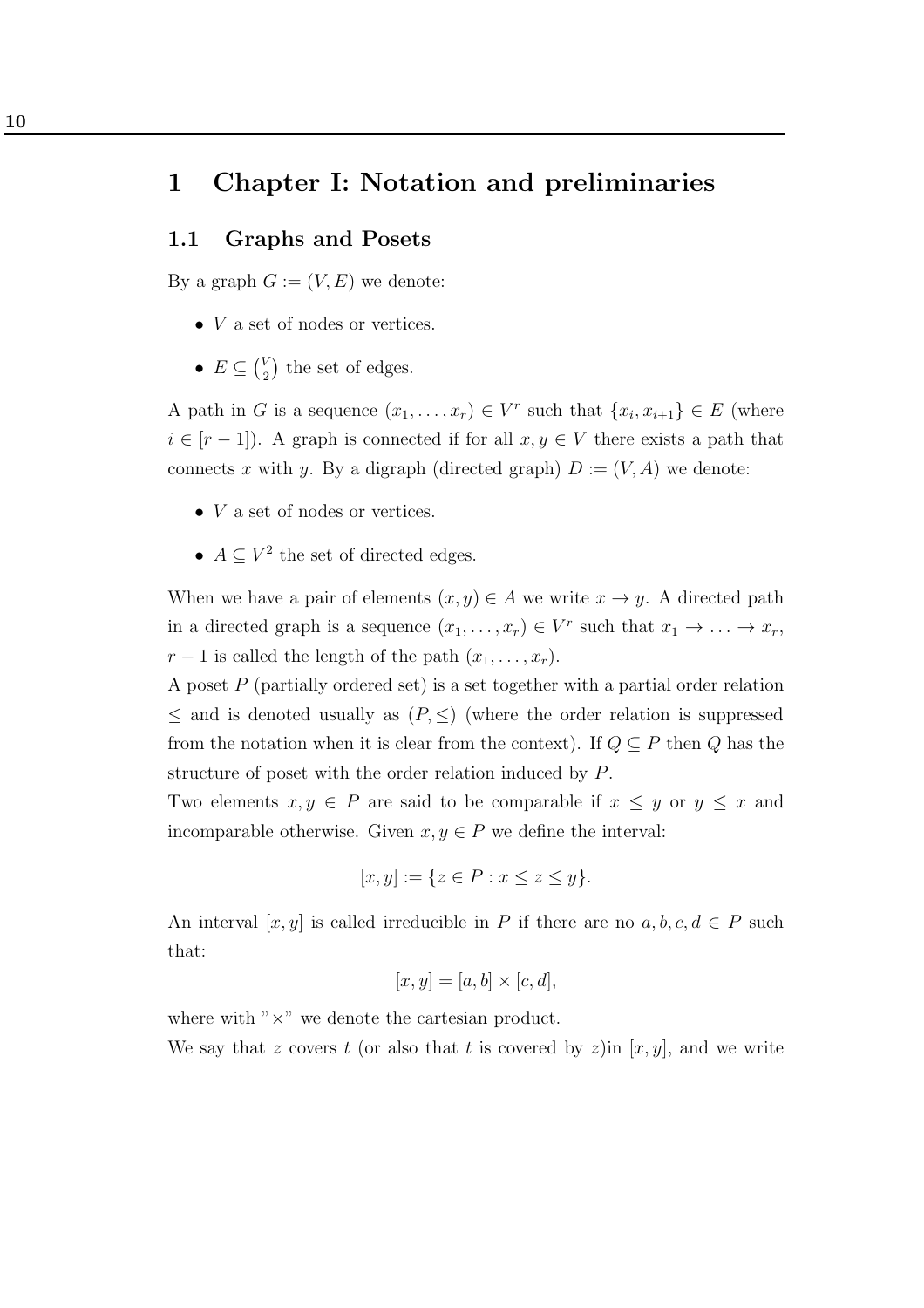# 1 Chapter I: Notation and preliminaries

## 1.1 Graphs and Posets

By a graph $G := (V, E)$ we denote:

- $V$ a set of nodes or vertices.
- $E \subseteq \binom{V}{2}$ the set of edges.

A path in $G$ is a sequence $(x_1, \ldots, x_r) \in V^r$ such that $\{x_i, x_{i+1}\} \in E$ (where $i \in [r-1]$). A graph is connected if for all $x, y \in V$ there exists a path that connects $x$ with $y$. By a digraph (directed graph) $D := (V, A)$ we denote:

- $V$ a set of nodes or vertices.
- $A \subseteq V^2$ the set of directed edges.

When we have a pair of elements $(x, y) \in A$ we write $x \to y$. A directed path in a directed graph is a sequence $(x_1, \ldots, x_r) \in V^r$ such that $x_1 \to \ldots \to x_r$, $r-1$ is called the length of the path $(x_1, \ldots, x_r)$.

A poset $P$ (partially ordered set) is a set together with a partial order relation $\leq$ and is denoted usually as $(P, \leq)$ (where the order relation is suppressed from the notation when it is clear from the context). If $Q \subseteq P$ then $Q$ has the structure of poset with the order relation induced by $P$.

Two elements $x, y \in P$ are said to be comparable if $x \leq y$ or $y \leq x$ and incomparable otherwise. Given $x, y \in P$ we define the interval:

$$[x, y] := \{z \in P : x \leq z \leq y\}.$$

An interval $[x, y]$ is called irreducible in $P$ if there are no $a, b, c, d \in P$ such that:

$$[x, y] = [a, b] \times [c, d],$$

where with "$\times$" we denote the cartesian product.

We say that $z$ covers $t$ (or also that $t$ is covered by $z$)in $[x, y]$, and we write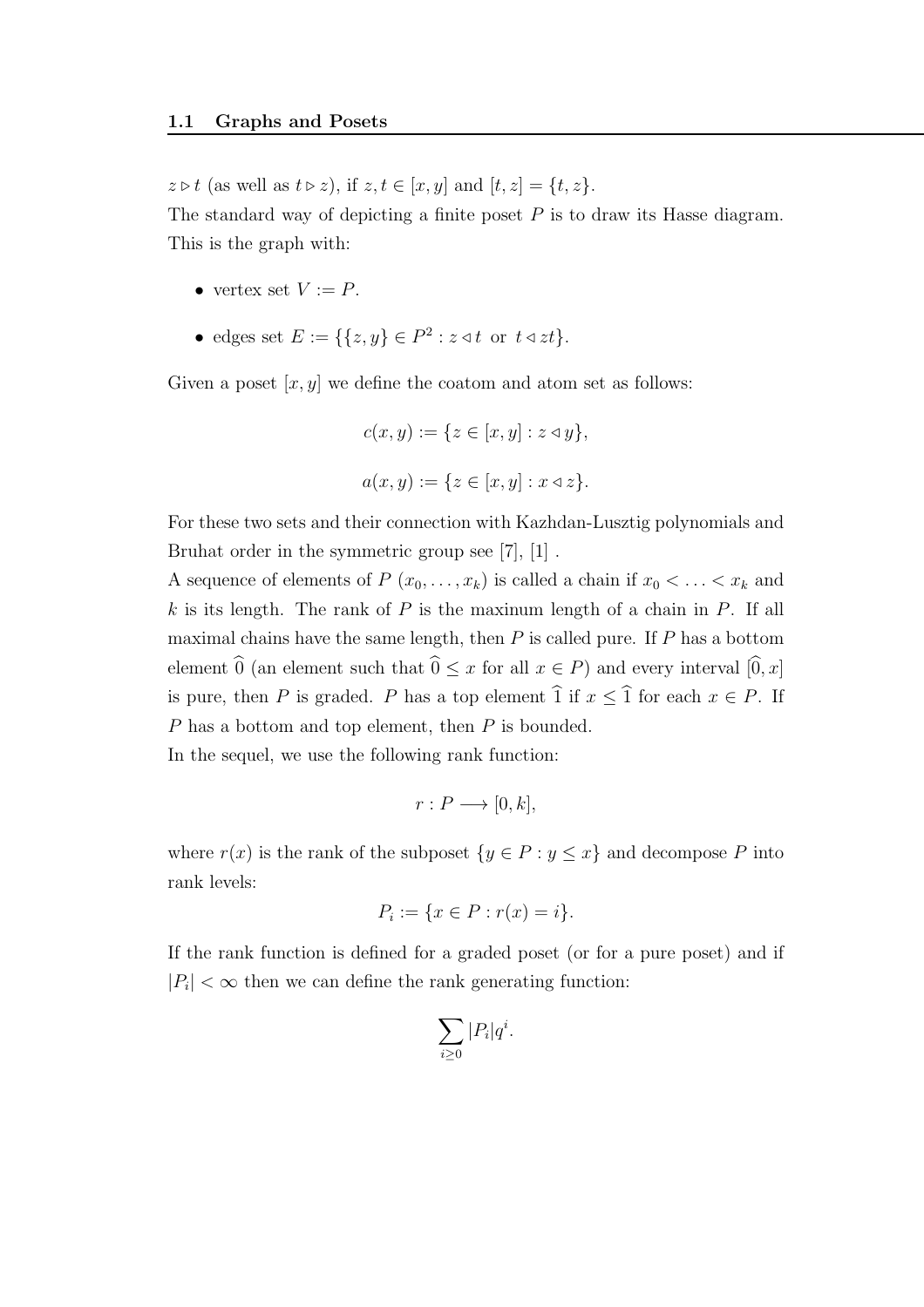$z \triangleright t$ (as well as $t \triangleright z$), if $z, t \in [x, y]$ and $[t, z] = \{t, z\}$.
The standard way of depicting a finite poset $P$ is to draw its Hasse diagram. This is the graph with:

- vertex set $V := P$.
- edges set $E := \{\{z, y\} \in P^2 : z \triangleleft t \text{ or } t \triangleleft zt\}$.

Given a poset $[x, y]$ we define the coatom and atom set as follows:

$$c(x, y) := \{z \in [x, y] : z \triangleleft y\},$$

$$a(x, y) := \{z \in [x, y] : x \triangleleft z\}.$$

For these two sets and their connection with Kazhdan-Lusztig polynomials and Bruhat order in the symmetric group see [7], [1] .
A sequence of elements of $P$ $(x_0, \ldots, x_k)$ is called a chain if $x_0 < \ldots < x_k$ and $k$ is its length. The rank of $P$ is the maxinum length of a chain in $P$. If all maximal chains have the same length, then $P$ is called pure. If $P$ has a bottom element $\widehat{0}$ (an element such that $\widehat{0} \leq x$ for all $x \in P$) and every interval $[\widehat{0}, x]$ is pure, then $P$ is graded. $P$ has a top element $\widehat{1}$ if $x \leq \widehat{1}$ for each $x \in P$. If $P$ has a bottom and top element, then $P$ is bounded.
In the sequel, we use the following rank function:

$$r : P \longrightarrow [0, k],$$

where $r(x)$ is the rank of the subposet $\{y \in P : y \leq x\}$ and decompose $P$ into rank levels:

$$P_i := \{x \in P : r(x) = i\}.$$

If the rank function is defined for a graded poset (or for a pure poset) and if $|P_i| < \infty$ then we can define the rank generating function:

$$\sum_{i \geq 0} |P_i| q^i.$$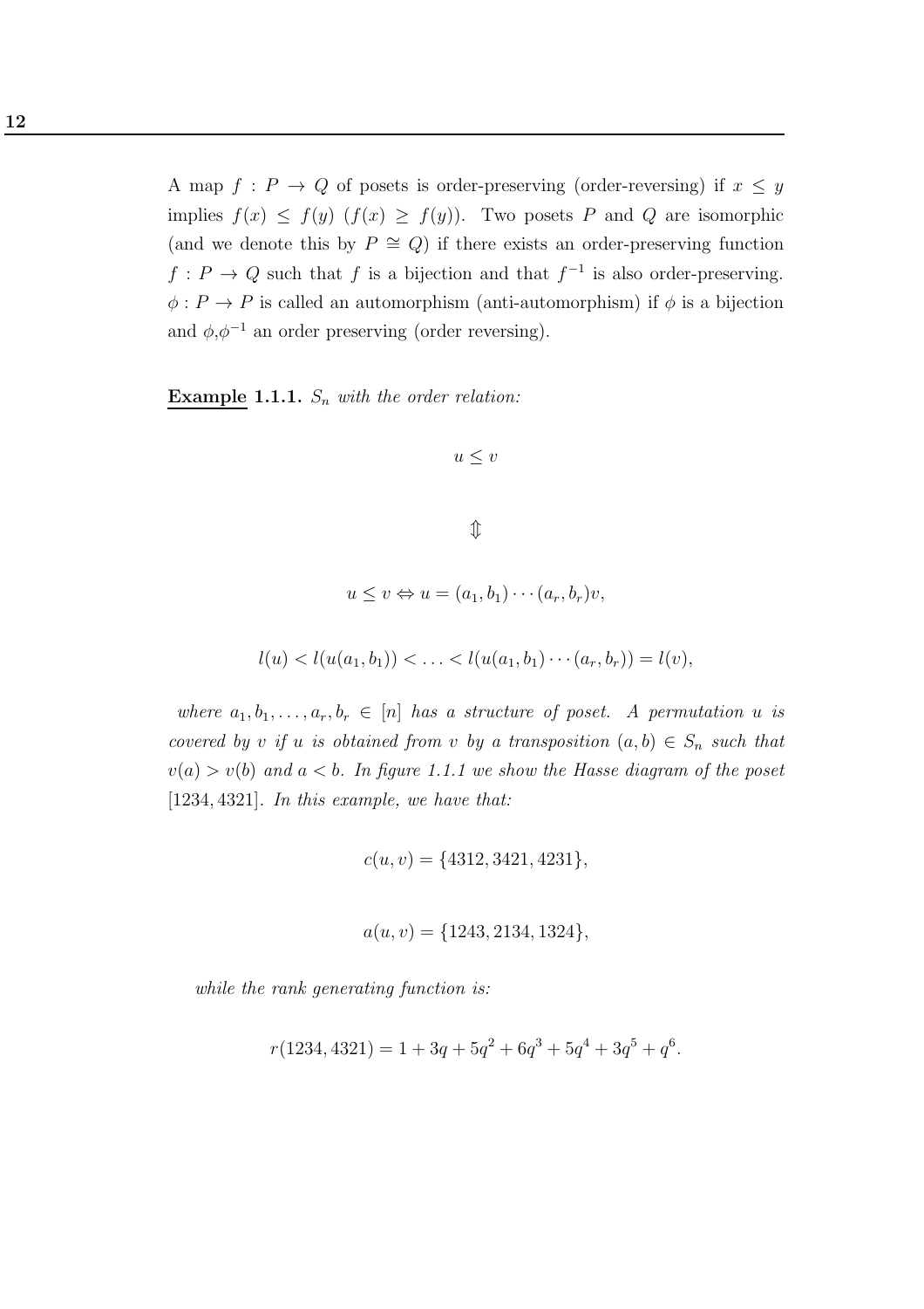A map $f : P \to Q$ of posets is order-preserving (order-reversing) if $x \leq y$ implies $f(x) \leq f(y)$ $(f(x) \geq f(y))$. Two posets $P$ and $Q$ are isomorphic (and we denote this by $P \cong Q$) if there exists an order-preserving function $f : P \to Q$ such that $f$ is a bijection and that $f^{-1}$ is also order-preserving. $\phi : P \to P$ is called an automorphism (anti-automorphism) if $\phi$ is a bijection and $\phi$,$\phi^{-1}$ an order preserving (order reversing).

**Example 1.1.1.** *$S_n$ with the order relation:*

$$u \leq v$$

$$\Updownarrow$$

$$u \leq v \Leftrightarrow u = (a_1, b_1) \cdots (a_r, b_r)v,$$

$$l(u) < l(u(a_1, b_1)) < \ldots < l(u(a_1, b_1) \cdots (a_r, b_r)) = l(v),$$

*where $a_1, b_1, \ldots, a_r, b_r \in [n]$ has a structure of poset. A permutation $u$ is covered by $v$ if $u$ is obtained from $v$ by a transposition $(a, b) \in S_n$ such that $v(a) > v(b)$ and $a < b$. In figure 1.1.1 we show the Hasse diagram of the poset $[1234, 4321]$. In this example, we have that:*

$$c(u, v) = \{4312, 3421, 4231\},$$

$$a(u, v) = \{1243, 2134, 1324\},$$

*while the rank generating function is:*

$$r(1234, 4321) = 1 + 3q + 5q^2 + 6q^3 + 5q^4 + 3q^5 + q^6.$$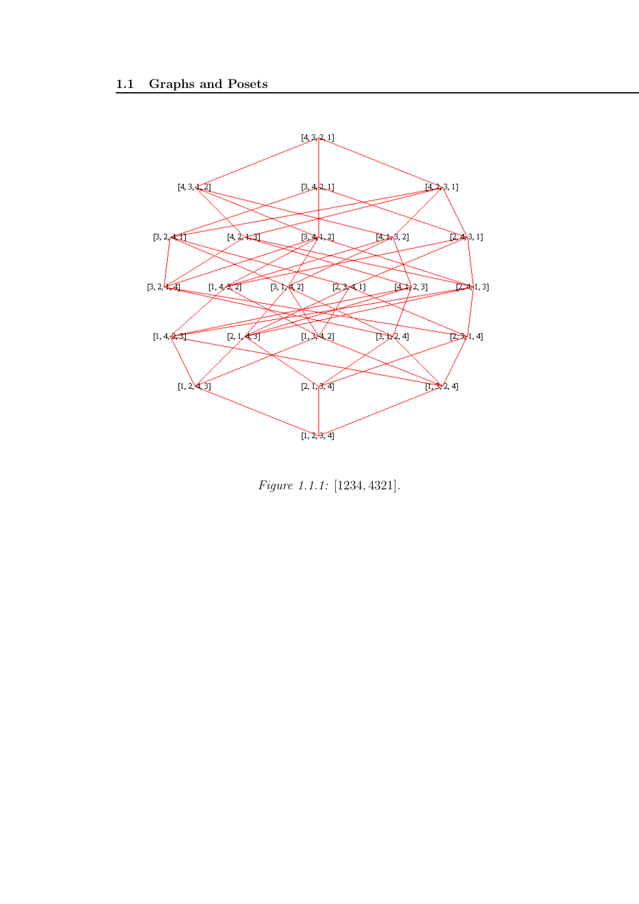Figure 1.1.1: $[1234, 4321]$.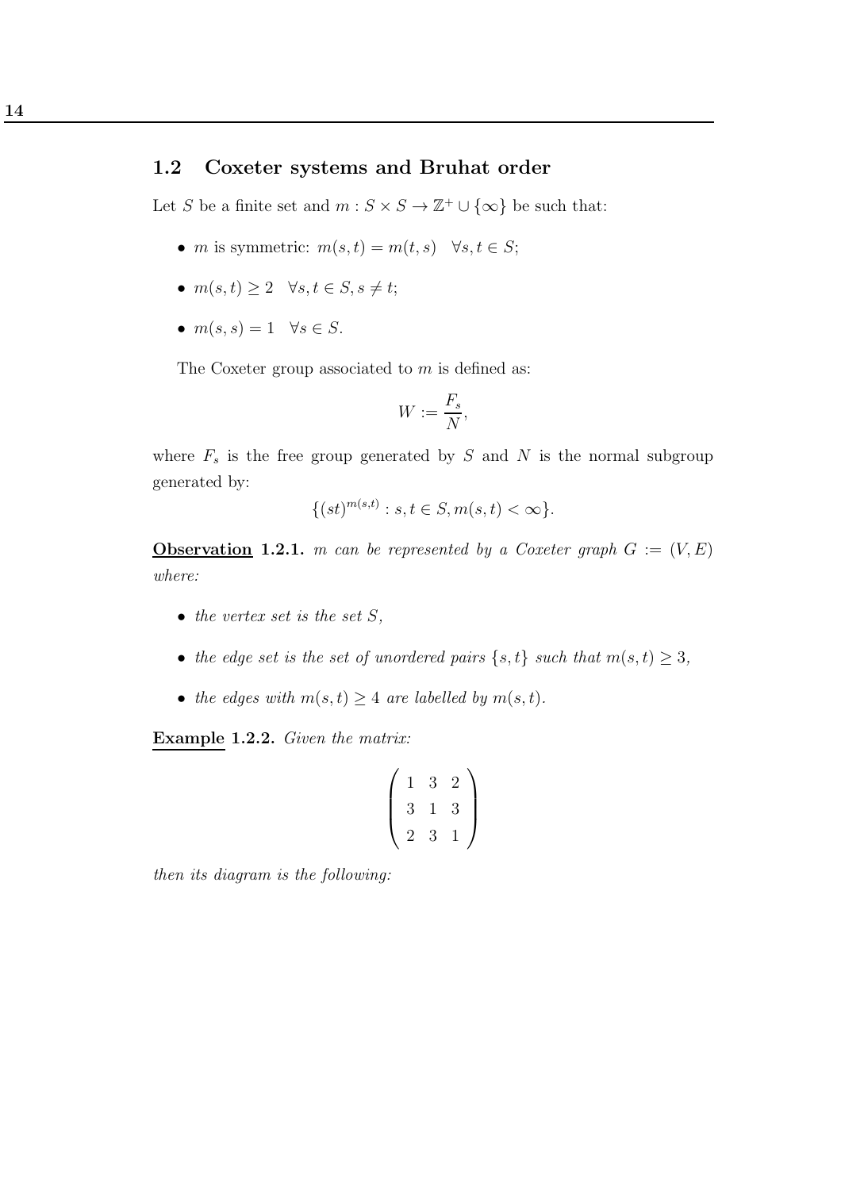## 1.2 Coxeter systems and Bruhat order

Let $S$ be a finite set and $m : S \times S \to \mathbb{Z}^+ \cup \{\infty\}$ be such that:

- $m$ is symmetric: $m(s,t) = m(t,s) \quad \forall s,t \in S$;
- $m(s,t) \geq 2 \quad \forall s,t \in S, s \neq t$;
- $m(s,s) = 1 \quad \forall s \in S$.

The Coxeter group associated to $m$ is defined as:

$$W := \frac{F_s}{N},$$

where $F_s$ is the free group generated by $S$ and $N$ is the normal subgroup generated by:

$$\{(st)^{m(s,t)} : s,t \in S, m(s,t) < \infty\}.$$

**Observation 1.2.1.** *$m$ can be represented by a Coxeter graph $G := (V, E)$ where:*

- *the vertex set is the set $S$,*
- *the edge set is the set of unordered pairs $\{s,t\}$ such that $m(s,t) \geq 3$,*
- *the edges with $m(s,t) \geq 4$ are labelled by $m(s,t)$.*

**Example 1.2.2.** *Given the matrix:*

$$\begin{pmatrix} 1 & 3 & 2 \\ 3 & 1 & 3 \\ 2 & 3 & 1 \end{pmatrix}$$

*then its diagram is the following:*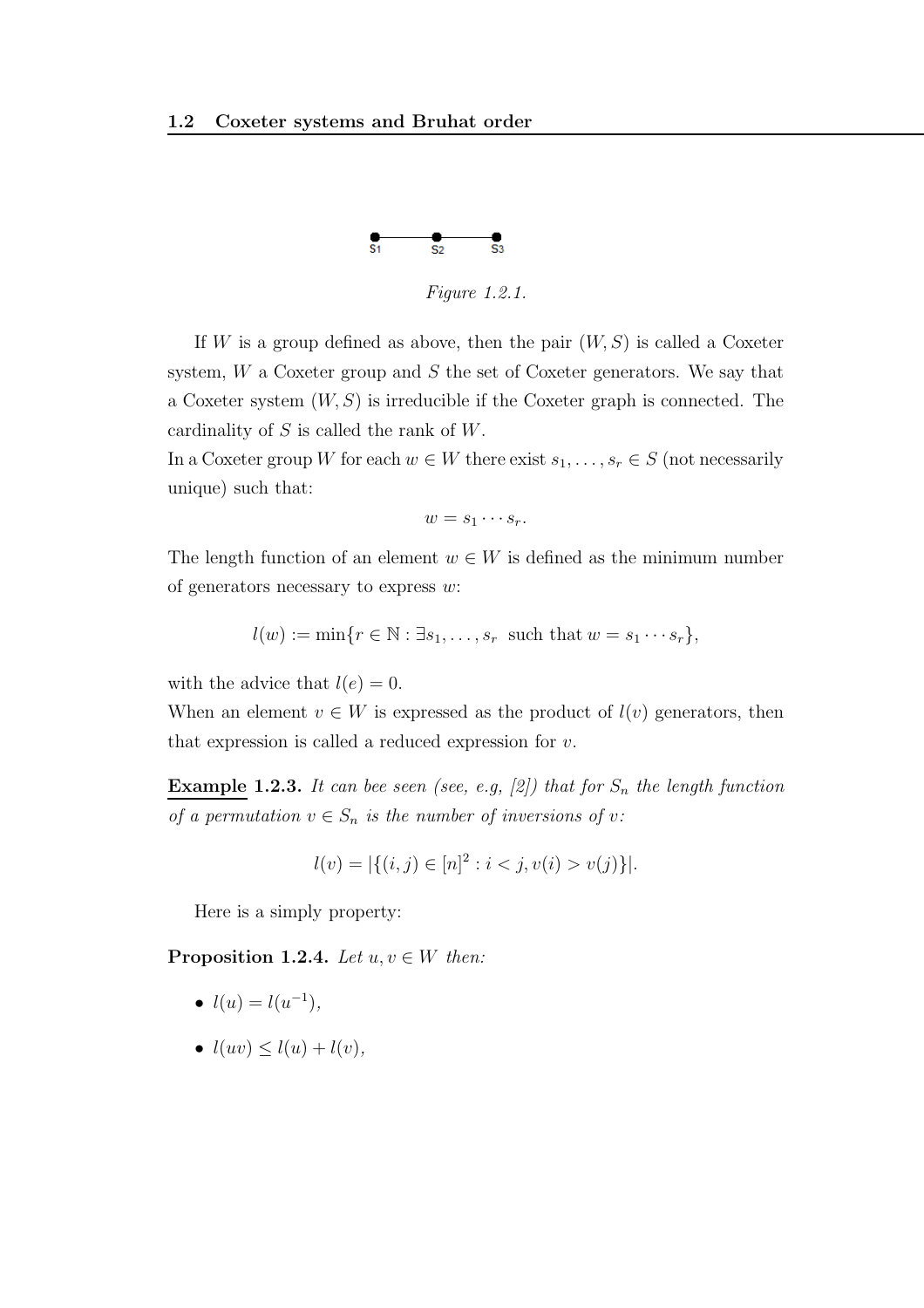*Figure 1.2.1.*

If $W$ is a group defined as above, then the pair $(W, S)$ is called a Coxeter system, $W$ a Coxeter group and $S$ the set of Coxeter generators. We say that a Coxeter system $(W, S)$ is irreducible if the Coxeter graph is connected. The cardinality of $S$ is called the rank of $W$.
In a Coxeter group $W$ for each $w \in W$ there exist $s_1, \ldots, s_r \in S$ (not necessarily unique) such that:

$$w = s_1 \cdots s_r.$$

The length function of an element $w \in W$ is defined as the minimum number of generators necessary to express $w$:

$$l(w) := \min\{r \in \mathbb{N} : \exists s_1, \ldots, s_r \text{ such that } w = s_1 \cdots s_r\},$$

with the advice that $l(e) = 0$.
When an element $v \in W$ is expressed as the product of $l(v)$ generators, then that expression is called a reduced expression for $v$.

**Example 1.2.3.** *It can bee seen (see, e.g, [2]) that for $S_n$ the length function of a permutation $v \in S_n$ is the number of inversions of $v$:*

$$l(v) = |\{(i, j) \in [n]^2 : i < j, v(i) > v(j)\}|.$$

Here is a simply property:

**Proposition 1.2.4.** *Let $u, v \in W$ then:*

- $l(u) = l(u^{-1})$,
- $l(uv) \leq l(u) + l(v)$,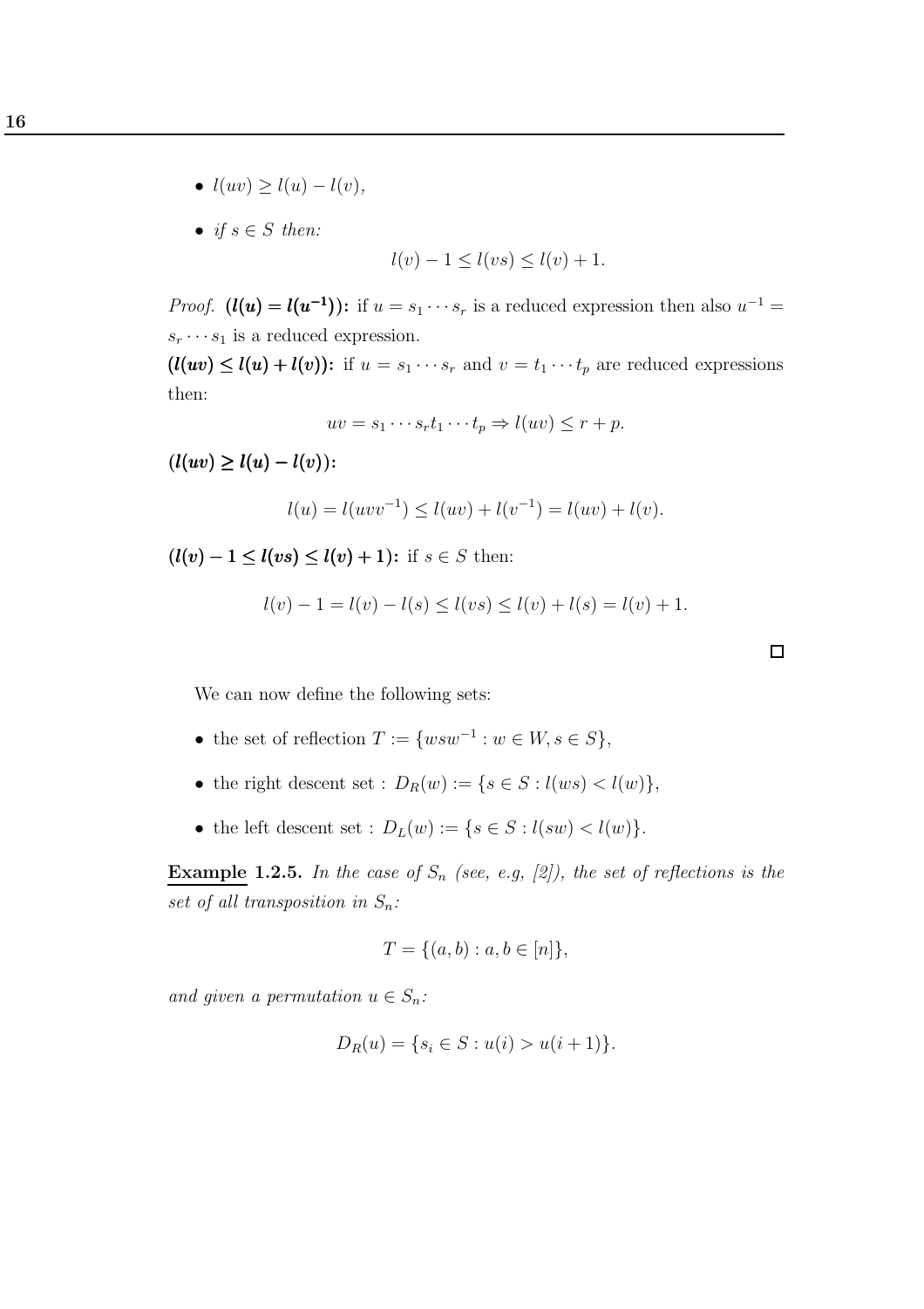- *$l(uv) \geq l(u) - l(v)$,*

- *if $s \in S$ then:*

$$l(v) - 1 \leq l(vs) \leq l(v) + 1.$$

*Proof.* **($l(u) = l(u^{-1})$):** if $u = s_1 \cdots s_r$ is a reduced expression then also $u^{-1} = s_r \cdots s_1$ is a reduced expression.

**($l(uv) \leq l(u) + l(v)$):** if $u = s_1 \cdots s_r$ and $v = t_1 \cdots t_p$ are reduced expressions then:

$$uv = s_1 \cdots s_r t_1 \cdots t_p \Rightarrow l(uv) \leq r + p.$$

**($l(uv) \geq l(u) - l(v)$):**

$$l(u) = l(uvv^{-1}) \leq l(uv) + l(v^{-1}) = l(uv) + l(v).$$

**($l(v) - 1 \leq l(vs) \leq l(v) + 1$):** if $s \in S$ then:

$$l(v) - 1 = l(v) - l(s) \leq l(vs) \leq l(v) + l(s) = l(v) + 1.$$

□

We can now define the following sets:

- the set of reflection $T := \{wsw^{-1} : w \in W, s \in S\}$,

- the right descent set : $D_R(w) := \{s \in S : l(ws) < l(w)\}$,

- the left descent set : $D_L(w) := \{s \in S : l(sw) < l(w)\}$.

**Example 1.2.5.** *In the case of $S_n$ (see, e.g, [2]), the set of reflections is the set of all transposition in $S_n$:*

$$T = \{(a, b) : a, b \in [n]\},$$

*and given a permutation $u \in S_n$:*

$$D_R(u) = \{s_i \in S : u(i) > u(i + 1)\}.$$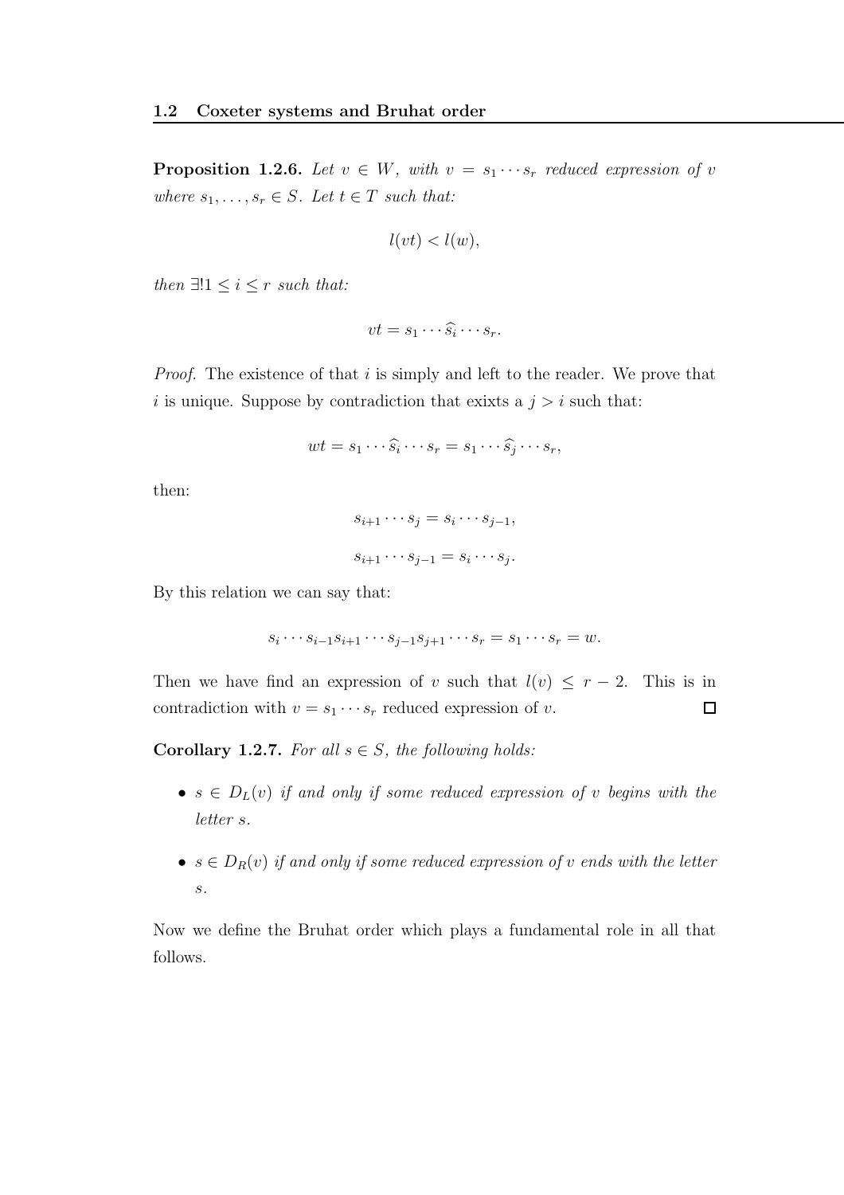**Proposition 1.2.6.** *Let $v \in W$, with $v = s_1 \cdots s_r$ reduced expression of $v$ where $s_1, \ldots, s_r \in S$. Let $t \in T$ such that:*

$$l(vt) < l(w),$$

*then $\exists! 1 \leq i \leq r$ such that:*

$$vt = s_1 \cdots \widehat{s_i} \cdots s_r.$$

*Proof.* The existence of that $i$ is simply and left to the reader. We prove that $i$ is unique. Suppose by contradiction that exixts a $j > i$ such that:

$$wt = s_1 \cdots \widehat{s_i} \cdots s_r = s_1 \cdots \widehat{s_j} \cdots s_r,$$

then:

$$s_{i+1} \cdots s_j = s_i \cdots s_{j-1},$$

$$s_{i+1} \cdots s_{j-1} = s_i \cdots s_j.$$

By this relation we can say that:

$$s_i \cdots s_{i-1} s_{i+1} \cdots s_{j-1} s_{j+1} \cdots s_r = s_1 \cdots s_r = w.$$

Then we have find an expression of $v$ such that $l(v) \leq r - 2$. This is in contradiction with $v = s_1 \cdots s_r$ reduced expression of $v$. ☐

**Corollary 1.2.7.** *For all $s \in S$, the following holds:*

- *$s \in D_L(v)$ if and only if some reduced expression of $v$ begins with the letter $s$.*
- *$s \in D_R(v)$ if and only if some reduced expression of $v$ ends with the letter $s$.*

Now we define the Bruhat order which plays a fundamental role in all that follows.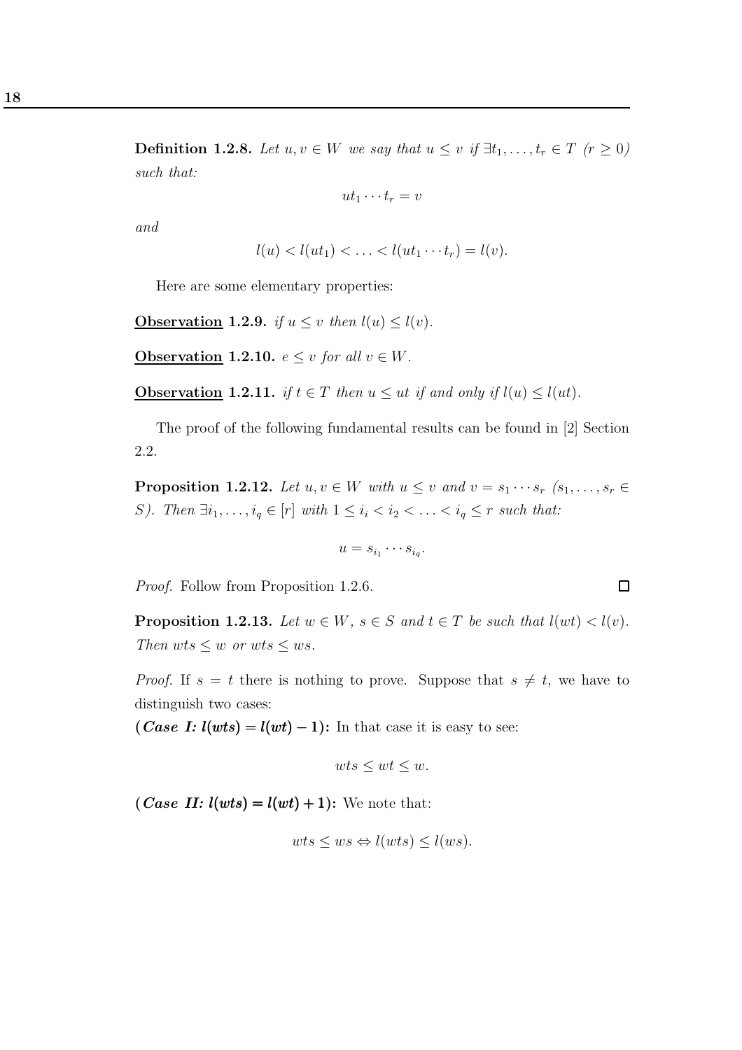**Definition 1.2.8.** *Let $u, v \in W$ we say that $u \leq v$ if $\exists t_1, \ldots, t_r \in T$ ($r \geq 0$) such that:*

$$ut_1 \cdots t_r = v$$

*and*

$$l(u) < l(ut_1) < \ldots < l(ut_1 \cdots t_r) = l(v).$$

Here are some elementary properties:

**Observation 1.2.9.** *if $u \leq v$ then $l(u) \leq l(v)$.*

**Observation 1.2.10.** *$e \leq v$ for all $v \in W$.*

**Observation 1.2.11.** *if $t \in T$ then $u \leq ut$ if and only if $l(u) \leq l(ut)$.*

The proof of the following fundamental results can be found in [2] Section 2.2.

**Proposition 1.2.12.** *Let $u, v \in W$ with $u \leq v$ and $v = s_1 \cdots s_r$ ($s_1, \ldots, s_r \in S$). Then $\exists i_1, \ldots, i_q \in [r]$ with $1 \leq i_i < i_2 < \ldots < i_q \leq r$ such that:*

$$u = s_{i_1} \cdots s_{i_q}.$$

*Proof.* Follow from Proposition 1.2.6. □

**Proposition 1.2.13.** *Let $w \in W$, $s \in S$ and $t \in T$ be such that $l(wt) < l(v)$. Then $wts \leq w$ or $wts \leq ws$.*

*Proof.* If $s = t$ there is nothing to prove. Suppose that $s \neq t$, we have to distinguish two cases:

**(*Case I:* $l(wts) = l(wt) - 1$):** In that case it is easy to see:

$$wts \leq wt \leq w.$$

**(*Case II:* $l(wts) = l(wt) + 1$):** We note that:

$$wts \leq ws \Leftrightarrow l(wts) \leq l(ws).$$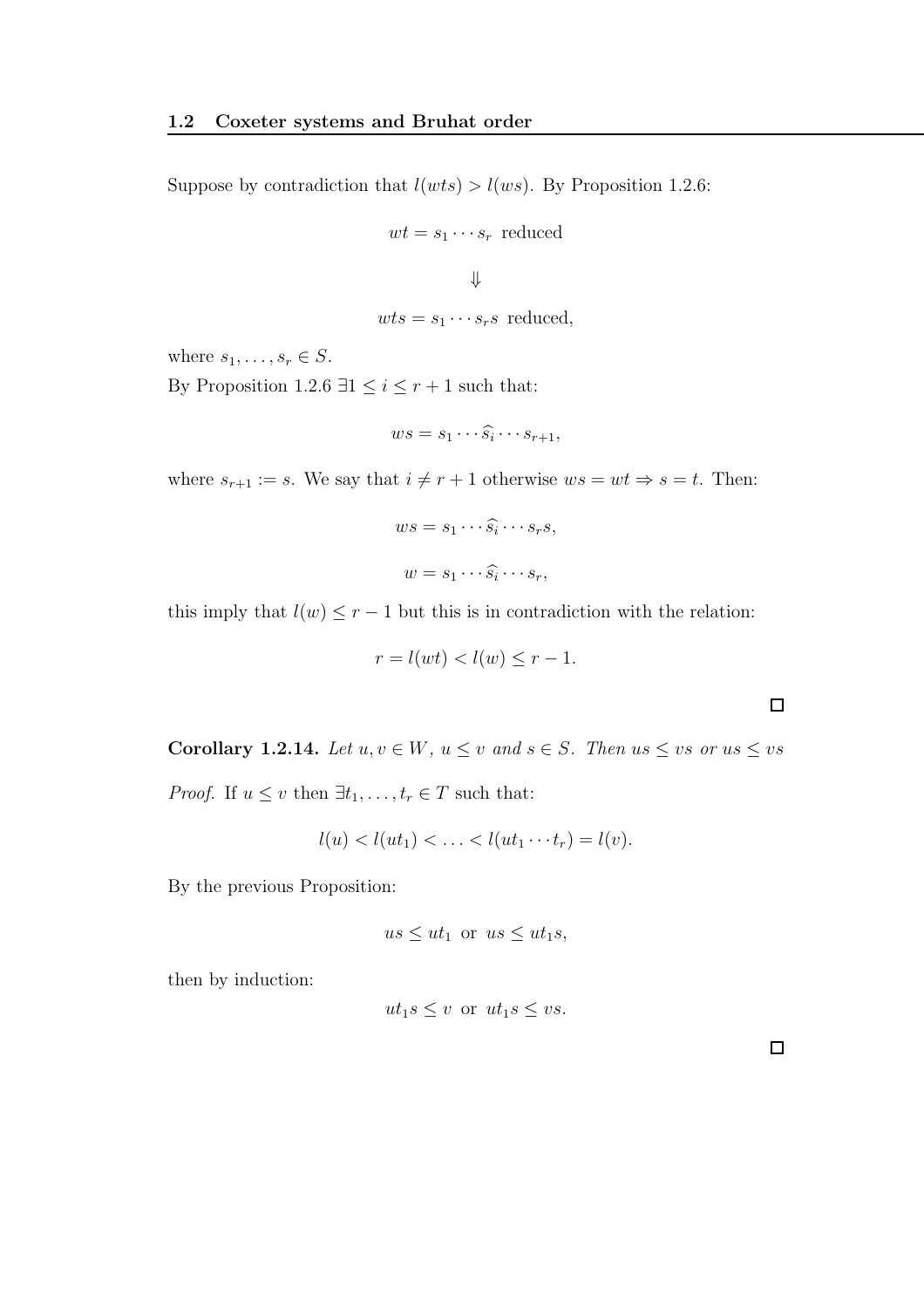Suppose by contradiction that $l(wts) > l(ws)$. By Proposition 1.2.6:

$$wt = s_1 \cdots s_r \text{ reduced}$$

$$\Downarrow$$

$$wts = s_1 \cdots s_r s \text{ reduced,}$$

where $s_1, \ldots, s_r \in S$.

By Proposition 1.2.6 $\exists 1 \leq i \leq r+1$ such that:

$$ws = s_1 \cdots \widehat{s_i} \cdots s_{r+1},$$

where $s_{r+1} := s$. We say that $i \neq r+1$ otherwise $ws = wt \Rightarrow s = t$. Then:

$$ws = s_1 \cdots \widehat{s_i} \cdots s_r s,$$

$$w = s_1 \cdots \widehat{s_i} \cdots s_r,$$

this imply that $l(w) \leq r-1$ but this is in contradiction with the relation:

$$r = l(wt) < l(w) \leq r-1.$$

□

**Corollary 1.2.14.** *Let $u, v \in W$, $u \leq v$ and $s \in S$. Then $us \leq vs$ or $us \leq vs$*

*Proof.* If $u \leq v$ then $\exists t_1, \ldots, t_r \in T$ such that:

$$l(u) < l(ut_1) < \ldots < l(ut_1 \cdots t_r) = l(v).$$

By the previous Proposition:

$$us \leq ut_1 \text{ or } us \leq ut_1 s,$$

then by induction:

$$ut_1 s \leq v \text{ or } ut_1 s \leq vs.$$

□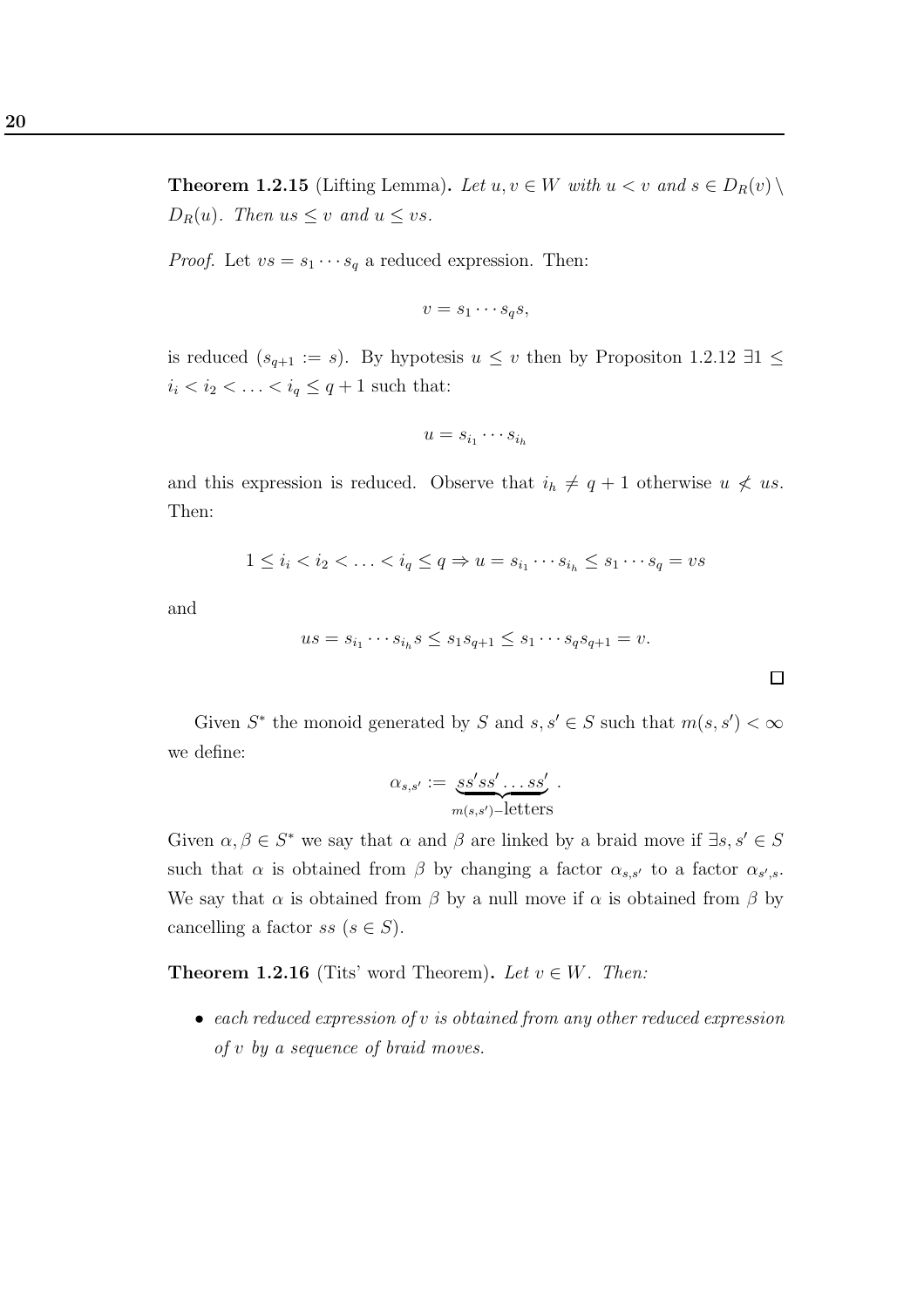**Theorem 1.2.15** (Lifting Lemma)**.** *Let $u, v \in W$ with $u < v$ and $s \in D_R(v) \setminus D_R(u)$. Then $us \leq v$ and $u \leq vs$.*

*Proof.* Let $vs = s_1 \cdots s_q$ a reduced expression. Then:

$$v = s_1 \cdots s_q s,$$

is reduced ($s_{q+1} := s$). By hypotesis $u \leq v$ then by Propositon 1.2.12 $\exists 1 \leq i_i < i_2 < \ldots < i_q \leq q+1$ such that:

$$u = s_{i_1} \cdots s_{i_h}$$

and this expression is reduced. Observe that $i_h \neq q+1$ otherwise $u \not< us$. Then:

$$1 \leq i_i < i_2 < \ldots < i_q \leq q \Rightarrow u = s_{i_1} \cdots s_{i_h} \leq s_1 \cdots s_q = vs$$

and

$$us = s_{i_1} \cdots s_{i_h} s \leq s_1 s_{q+1} \leq s_1 \cdots s_q s_{q+1} = v.$$

□

Given $S^*$ the monoid generated by $S$ and $s, s' \in S$ such that $m(s, s') < \infty$ we define:

$$\alpha_{s,s'} := \underbrace{ss'ss' \ldots ss'}_{m(s,s')-\text{letters}}.$$

Given $\alpha, \beta \in S^*$ we say that $\alpha$ and $\beta$ are linked by a braid move if $\exists s, s' \in S$ such that $\alpha$ is obtained from $\beta$ by changing a factor $\alpha_{s,s'}$ to a factor $\alpha_{s',s}$. We say that $\alpha$ is obtained from $\beta$ by a null move if $\alpha$ is obtained from $\beta$ by cancelling a factor $ss$ ($s \in S$).

**Theorem 1.2.16** (Tits' word Theorem)**.** *Let $v \in W$. Then:*

- *each reduced expression of $v$ is obtained from any other reduced expression of $v$ by a sequence of braid moves.*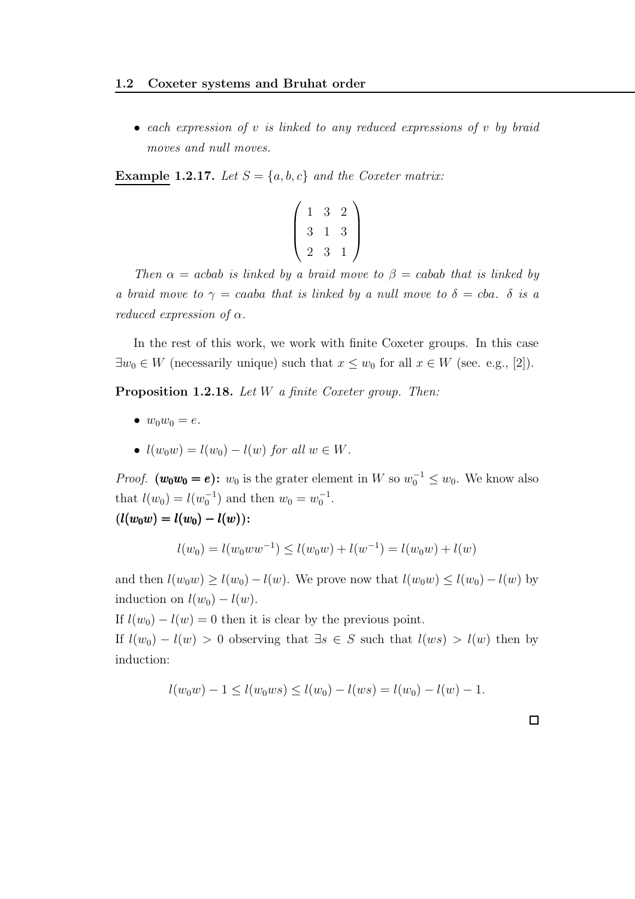- *each expression of $v$ is linked to any reduced expressions of $v$ by braid moves and null moves.*

**Example 1.2.17.** *Let $S = \{a, b, c\}$ and the Coxeter matrix:*

$$\begin{pmatrix} 1 & 3 & 2 \\ 3 & 1 & 3 \\ 2 & 3 & 1 \end{pmatrix}$$

*Then $\alpha = acbab$ is linked by a braid move to $\beta = cabab$ that is linked by a braid move to $\gamma = caaba$ that is linked by a null move to $\delta = cba$. $\delta$ is a reduced expression of $\alpha$.*

In the rest of this work, we work with finite Coxeter groups. In this case $\exists w_0 \in W$ (necessarily unique) such that $x \leq w_0$ for all $x \in W$ (see. e.g., [2]).

**Proposition 1.2.18.** *Let $W$ a finite Coxeter group. Then:*

- $w_0 w_0 = e$.
- $l(w_0 w) = l(w_0) - l(w)$ *for all* $w \in W$.

*Proof.* $\boldsymbol{(w_0 w_0 = e)}$**:** $w_0$ is the grater element in $W$ so $w_0^{-1} \leq w_0$. We know also that $l(w_0) = l(w_0^{-1})$ and then $w_0 = w_0^{-1}$.
$\boldsymbol{(l(w_0 w) = l(w_0) - l(w))}$**:**

$$l(w_0) = l(w_0 w w^{-1}) \leq l(w_0 w) + l(w^{-1}) = l(w_0 w) + l(w)$$

and then $l(w_0 w) \geq l(w_0) - l(w)$. We prove now that $l(w_0 w) \leq l(w_0) - l(w)$ by induction on $l(w_0) - l(w)$.
If $l(w_0) - l(w) = 0$ then it is clear by the previous point.
If $l(w_0) - l(w) > 0$ observing that $\exists s \in S$ such that $l(ws) > l(w)$ then by induction:

$$l(w_0 w) - 1 \leq l(w_0 w s) \leq l(w_0) - l(ws) = l(w_0) - l(w) - 1.$$

□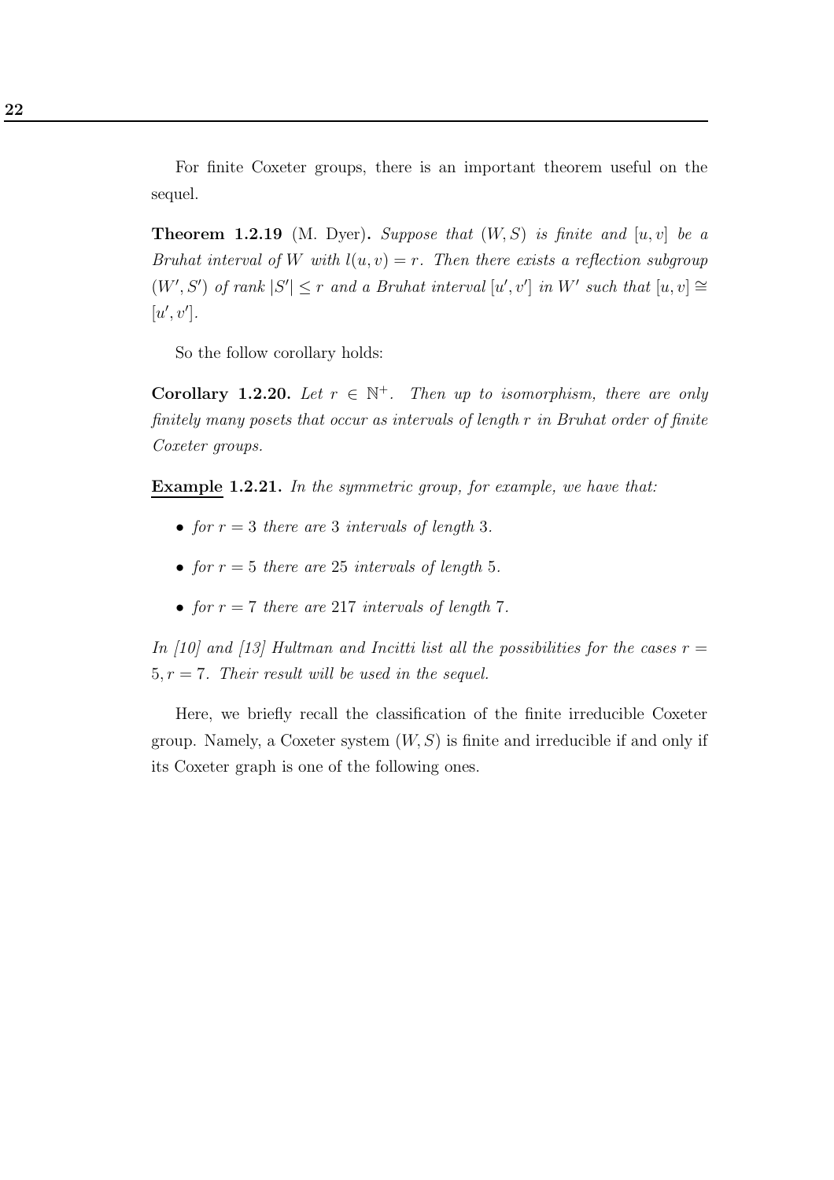For finite Coxeter groups, there is an important theorem useful on the sequel.

**Theorem 1.2.19** (M. Dyer)**.** *Suppose that $(W, S)$ is finite and $[u, v]$ be a Bruhat interval of $W$ with $l(u, v) = r$. Then there exists a reflection subgroup $(W', S')$ of rank $|S'| \leq r$ and a Bruhat interval $[u', v']$ in $W'$ such that $[u, v] \cong [u', v']$.*

So the follow corollary holds:

**Corollary 1.2.20.** *Let $r \in \mathbb{N}^+$. Then up to isomorphism, there are only finitely many posets that occur as intervals of length r in Bruhat order of finite Coxeter groups.*

**Example 1.2.21.** *In the symmetric group, for example, we have that:*

- *for $r = 3$ there are 3 intervals of length 3.*
- *for $r = 5$ there are 25 intervals of length 5.*
- *for $r = 7$ there are 217 intervals of length 7.*

*In [10] and [13] Hultman and Incitti list all the possibilities for the cases $r = 5, r = 7$. Their result will be used in the sequel.*

Here, we briefly recall the classification of the finite irreducible Coxeter group. Namely, a Coxeter system $(W, S)$ is finite and irreducible if and only if its Coxeter graph is one of the following ones.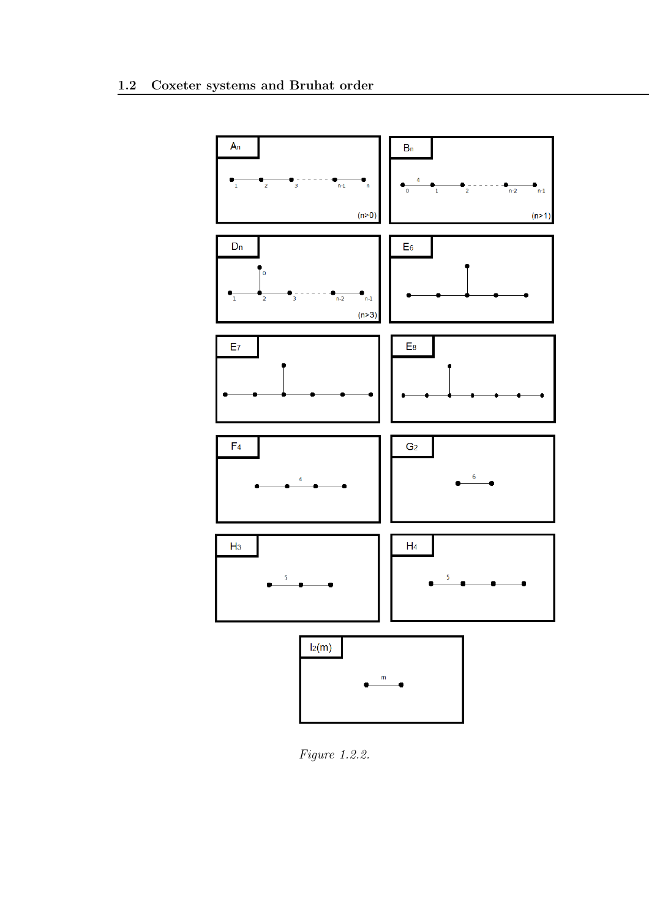*Figure 1.2.2.*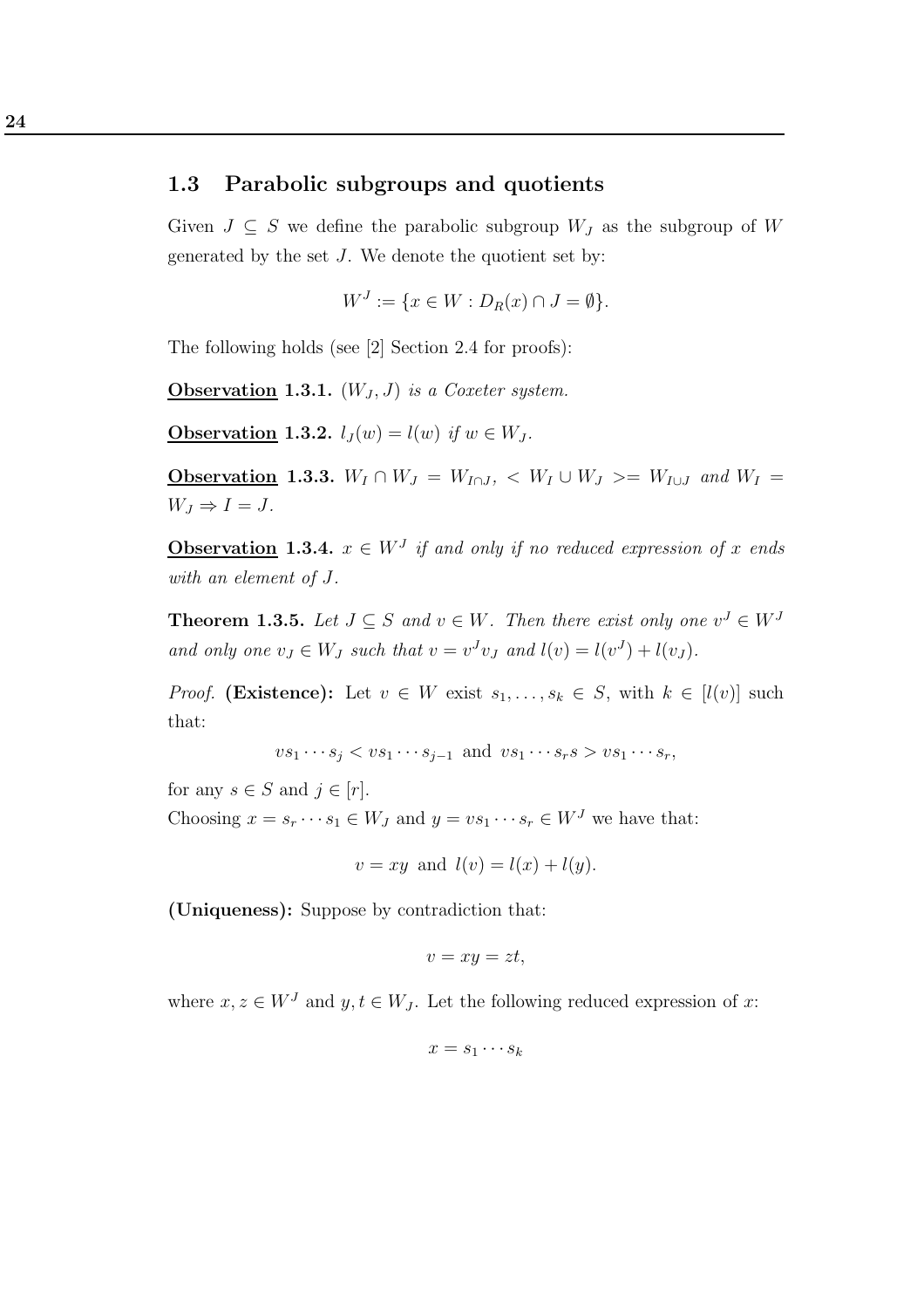## 1.3 Parabolic subgroups and quotients

Given $J \subseteq S$ we define the parabolic subgroup $W_J$ as the subgroup of $W$ generated by the set $J$. We denote the quotient set by:

$$W^J := \{x \in W : D_R(x) \cap J = \emptyset\}.$$

The following holds (see [2] Section 2.4 for proofs):

**Observation 1.3.1.** *$(W_J, J)$ is a Coxeter system.*

**Observation 1.3.2.** *$l_J(w) = l(w)$ if $w \in W_J$.*

**Observation 1.3.3.** *$W_I \cap W_J = W_{I \cap J}$, $< W_I \cup W_J >= W_{I \cup J}$ and $W_I = W_J \Rightarrow I = J$.*

**Observation 1.3.4.** *$x \in W^J$ if and only if no reduced expression of $x$ ends with an element of $J$.*

**Theorem 1.3.5.** *Let $J \subseteq S$ and $v \in W$. Then there exist only one $v^J \in W^J$ and only one $v_J \in W_J$ such that $v = v^J v_J$ and $l(v) = l(v^J) + l(v_J)$.*

*Proof.* **(Existence):** Let $v \in W$ exist $s_1, \ldots, s_k \in S$, with $k \in [l(v)]$ such that:

$$vs_1 \cdots s_j < vs_1 \cdots s_{j-1} \text{ and } vs_1 \cdots s_r s > vs_1 \cdots s_r,$$

for any $s \in S$ and $j \in [r]$.

Choosing $x = s_r \cdots s_1 \in W_J$ and $y = vs_1 \cdots s_r \in W^J$ we have that:

$$v = xy \text{ and } l(v) = l(x) + l(y).$$

**(Uniqueness):** Suppose by contradiction that:

$$v = xy = zt,$$

where $x, z \in W^J$ and $y, t \in W_J$. Let the following reduced expression of $x$:

$$x = s_1 \cdots s_k$$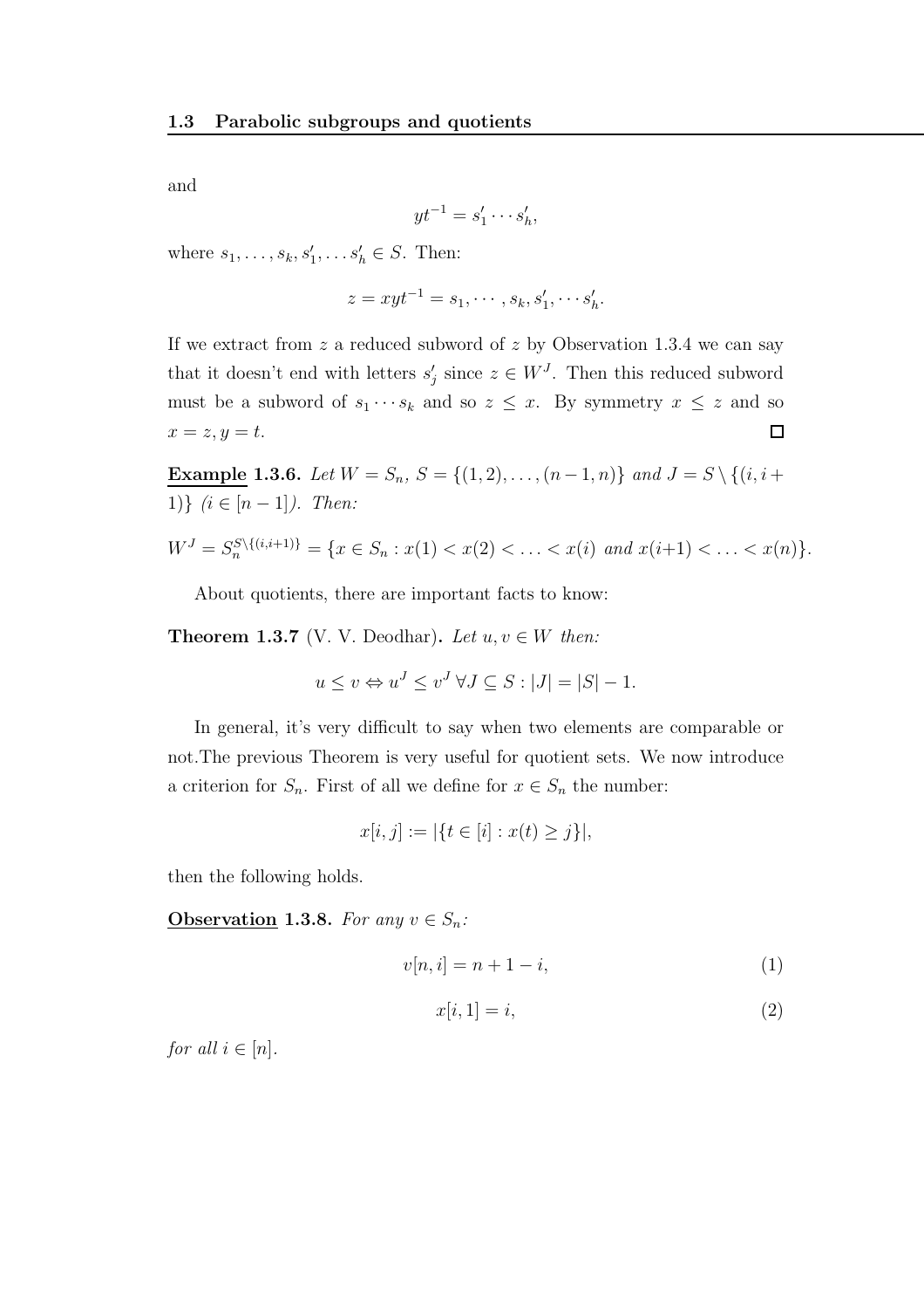and

$$yt^{-1} = s'_1 \cdots s'_h,$$

where $s_1, \ldots, s_k, s'_1, \ldots s'_h \in S$. Then:

$$z = xyt^{-1} = s_1, \cdots, s_k, s'_1, \cdots s'_h.$$

If we extract from $z$ a reduced subword of $z$ by Observation 1.3.4 we can say that it doesn't end with letters $s'_j$ since $z \in W^J$. Then this reduced subword must be a subword of $s_1 \cdots s_k$ and so $z \leq x$. By symmetry $x \leq z$ and so $x = z, y = t$. □

**Example 1.3.6.** *Let $W = S_n$, $S = \{(1,2), \ldots, (n-1,n)\}$ and $J = S \setminus \{(i, i+1)\}$ ($i \in [n-1]$). Then:*

$$W^J = S_n^{S \setminus \{(i,i+1)\}} = \{x \in S_n : x(1) < x(2) < \ldots < x(i) \text{ and } x(i+1) < \ldots < x(n)\}.$$

About quotients, there are important facts to know:

**Theorem 1.3.7** (V. V. Deodhar)**.** *Let $u, v \in W$ then:*

$$u \leq v \Leftrightarrow u^J \leq v^J \; \forall J \subseteq S : |J| = |S| - 1.$$

In general, it's very difficult to say when two elements are comparable or not.The previous Theorem is very useful for quotient sets. We now introduce a criterion for $S_n$. First of all we define for $x \in S_n$ the number:

$$x[i,j] := |\{t \in [i] : x(t) \geq j\}|,$$

then the following holds.

**Observation 1.3.8.** *For any $v \in S_n$:*

$$v[n,i] = n + 1 - i, \tag{1}$$

$$x[i,1] = i, \tag{2}$$

*for all $i \in [n]$.*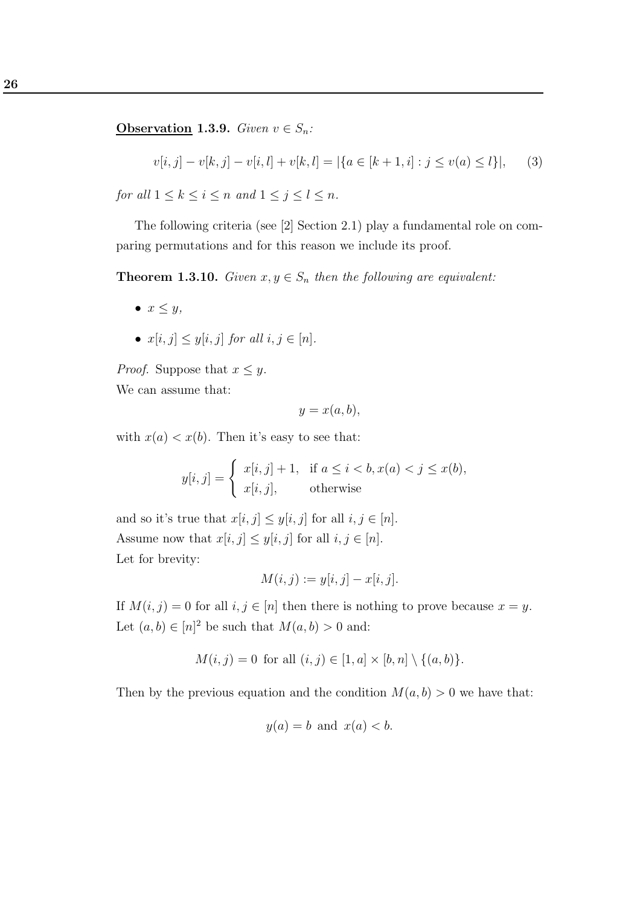**Observation 1.3.9.** *Given $v \in S_n$:*

$$v[i,j] - v[k,j] - v[i,l] + v[k,l] = |\{a \in [k+1,i] : j \leq v(a) \leq l\}|, \qquad (3)$$

*for all $1 \leq k \leq i \leq n$ and $1 \leq j \leq l \leq n$.*

The following criteria (see [2] Section 2.1) play a fundamental role on comparing permutations and for this reason we include its proof.

**Theorem 1.3.10.** *Given $x, y \in S_n$ then the following are equivalent:*

- *$x \leq y$,*
- *$x[i,j] \leq y[i,j]$ for all $i,j \in [n]$.*

*Proof.* Suppose that $x \leq y$.
We can assume that:

$$y = x(a,b),$$

with $x(a) < x(b)$. Then it's easy to see that:

$$y[i,j] = \begin{cases} x[i,j] + 1, & \text{if } a \leq i < b, x(a) < j \leq x(b), \\ x[i,j], & \text{otherwise} \end{cases}$$

and so it's true that $x[i,j] \leq y[i,j]$ for all $i,j \in [n]$.
Assume now that $x[i,j] \leq y[i,j]$ for all $i,j \in [n]$.
Let for brevity:

$$M(i,j) := y[i,j] - x[i,j].$$

If $M(i,j) = 0$ for all $i,j \in [n]$ then there is nothing to prove because $x = y$.
Let $(a,b) \in [n]^2$ be such that $M(a,b) > 0$ and:

$$M(i,j) = 0 \text{ for all } (i,j) \in [1,a] \times [b,n] \setminus \{(a,b)\}.$$

Then by the previous equation and the condition $M(a,b) > 0$ we have that:

$$y(a) = b \text{ and } x(a) < b.$$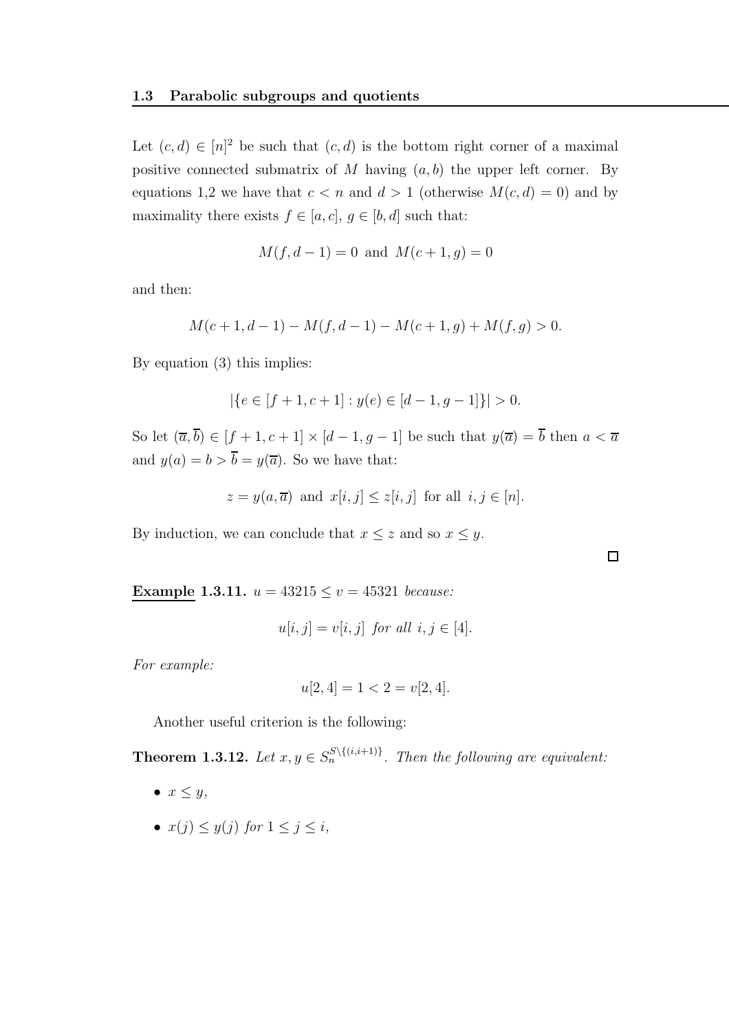Let $(c, d) \in [n]^2$ be such that $(c, d)$ is the bottom right corner of a maximal positive connected submatrix of $M$ having $(a, b)$ the upper left corner. By equations 1,2 we have that $c < n$ and $d > 1$ (otherwise $M(c, d) = 0$) and by maximality there exists $f \in [a, c]$, $g \in [b, d]$ such that:

$$M(f, d-1) = 0 \text{ and } M(c+1, g) = 0$$

and then:

$$M(c+1, d-1) - M(f, d-1) - M(c+1, g) + M(f, g) > 0.$$

By equation (3) this implies:

$$|\{e \in [f+1, c+1] : y(e) \in [d-1, g-1]\}| > 0.$$

So let $(\overline{a}, \overline{b}) \in [f+1, c+1] \times [d-1, g-1]$ be such that $y(\overline{a}) = \overline{b}$ then $a < \overline{a}$ and $y(a) = b > \overline{b} = y(\overline{a})$. So we have that:

$$z = y(a, \overline{a}) \text{ and } x[i, j] \leq z[i, j] \text{ for all } i, j \in [n].$$

By induction, we can conclude that $x \leq z$ and so $x \leq y$.

□

**Example 1.3.11.** *$u = 43215 \leq v = 45321$ because:*

$$u[i, j] = v[i, j] \text{ for all } i, j \in [4].$$

*For example:*

$$u[2, 4] = 1 < 2 = v[2, 4].$$

Another useful criterion is the following:

**Theorem 1.3.12.** *Let $x, y \in S_n^{S \setminus \{(i,i+1)\}}$. Then the following are equivalent:*

- *$x \leq y$,*
- *$x(j) \leq y(j)$ for $1 \leq j \leq i$,*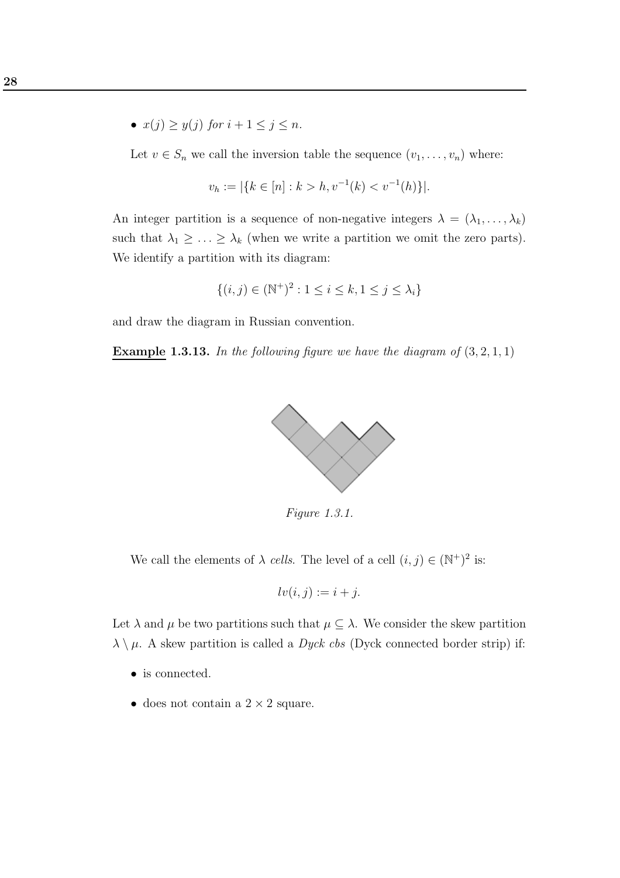- $x(j) \geq y(j)$ *for* $i+1 \leq j \leq n$.

Let $v \in S_n$ we call the inversion table the sequence $(v_1, \ldots, v_n)$ where:

$$v_h := |\{k \in [n] : k > h, v^{-1}(k) < v^{-1}(h)\}|.$$

An integer partition is a sequence of non-negative integers $\lambda = (\lambda_1, \ldots, \lambda_k)$ such that $\lambda_1 \geq \ldots \geq \lambda_k$ (when we write a partition we omit the zero parts). We identify a partition with its diagram:

$$\{(i,j) \in (\mathbb{N}^+)^2 : 1 \leq i \leq k, 1 \leq j \leq \lambda_i\}$$

and draw the diagram in Russian convention.

**Example 1.3.13.** *In the following figure we have the diagram of* $(3, 2, 1, 1)$

*Figure 1.3.1.*

We call the elements of $\lambda$ *cells*. The level of a cell $(i,j) \in (\mathbb{N}^+)^2$ is:

$$lv(i,j) := i + j.$$

Let $\lambda$ and $\mu$ be two partitions such that $\mu \subseteq \lambda$. We consider the skew partition $\lambda \setminus \mu$. A skew partition is called a *Dyck cbs* (Dyck connected border strip) if:

- is connected.
- does not contain a $2 \times 2$ square.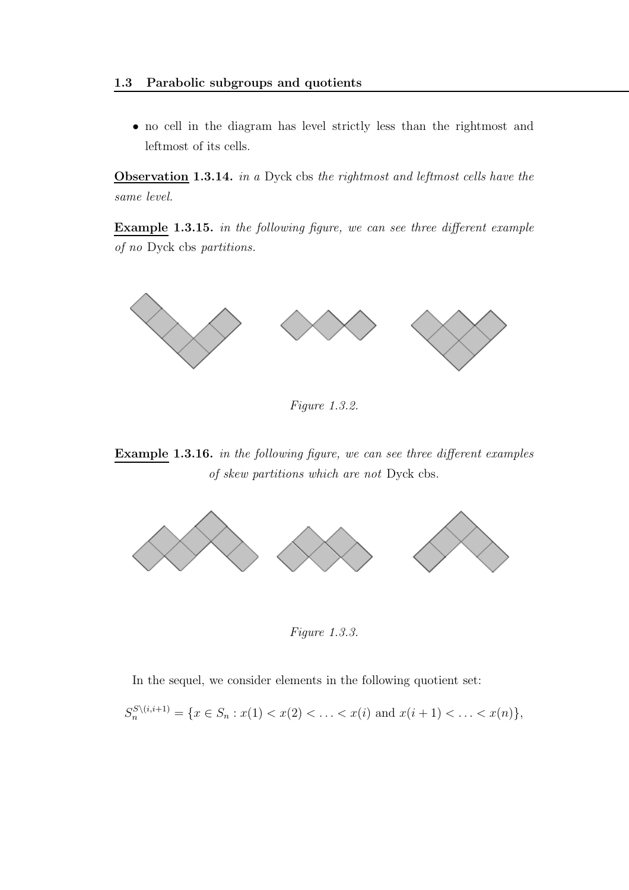- no cell in the diagram has level strictly less than the rightmost and leftmost of its cells.

**Observation 1.3.14.** *in a* Dyck cbs *the rightmost and leftmost cells have the same level.*

**Example 1.3.15.** *in the following figure, we can see three different example of no* Dyck cbs *partitions.*

*Figure 1.3.2.*

**Example 1.3.16.** *in the following figure, we can see three different examples of skew partitions which are not* Dyck cbs.

*Figure 1.3.3.*

In the sequel, we consider elements in the following quotient set:

$S_n^{S\setminus(i,i+1)} = \{x \in S_n : x(1) < x(2) < \ldots < x(i) \text{ and } x(i+1) < \ldots < x(n)\},$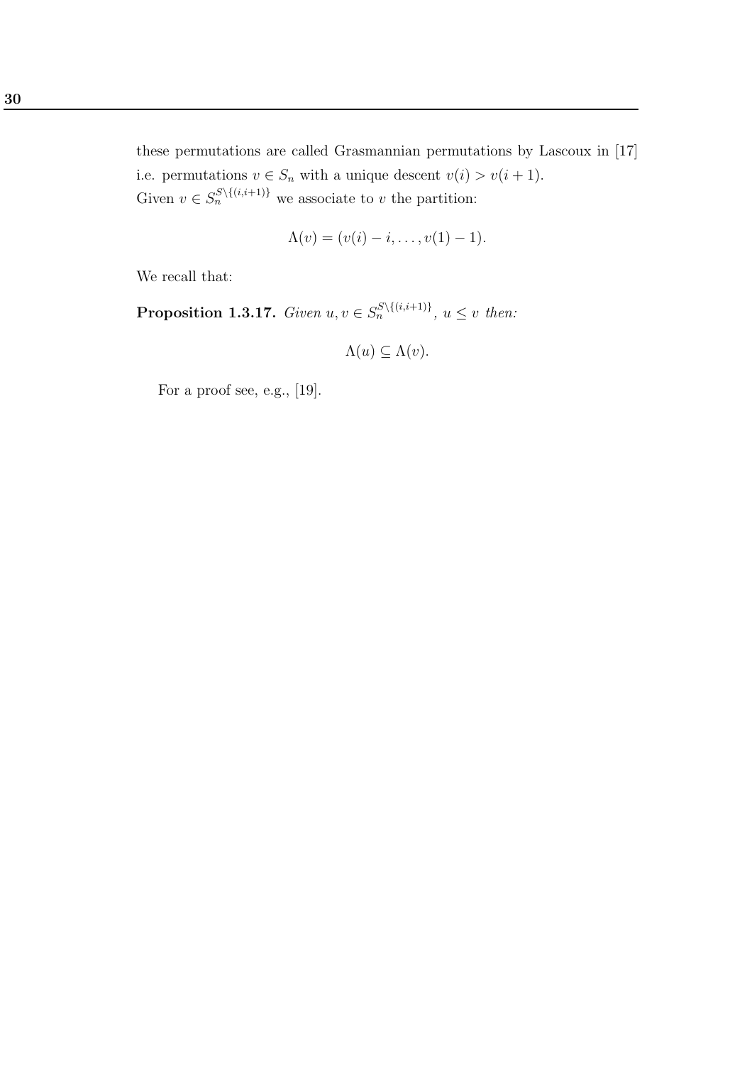these permutations are called Grasmannian permutations by Lascoux in [17] i.e. permutations $v \in S_n$ with a unique descent $v(i) > v(i+1)$.
Given $v \in S_n^{S \setminus \{(i,i+1)\}}$ we associate to $v$ the partition:

$$\Lambda(v) = (v(i) - i, \ldots, v(1) - 1).$$

We recall that:

**Proposition 1.3.17.** *Given $u, v \in S_n^{S \setminus \{(i,i+1)\}}$, $u \leq v$ then:*

$$\Lambda(u) \subseteq \Lambda(v).$$

For a proof see, e.g., [19].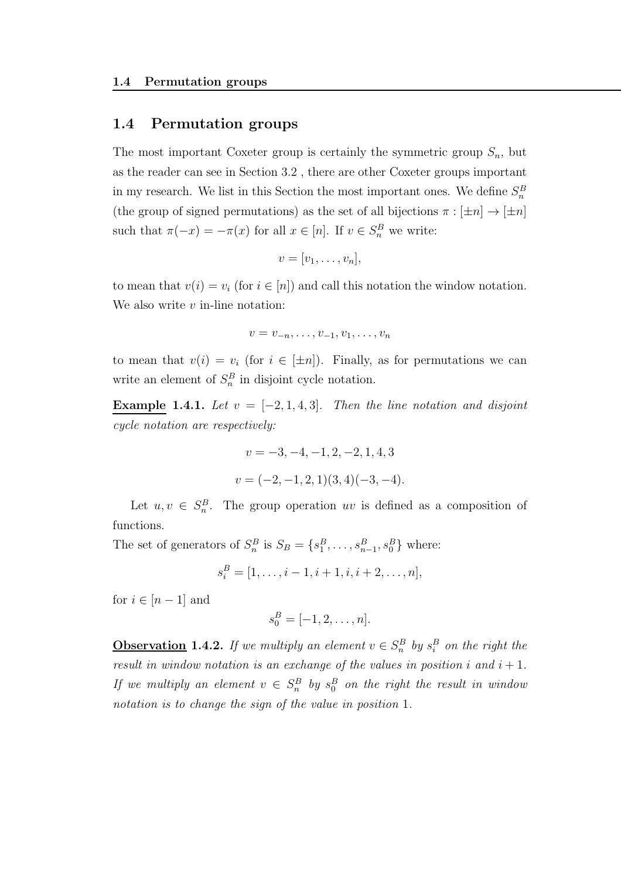## 1.4 Permutation groups

The most important Coxeter group is certainly the symmetric group $S_n$, but as the reader can see in Section 3.2 , there are other Coxeter groups important in my research. We list in this Section the most important ones. We define $S_n^B$ (the group of signed permutations) as the set of all bijections $\pi : [\pm n] \to [\pm n]$ such that $\pi(-x) = -\pi(x)$ for all $x \in [n]$. If $v \in S_n^B$ we write:

$$v = [v_1, \dots, v_n],$$

to mean that $v(i) = v_i$ (for $i \in [n]$) and call this notation the window notation. We also write $v$ in-line notation:

$$v = v_{-n}, \dots, v_{-1}, v_1, \dots, v_n$$

to mean that $v(i) = v_i$ (for $i \in [\pm n]$). Finally, as for permutations we can write an element of $S_n^B$ in disjoint cycle notation.

**Example 1.4.1.** *Let $v = [-2, 1, 4, 3]$. Then the line notation and disjoint cycle notation are respectively:*

$$v = -3, -4, -1, 2, -2, 1, 4, 3$$

$$v = (-2, -1, 2, 1)(3, 4)(-3, -4).$$

Let $u, v \in S_n^B$. The group operation $uv$ is defined as a composition of functions.

The set of generators of $S_n^B$ is $S_B = \{s_1^B, \dots, s_{n-1}^B, s_0^B\}$ where:

$$s_i^B = [1, \dots, i-1, i+1, i, i+2, \dots, n],$$

for $i \in [n-1]$ and

$$s_0^B = [-1, 2, \dots, n].$$

**Observation 1.4.2.** *If we multiply an element $v \in S_n^B$ by $s_i^B$ on the right the result in window notation is an exchange of the values in position $i$ and $i+1$. If we multiply an element $v \in S_n^B$ by $s_0^B$ on the right the result in window notation is to change the sign of the value in position 1.*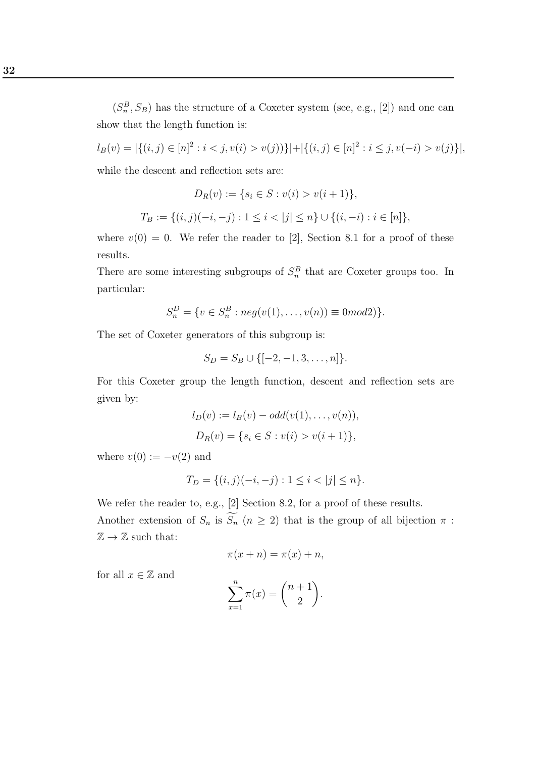$(S_n^B, S_B)$ has the structure of a Coxeter system (see, e.g., [2]) and one can show that the length function is:

$$l_B(v) = |\{(i,j) \in [n]^2 : i < j, v(i) > v(j))\}| + |\{(i,j) \in [n]^2 : i \leq j, v(-i) > v(j)\}|,$$

while the descent and reflection sets are:

$$D_R(v) := \{s_i \in S : v(i) > v(i+1)\},$$

$$T_B := \{(i,j)(-i,-j) : 1 \leq i < |j| \leq n\} \cup \{(i,-i) : i \in [n]\},$$

where $v(0) = 0$. We refer the reader to [2], Section 8.1 for a proof of these results.

There are some interesting subgroups of $S_n^B$ that are Coxeter groups too. In particular:

$$S_n^D = \{v \in S_n^B : neg(v(1), \ldots, v(n)) \equiv 0 mod 2)\}.$$

The set of Coxeter generators of this subgroup is:

$$S_D = S_B \cup \{[-2, -1, 3, \ldots, n]\}.$$

For this Coxeter group the length function, descent and reflection sets are given by:

$$l_D(v) := l_B(v) - odd(v(1), \ldots, v(n)),$$

$$D_R(v) = \{s_i \in S : v(i) > v(i+1)\},$$

where $v(0) := -v(2)$ and

$$T_D = \{(i,j)(-i,-j) : 1 \leq i < |j| \leq n\}.$$

We refer the reader to, e.g., [2] Section 8.2, for a proof of these results.

Another extension of $S_n$ is $\widetilde{S_n}$ ($n \geq 2$) that is the group of all bijection $\pi : \mathbb{Z} \to \mathbb{Z}$ such that:

$$\pi(x+n) = \pi(x) + n,$$

for all $x \in \mathbb{Z}$ and

$$\sum_{x=1}^{n} \pi(x) = \binom{n+1}{2}.$$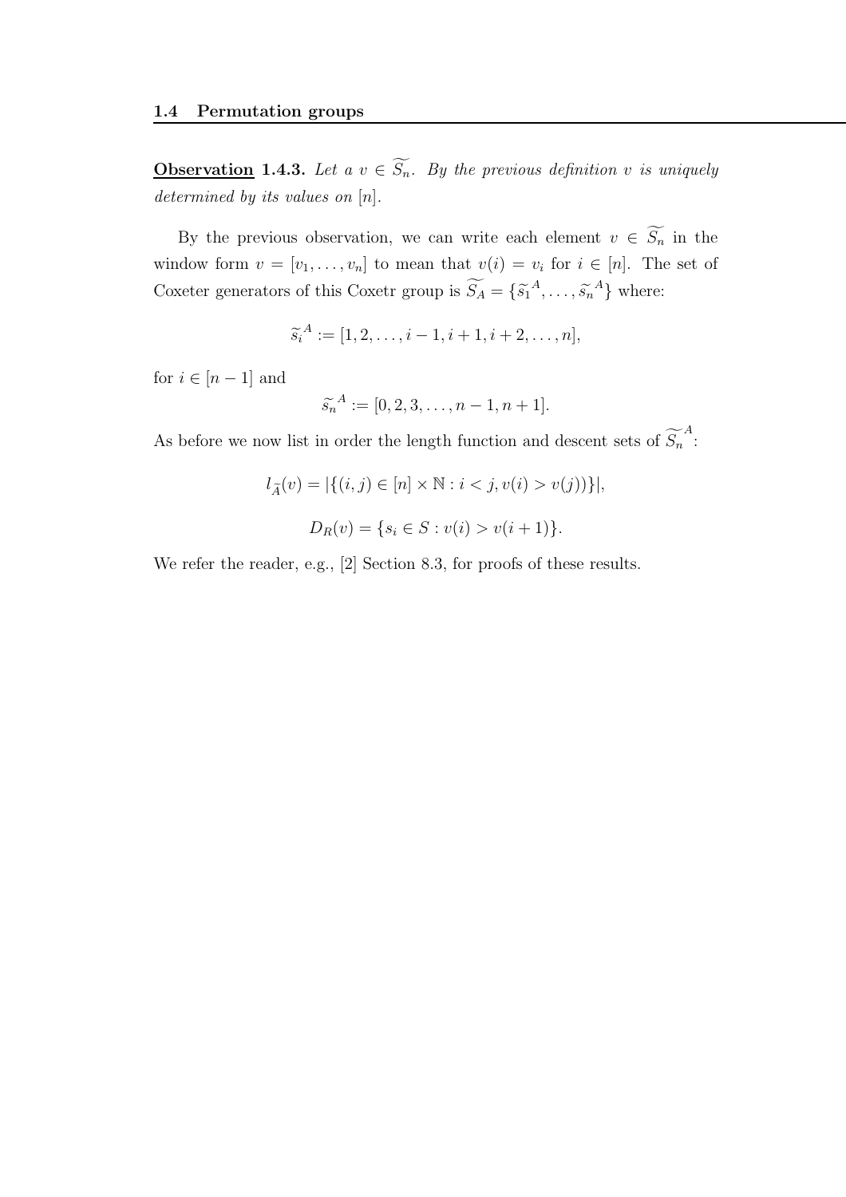**<u>Observation</u> 1.4.3.** *Let a $v \in \widetilde{S_n}$. By the previous definition $v$ is uniquely determined by its values on $[n]$.*

By the previous observation, we can write each element $v \in \widetilde{S_n}$ in the window form $v = [v_1, \ldots, v_n]$ to mean that $v(i) = v_i$ for $i \in [n]$. The set of Coxeter generators of this Coxetr group is $\widetilde{S_A} = \{\widetilde{s_1}^A, \ldots, \widetilde{s_n}^A\}$ where:

$$\widetilde{s_i}^A := [1, 2, \ldots, i-1, i+1, i+2, \ldots, n],$$

for $i \in [n-1]$ and

$$\widetilde{s_n}^A := [0, 2, 3, \ldots, n-1, n+1].$$

As before we now list in order the length function and descent sets of $\widetilde{S_n}^A$:

$$l_{\widetilde{A}}(v) = |\{(i, j) \in [n] \times \mathbb{N} : i < j, v(i) > v(j))\}|,$$

$$D_R(v) = \{s_i \in S : v(i) > v(i+1)\}.$$

We refer the reader, e.g., [2] Section 8.3, for proofs of these results.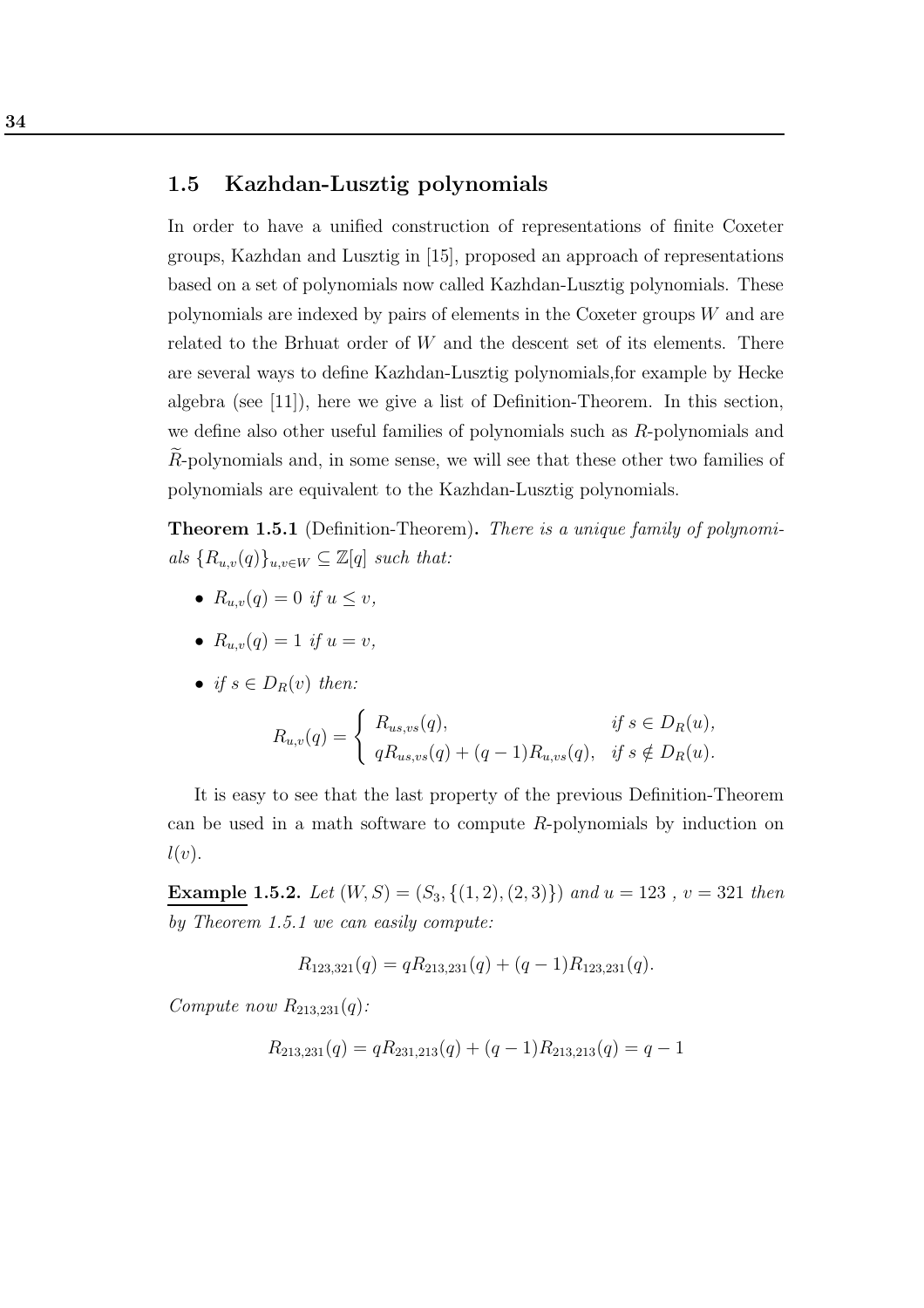## 1.5 Kazhdan-Lusztig polynomials

In order to have a unified construction of representations of finite Coxeter groups, Kazhdan and Lusztig in [15], proposed an approach of representations based on a set of polynomials now called Kazhdan-Lusztig polynomials. These polynomials are indexed by pairs of elements in the Coxeter groups $W$ and are related to the Brhuat order of $W$ and the descent set of its elements. There are several ways to define Kazhdan-Lusztig polynomials,for example by Hecke algebra (see [11]), here we give a list of Definition-Theorem. In this section, we define also other useful families of polynomials such as $R$-polynomials and $\widetilde{R}$-polynomials and, in some sense, we will see that these other two families of polynomials are equivalent to the Kazhdan-Lusztig polynomials.

**Theorem 1.5.1** (Definition-Theorem). *There is a unique family of polynomials $\{R_{u,v}(q)\}_{u,v \in W} \subseteq \mathbb{Z}[q]$ such that:*

- $R_{u,v}(q) = 0$ *if* $u \leq v$,
- $R_{u,v}(q) = 1$ *if* $u = v$,
- *if* $s \in D_R(v)$ *then:*

$$R_{u,v}(q) = \begin{cases} R_{us,vs}(q), & \text{if } s \in D_R(u), \\ qR_{us,vs}(q) + (q-1)R_{u,vs}(q), & \text{if } s \notin D_R(u). \end{cases}$$

It is easy to see that the last property of the previous Definition-Theorem can be used in a math software to compute $R$-polynomials by induction on $l(v)$.

**Example 1.5.2.** *Let $(W, S) = (S_3, \{(1,2),(2,3)\})$ and $u = 123$ , $v = 321$ then by Theorem 1.5.1 we can easily compute:*

$$R_{123,321}(q) = qR_{213,231}(q) + (q-1)R_{123,231}(q).$$

*Compute now $R_{213,231}(q)$:*

$$R_{213,231}(q) = qR_{231,213}(q) + (q-1)R_{213,213}(q) = q - 1$$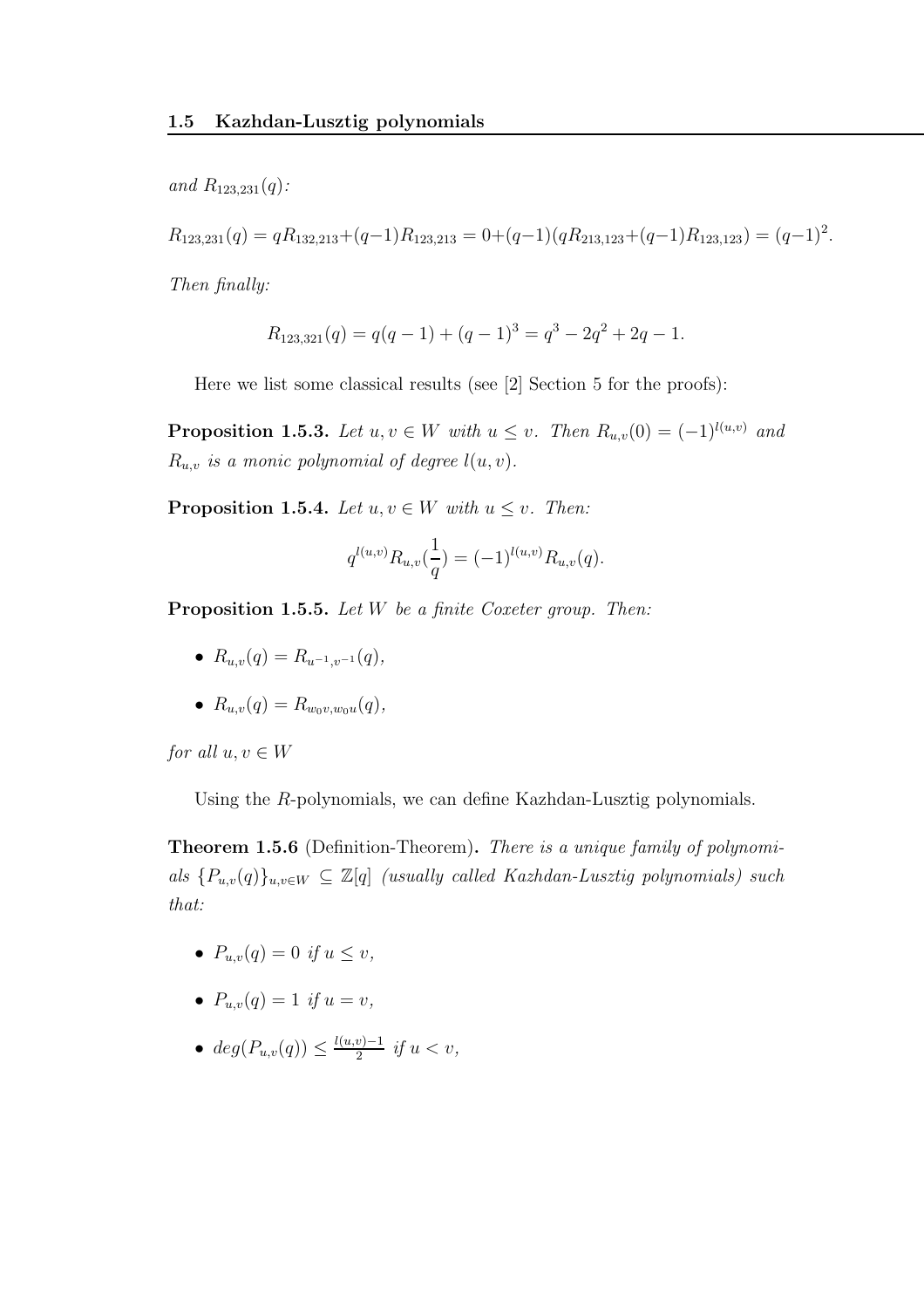*and* $R_{123,231}(q)$*:*

$$R_{123,231}(q) = qR_{132,213}+(q-1)R_{123,213} = 0+(q-1)(qR_{213,123}+(q-1)R_{123,123}) = (q-1)^2.$$

*Then finally:*

$$R_{123,321}(q) = q(q-1) + (q-1)^3 = q^3 - 2q^2 + 2q - 1.$$

Here we list some classical results (see [2] Section 5 for the proofs):

**Proposition 1.5.3.** *Let* $u, v \in W$ *with* $u \leq v$*. Then* $R_{u,v}(0) = (-1)^{l(u,v)}$ *and* $R_{u,v}$ *is a monic polynomial of degree* $l(u, v)$*.*

**Proposition 1.5.4.** *Let* $u, v \in W$ *with* $u \leq v$*. Then:*

$$q^{l(u,v)}R_{u,v}(\frac{1}{q}) = (-1)^{l(u,v)}R_{u,v}(q).$$

**Proposition 1.5.5.** *Let* $W$ *be a finite Coxeter group. Then:*

- $R_{u,v}(q) = R_{u^{-1},v^{-1}}(q)$,
- $R_{u,v}(q) = R_{w_0v,w_0u}(q)$,

*for all* $u, v \in W$

Using the $R$-polynomials, we can define Kazhdan-Lusztig polynomials.

**Theorem 1.5.6** (Definition-Theorem)**.** *There is a unique family of polynomials* $\{P_{u,v}(q)\}_{u,v \in W} \subseteq \mathbb{Z}[q]$ *(usually called Kazhdan-Lusztig polynomials) such that:*

- $P_{u,v}(q) = 0$ *if* $u \not\leq v$,
- $P_{u,v}(q) = 1$ *if* $u = v$,
- $deg(P_{u,v}(q)) \leq \frac{l(u,v)-1}{2}$ *if* $u < v$,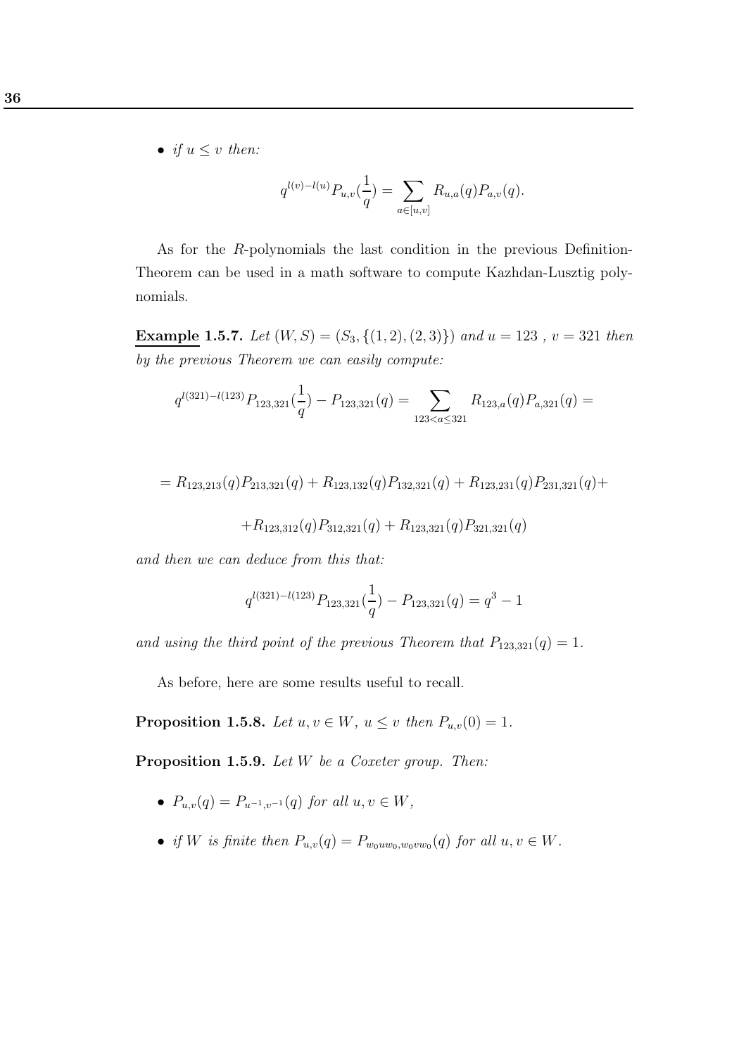- *if $u \leq v$ then:*

$$q^{l(v)-l(u)} P_{u,v}(\frac{1}{q}) = \sum_{a \in [u,v]} R_{u,a}(q) P_{a,v}(q).$$

As for the $R$-polynomials the last condition in the previous Definition-Theorem can be used in a math software to compute Kazhdan-Lusztig polynomials.

**Example 1.5.7.** *Let $(W, S) = (S_3, \{(1,2), (2,3)\})$ and $u = 123$ , $v = 321$ then by the previous Theorem we can easily compute:*

$$q^{l(321)-l(123)} P_{123,321}(\frac{1}{q}) - P_{123,321}(q) = \sum_{123 < a \leq 321} R_{123,a}(q) P_{a,321}(q) =$$

$$= R_{123,213}(q) P_{213,321}(q) + R_{123,132}(q) P_{132,321}(q) + R_{123,231}(q) P_{231,321}(q) +$$

$$+ R_{123,312}(q) P_{312,321}(q) + R_{123,321}(q) P_{321,321}(q)$$

*and then we can deduce from this that:*

$$q^{l(321)-l(123)} P_{123,321}(\frac{1}{q}) - P_{123,321}(q) = q^3 - 1$$

*and using the third point of the previous Theorem that $P_{123,321}(q) = 1$.*

As before, here are some results useful to recall.

**Proposition 1.5.8.** *Let $u, v \in W$, $u \leq v$ then $P_{u,v}(0) = 1$.*

**Proposition 1.5.9.** *Let $W$ be a Coxeter group. Then:*

- *$P_{u,v}(q) = P_{u^{-1},v^{-1}}(q)$ for all $u, v \in W$,*
- *if $W$ is finite then $P_{u,v}(q) = P_{w_0 u w_0, w_0 v w_0}(q)$ for all $u, v \in W$.*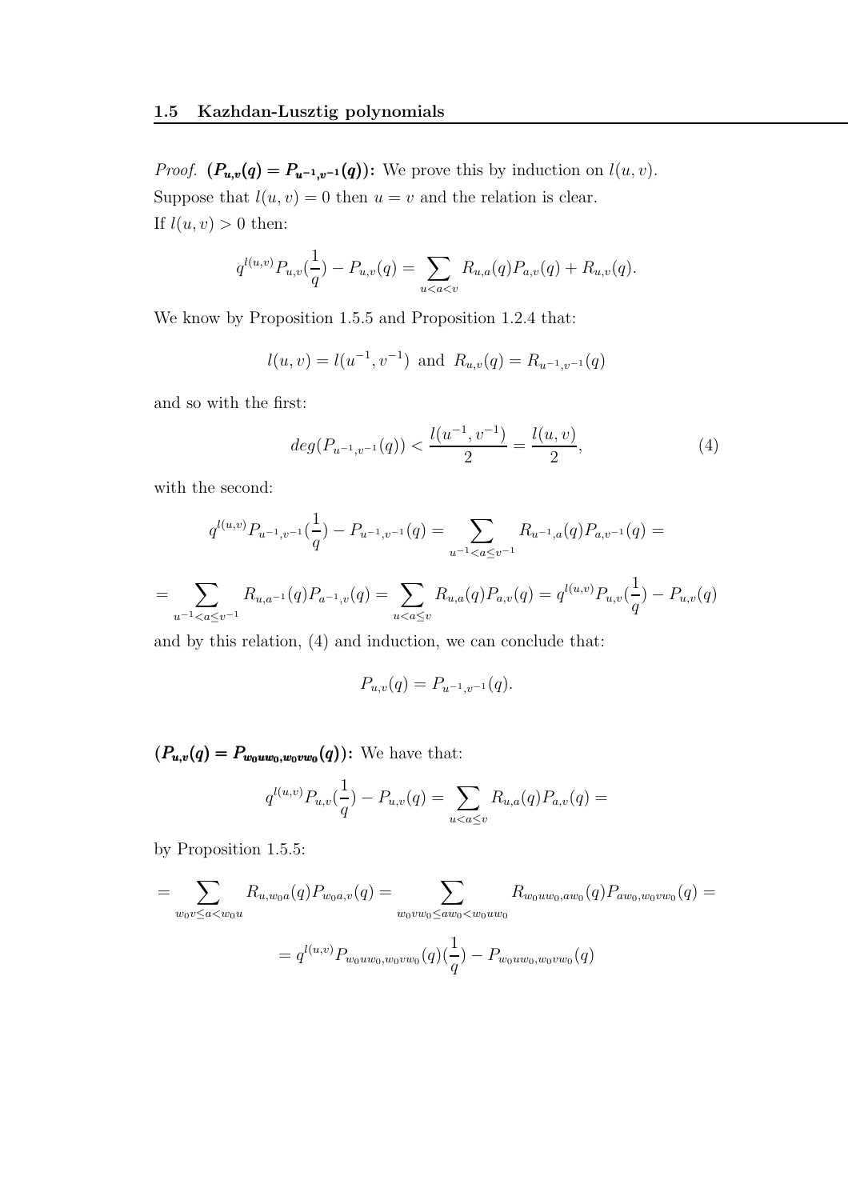*Proof.* $\boldsymbol{(P_{u,v}(q) = P_{u^{-1},v^{-1}}(q))}$**:** We prove this by induction on $l(u,v)$.
Suppose that $l(u,v) = 0$ then $u = v$ and the relation is clear.
If $l(u,v) > 0$ then:

$$q^{l(u,v)} P_{u,v}(\frac{1}{q}) - P_{u,v}(q) = \sum_{u<a<v} R_{u,a}(q) P_{a,v}(q) + R_{u,v}(q).$$

We know by Proposition 1.5.5 and Proposition 1.2.4 that:

$$l(u,v) = l(u^{-1}, v^{-1}) \text{ and } R_{u,v}(q) = R_{u^{-1},v^{-1}}(q)$$

and so with the first:

$$deg(P_{u^{-1},v^{-1}}(q)) < \frac{l(u^{-1}, v^{-1})}{2} = \frac{l(u,v)}{2}, \tag{4}$$

with the second:

$$q^{l(u,v)} P_{u^{-1},v^{-1}}(\frac{1}{q}) - P_{u^{-1},v^{-1}}(q) = \sum_{u^{-1}<a\leq v^{-1}} R_{u^{-1},a}(q) P_{a,v^{-1}}(q) =$$

$$= \sum_{u^{-1}<a\leq v^{-1}} R_{u,a^{-1}}(q) P_{a^{-1},v}(q) = \sum_{u<a\leq v} R_{u,a}(q) P_{a,v}(q) = q^{l(u,v)} P_{u,v}(\frac{1}{q}) - P_{u,v}(q)$$

and by this relation, (4) and induction, we can conclude that:

$$P_{u,v}(q) = P_{u^{-1},v^{-1}}(q).$$

$\boldsymbol{(P_{u,v}(q) = P_{w_0uw_0,w_0vw_0}(q))}$**:** We have that:

$$q^{l(u,v)} P_{u,v}(\frac{1}{q}) - P_{u,v}(q) = \sum_{u<a\leq v} R_{u,a}(q) P_{a,v}(q) =$$

by Proposition 1.5.5:

$$= \sum_{w_0v\leq a<w_0u} R_{u,w_0a}(q) P_{w_0a,v}(q) = \sum_{w_0vw_0\leq aw_0<w_0uw_0} R_{w_0uw_0,aw_0}(q) P_{aw_0,w_0vw_0}(q) =$$

$$= q^{l(u,v)} P_{w_0uw_0,w_0vw_0}(q)(\frac{1}{q}) - P_{w_0uw_0,w_0vw_0}(q)$$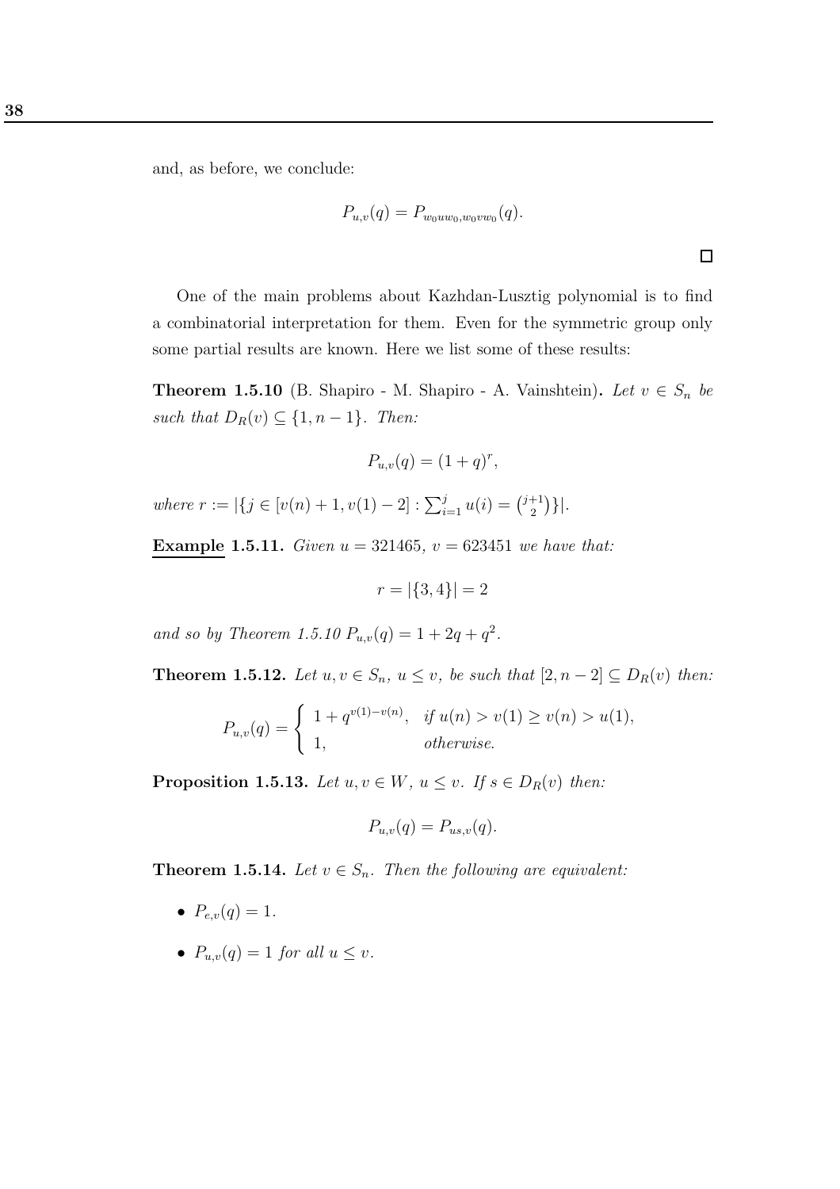and, as before, we conclude:

$$P_{u,v}(q) = P_{w_0uw_0,w_0vw_0}(q).$$

□

One of the main problems about Kazhdan-Lusztig polynomial is to find a combinatorial interpretation for them. Even for the symmetric group only some partial results are known. Here we list some of these results:

**Theorem 1.5.10** (B. Shapiro - M. Shapiro - A. Vainshtein)**.** *Let $v \in S_n$ be such that $D_R(v) \subseteq \{1, n-1\}$. Then:*

$$P_{u,v}(q) = (1+q)^r,$$

*where $r := |\{j \in [v(n)+1, v(1)-2] : \sum_{i=1}^{j} u(i) = \binom{j+1}{2}\}|$.*

**Example 1.5.11.** *Given $u = 321465$, $v = 623451$ we have that:*

$$r = |\{3, 4\}| = 2$$

*and so by Theorem 1.5.10 $P_{u,v}(q) = 1 + 2q + q^2$.*

**Theorem 1.5.12.** *Let $u, v \in S_n$, $u \leq v$, be such that $[2, n-2] \subseteq D_R(v)$ then:*

$$P_{u,v}(q) = \begin{cases} 1 + q^{v(1)-v(n)}, & \text{if } u(n) > v(1) \geq v(n) > u(1), \\ 1, & \text{otherwise.} \end{cases}$$

**Proposition 1.5.13.** *Let $u, v \in W$, $u \leq v$. If $s \in D_R(v)$ then:*

$$P_{u,v}(q) = P_{us,v}(q).$$

**Theorem 1.5.14.** *Let $v \in S_n$. Then the following are equivalent:*

- $P_{e,v}(q) = 1$.
- $P_{u,v}(q) = 1$ *for all $u \leq v$.*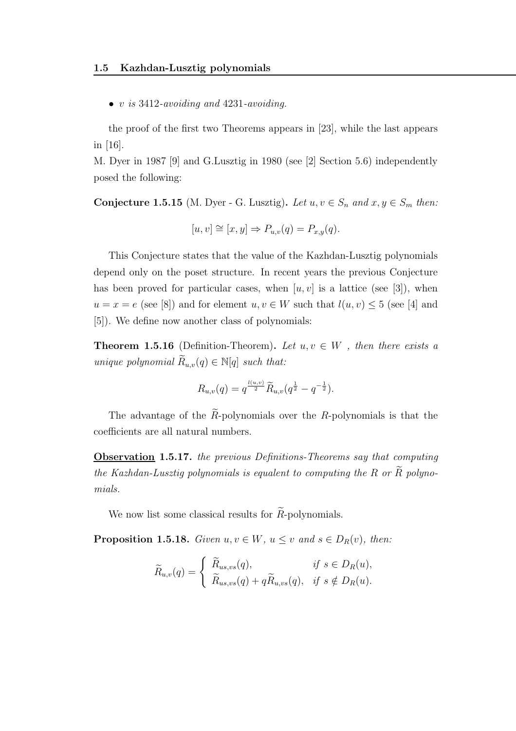- *$v$ is 3412-avoiding and 4231-avoiding.*

the proof of the first two Theorems appears in [23], while the last appears in [16].

M. Dyer in 1987 [9] and G.Lusztig in 1980 (see [2] Section 5.6) independently posed the following:

**Conjecture 1.5.15** (M. Dyer - G. Lusztig)**.** *Let $u, v \in S_n$ and $x, y \in S_m$ then:*

$$[u, v] \cong [x, y] \Rightarrow P_{u,v}(q) = P_{x,y}(q).$$

This Conjecture states that the value of the Kazhdan-Lusztig polynomials depend only on the poset structure. In recent years the previous Conjecture has been proved for particular cases, when $[u, v]$ is a lattice (see [3]), when $u = x = e$ (see [8]) and for element $u, v \in W$ such that $l(u, v) \leq 5$ (see [4] and [5]). We define now another class of polynomials:

**Theorem 1.5.16** (Definition-Theorem)**.** *Let $u, v \in W$ , then there exists a unique polynomial $\widetilde{R}_{u,v}(q) \in \mathbb{N}[q]$ such that:*

$$R_{u,v}(q) = q^{\frac{l(u,v)}{2}} \widetilde{R}_{u,v}(q^{\frac{1}{2}} - q^{-\frac{1}{2}}).$$

The advantage of the $\widetilde{R}$-polynomials over the $R$-polynomials is that the coefficients are all natural numbers.

**<u>Observation</u> 1.5.17.** *the previous Definitions-Theorems say that computing the Kazhdan-Lusztig polynomials is equalent to computing the $R$ or $\widetilde{R}$ polynomials.*

We now list some classical results for $\widetilde{R}$-polynomials.

**Proposition 1.5.18.** *Given $u, v \in W$, $u \leq v$ and $s \in D_R(v)$, then:*

$$\widetilde{R}_{u,v}(q) = \begin{cases} \widetilde{R}_{us,vs}(q), & \text{if } s \in D_R(u), \\ \widetilde{R}_{us,vs}(q) + q\widetilde{R}_{u,vs}(q), & \text{if } s \notin D_R(u). \end{cases}$$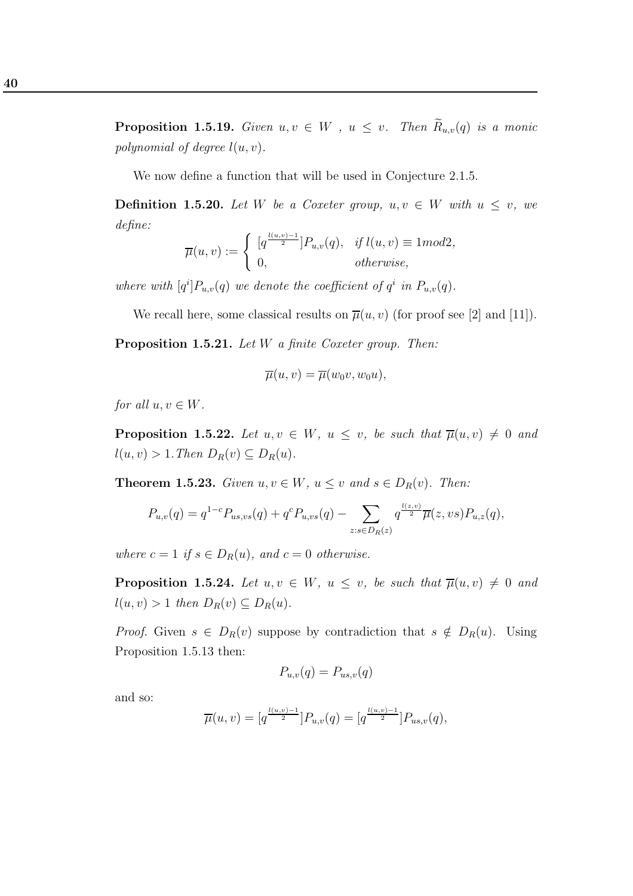**Proposition 1.5.19.** *Given $u, v \in W$ , $u \leq v$. Then $\widetilde{R}_{u,v}(q)$ is a monic polynomial of degree $l(u,v)$.*

We now define a function that will be used in Conjecture 2.1.5.

**Definition 1.5.20.** *Let $W$ be a Coxeter group, $u, v \in W$ with $u \leq v$, we define:*

$$\overline{\mu}(u,v) := \begin{cases} [q^{\frac{l(u,v)-1}{2}}]P_{u,v}(q), & \text{if } l(u,v) \equiv 1 mod 2, \\ 0, & \text{otherwise,} \end{cases}$$

*where with $[q^i]P_{u,v}(q)$ we denote the coefficient of $q^i$ in $P_{u,v}(q)$.*

We recall here, some classical results on $\overline{\mu}(u,v)$ (for proof see [2] and [11]).

**Proposition 1.5.21.** *Let $W$ a finite Coxeter group. Then:*

$$\overline{\mu}(u,v) = \overline{\mu}(w_0 v, w_0 u),$$

*for all $u, v \in W$.*

**Proposition 1.5.22.** *Let $u, v \in W$, $u \leq v$, be such that $\overline{\mu}(u,v) \neq 0$ and $l(u,v) > 1$. Then $D_R(v) \subseteq D_R(u)$.*

**Theorem 1.5.23.** *Given $u, v \in W$, $u \leq v$ and $s \in D_R(v)$. Then:*

$$P_{u,v}(q) = q^{1-c}P_{us,vs}(q) + q^c P_{u,vs}(q) - \sum_{z : s \in D_R(z)} q^{\frac{l(z,v)}{2}} \overline{\mu}(z, vs) P_{u,z}(q),$$

*where $c = 1$ if $s \in D_R(u)$, and $c = 0$ otherwise.*

**Proposition 1.5.24.** *Let $u, v \in W$, $u \leq v$, be such that $\overline{\mu}(u,v) \neq 0$ and $l(u,v) > 1$ then $D_R(v) \subseteq D_R(u)$.*

*Proof.* Given $s \in D_R(v)$ suppose by contradiction that $s \notin D_R(u)$. Using Proposition 1.5.13 then:

$$P_{u,v}(q) = P_{us,v}(q)$$

and so:

$$\overline{\mu}(u,v) = [q^{\frac{l(u,v)-1}{2}}]P_{u,v}(q) = [q^{\frac{l(u,v)-1}{2}}]P_{us,v}(q),$$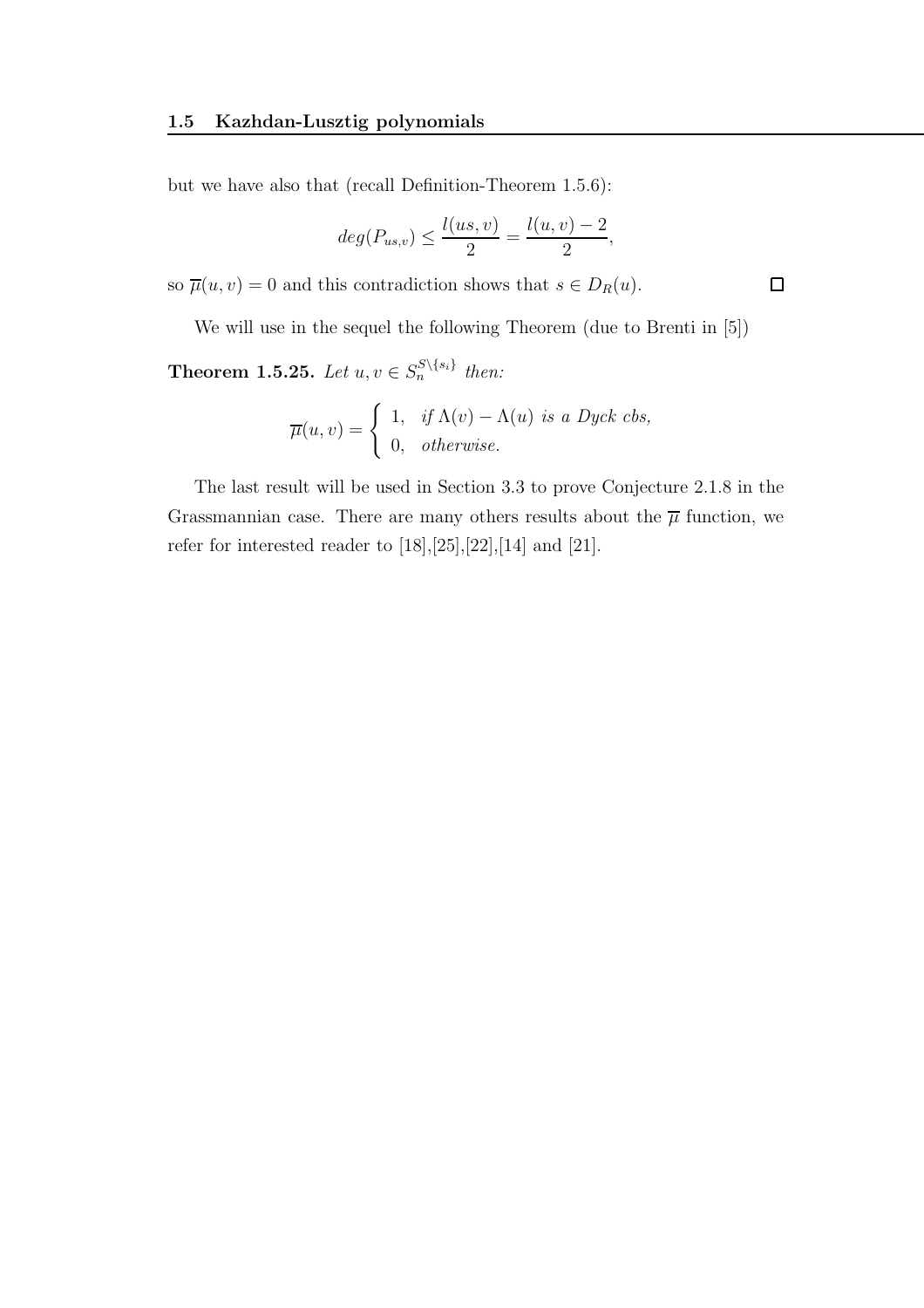but we have also that (recall Definition-Theorem 1.5.6):

$$deg(P_{us,v}) \leq \frac{l(us,v)}{2} = \frac{l(u,v)-2}{2},$$

so $\overline{\mu}(u,v) = 0$ and this contradiction shows that $s \in D_R(u)$. □

We will use in the sequel the following Theorem (due to Brenti in [5])

**Theorem 1.5.25.** *Let* $u, v \in S_n^{S\setminus\{s_i\}}$ *then:*

$$\overline{\mu}(u,v) = \begin{cases} 1, & \text{if } \Lambda(v) - \Lambda(u) \text{ is a Dyck cbs,} \\ 0, & \text{otherwise.} \end{cases}$$

The last result will be used in Section 3.3 to prove Conjecture 2.1.8 in the Grassmannian case. There are many others results about the $\overline{\mu}$ function, we refer for interested reader to [18],[25],[22],[14] and [21].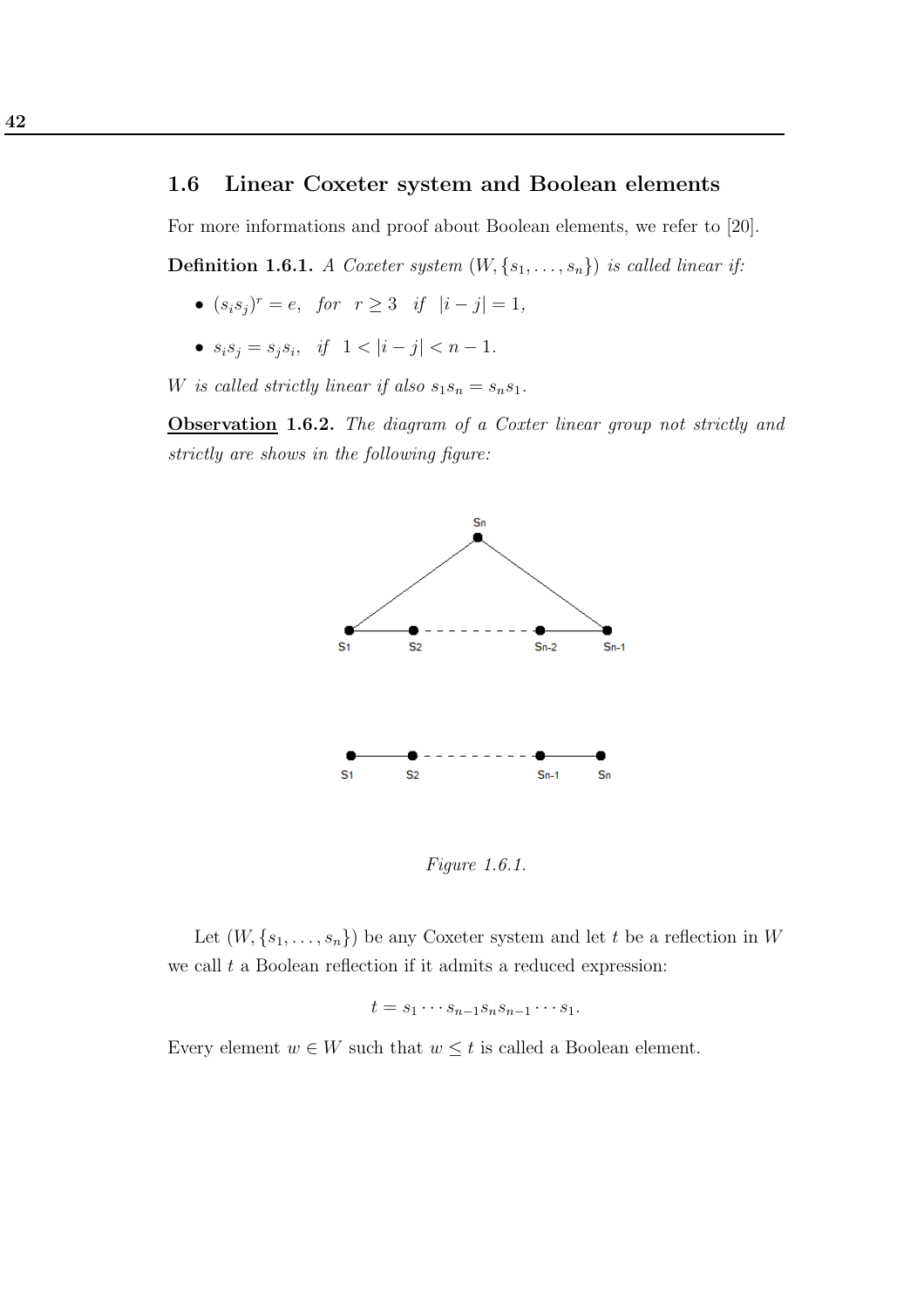## 1.6 Linear Coxeter system and Boolean elements

For more informations and proof about Boolean elements, we refer to [20].

**Definition 1.6.1.** *A Coxeter system $(W, \{s_1, \ldots, s_n\})$ is called linear if:*

- $(s_i s_j)^r = e$, *for* $r \geq 3$ *if* $|i - j| = 1$,
- $s_i s_j = s_j s_i$, *if* $1 < |i - j| < n - 1$.

*W is called strictly linear if also* $s_1 s_n = s_n s_1$.

**<u>Observation</u> 1.6.2.** *The diagram of a Coxter linear group not strictly and strictly are shows in the following figure:*

*Figure 1.6.1.*

Let $(W, \{s_1, \ldots, s_n\})$ be any Coxeter system and let $t$ be a reflection in $W$ we call $t$ a Boolean reflection if it admits a reduced expression:

$$t = s_1 \cdots s_{n-1} s_n s_{n-1} \cdots s_1.$$

Every element $w \in W$ such that $w \leq t$ is called a Boolean element.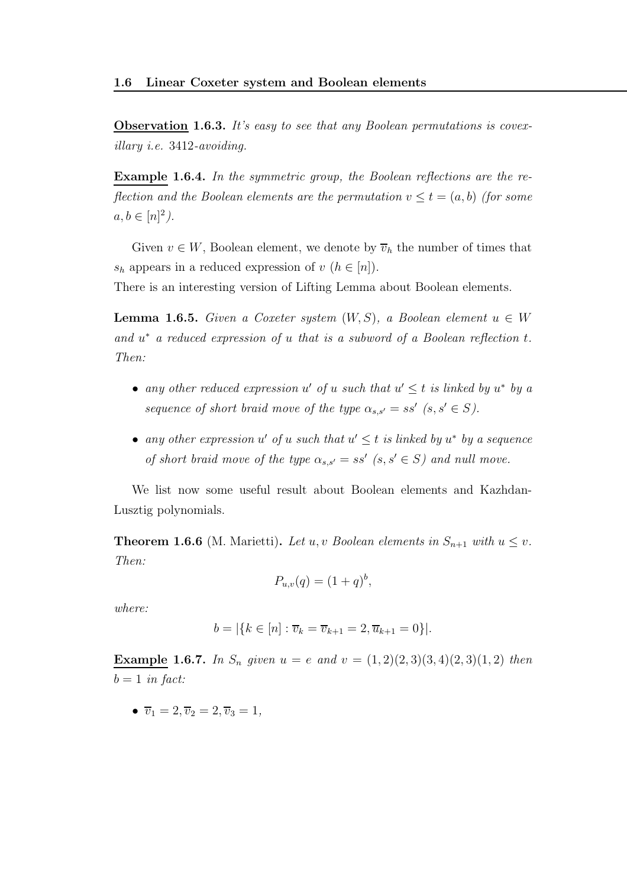**Observation 1.6.3.** *It's easy to see that any Boolean permutations is covexillary i.e.* 3412*-avoiding.*

**Example 1.6.4.** *In the symmetric group, the Boolean reflections are the reflection and the Boolean elements are the permutation $v \leq t = (a, b)$ (for some $a, b \in [n]^2$).*

Given $v \in W$, Boolean element, we denote by $\overline{v}_h$ the number of times that $s_h$ appears in a reduced expression of $v$ ($h \in [n]$).
There is an interesting version of Lifting Lemma about Boolean elements.

**Lemma 1.6.5.** *Given a Coxeter system $(W, S)$, a Boolean element $u \in W$ and $u^*$ a reduced expression of $u$ that is a subword of a Boolean reflection $t$. Then:*

- *any other reduced expression $u'$ of $u$ such that $u' \leq t$ is linked by $u^*$ by a sequence of short braid move of the type $\alpha_{s,s'} = ss'$ ($s, s' \in S$).*
- *any other expression $u'$ of $u$ such that $u' \leq t$ is linked by $u^*$ by a sequence of short braid move of the type $\alpha_{s,s'} = ss'$ ($s, s' \in S$) and null move.*

We list now some useful result about Boolean elements and Kazhdan-Lusztig polynomials.

**Theorem 1.6.6** (M. Marietti)**.** *Let $u, v$ Boolean elements in $S_{n+1}$ with $u \leq v$. Then:*

$$P_{u,v}(q) = (1 + q)^b,$$

*where:*

$$b = |\{k \in [n] : \overline{v}_k = \overline{v}_{k+1} = 2, \overline{u}_{k+1} = 0\}|.$$

**Example 1.6.7.** *In $S_n$ given $u = e$ and $v = (1, 2)(2, 3)(3, 4)(2, 3)(1, 2)$ then $b = 1$ in fact:*

- $\overline{v}_1 = 2, \overline{v}_2 = 2, \overline{v}_3 = 1,$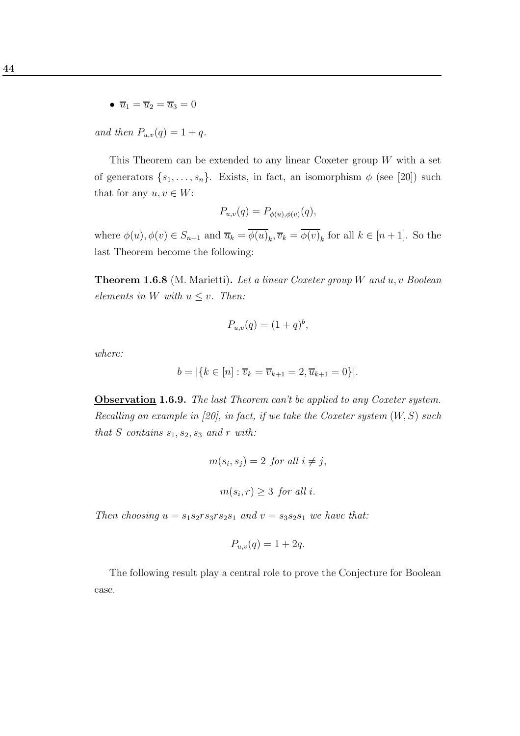- $\overline{u}_1 = \overline{u}_2 = \overline{u}_3 = 0$

*and then* $P_{u,v}(q) = 1 + q$.

This Theorem can be extended to any linear Coxeter group $W$ with a set of generators $\{s_1, \ldots, s_n\}$. Exists, in fact, an isomorphism $\phi$ (see [20]) such that for any $u, v \in W$:

$$P_{u,v}(q) = P_{\phi(u),\phi(v)}(q),$$

where $\phi(u), \phi(v) \in S_{n+1}$ and $\overline{u}_k = \overline{\phi(u)}_k, \overline{v}_k = \overline{\phi(v)}_k$ for all $k \in [n+1]$. So the last Theorem become the following:

**Theorem 1.6.8** (M. Marietti)**.** *Let a linear Coxeter group $W$ and $u, v$ Boolean elements in $W$ with $u \leq v$. Then:*

$$P_{u,v}(q) = (1 + q)^b,$$

*where:*

$$b = |\{k \in [n] : \overline{v}_k = \overline{v}_{k+1} = 2, \overline{u}_{k+1} = 0\}|.$$

**Observation 1.6.9.** *The last Theorem can't be applied to any Coxeter system. Recalling an example in [20], in fact, if we take the Coxeter system $(W, S)$ such that $S$ contains $s_1, s_2, s_3$ and $r$ with:*

$$m(s_i, s_j) = 2 \text{ for all } i \neq j,$$

$$m(s_i, r) \geq 3 \text{ for all } i.$$

*Then choosing $u = s_1 s_2 r s_3 r s_2 s_1$ and $v = s_3 s_2 s_1$ we have that:*

$$P_{u,v}(q) = 1 + 2q.$$

The following result play a central role to prove the Conjecture for Boolean case.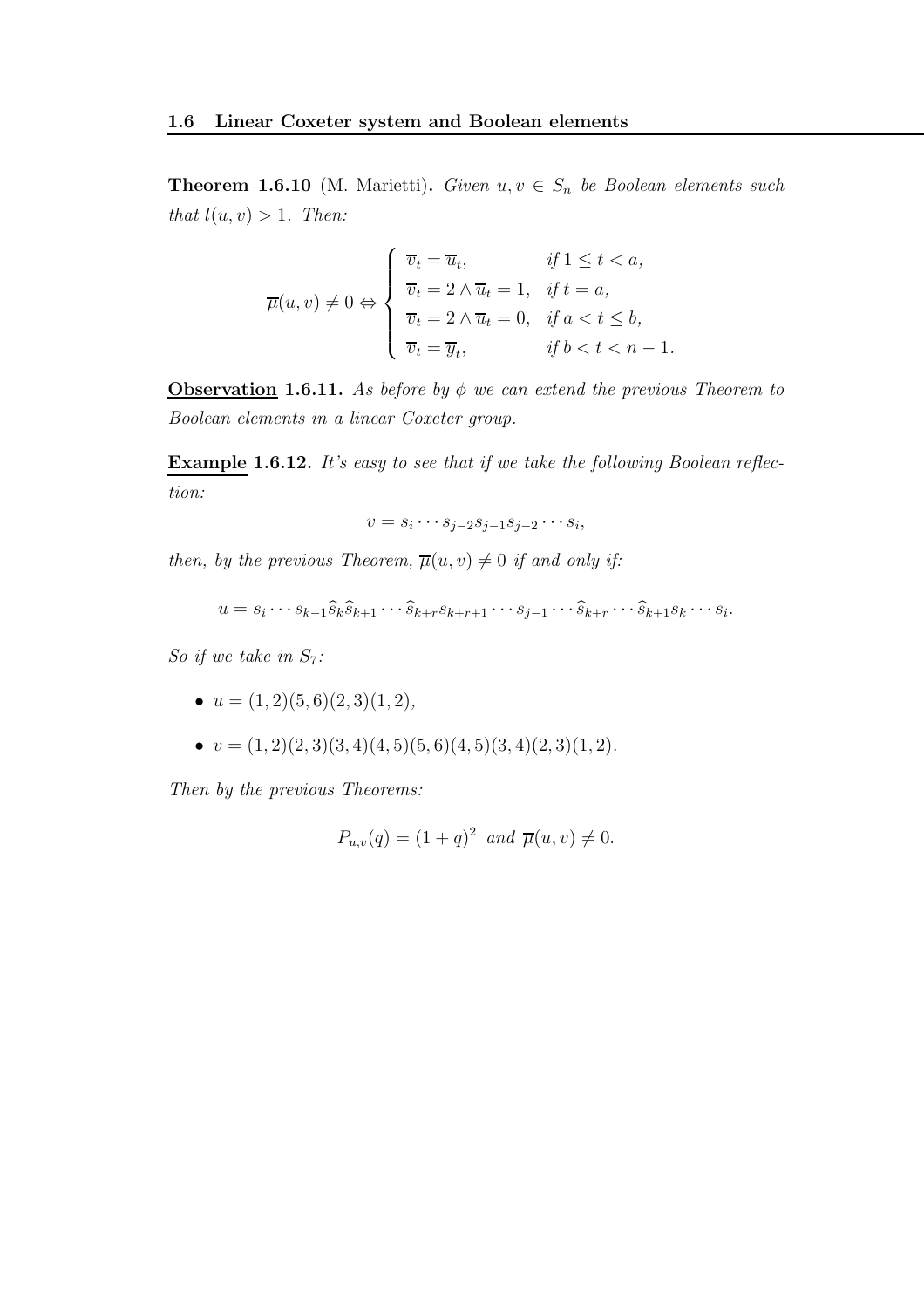**Theorem 1.6.10** (M. Marietti)**.** *Given $u, v \in S_n$ be Boolean elements such that $l(u,v) > 1$. Then:*

$$\overline{\mu}(u,v) \neq 0 \Leftrightarrow \begin{cases} \overline{v}_t = \overline{u}_t, & \text{if } 1 \leq t < a, \\ \overline{v}_t = 2 \wedge \overline{u}_t = 1, & \text{if } t = a, \\ \overline{v}_t = 2 \wedge \overline{u}_t = 0, & \text{if } a < t \leq b, \\ \overline{v}_t = \overline{y}_t, & \text{if } b < t < n-1. \end{cases}$$

**Observation 1.6.11.** *As before by $\phi$ we can extend the previous Theorem to Boolean elements in a linear Coxeter group.*

**Example 1.6.12.** *It's easy to see that if we take the following Boolean reflection:*

$$v = s_i \cdots s_{j-2} s_{j-1} s_{j-2} \cdots s_i,$$

*then, by the previous Theorem, $\overline{\mu}(u,v) \neq 0$ if and only if:*

$$u = s_i \cdots s_{k-1} \widehat{s}_k \widehat{s}_{k+1} \cdots \widehat{s}_{k+r} s_{k+r+1} \cdots s_{j-1} \cdots \widehat{s}_{k+r} \cdots \widehat{s}_{k+1} s_k \cdots s_i.$$

*So if we take in $S_7$:*

- $u = (1,2)(5,6)(2,3)(1,2)$,
- $v = (1,2)(2,3)(3,4)(4,5)(5,6)(4,5)(3,4)(2,3)(1,2)$.

*Then by the previous Theorems:*

$$P_{u,v}(q) = (1+q)^2 \text{ and } \overline{\mu}(u,v) \neq 0.$$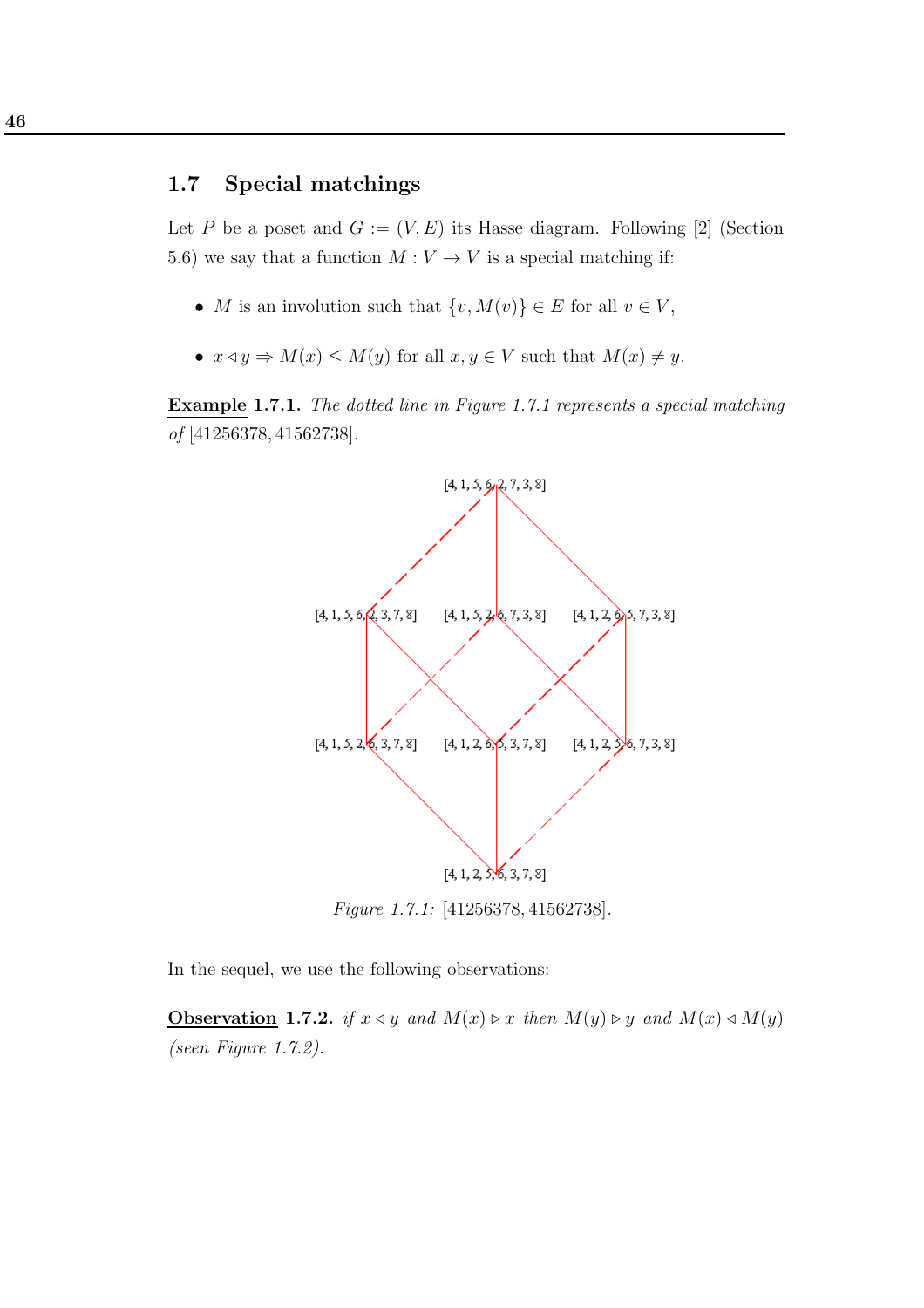## 1.7 Special matchings

Let $P$ be a poset and $G := (V, E)$ its Hasse diagram. Following [2] (Section 5.6) we say that a function $M : V \to V$ is a special matching if:

- $M$ is an involution such that $\{v, M(v)\} \in E$ for all $v \in V$,
- $x \lhd y \Rightarrow M(x) \leq M(y)$ for all $x, y \in V$ such that $M(x) \neq y$.

**Example 1.7.1.** *The dotted line in Figure 1.7.1 represents a special matching of* $[41256378, 41562738]$.

[4, 1, 5, 6, 2, 7, 3, 8]

[4, 1, 5, 6, 2, 3, 7, 8] [4, 1, 5, 2, 6, 7, 3, 8] [4, 1, 2, 6, 5, 7, 3, 8]

[4, 1, 5, 2, 6, 3, 7, 8] [4, 1, 2, 6, 5, 3, 7, 8] [4, 1, 2, 5, 6, 7, 3, 8]

[4, 1, 2, 5, 6, 3, 7, 8]

*Figure 1.7.1:* $[41256378, 41562738]$.

In the sequel, we use the following observations:

**Observation 1.7.2.** *if* $x \lhd y$ *and* $M(x) \rhd x$ *then* $M(y) \rhd y$ *and* $M(x) \lhd M(y)$ *(seen Figure 1.7.2).*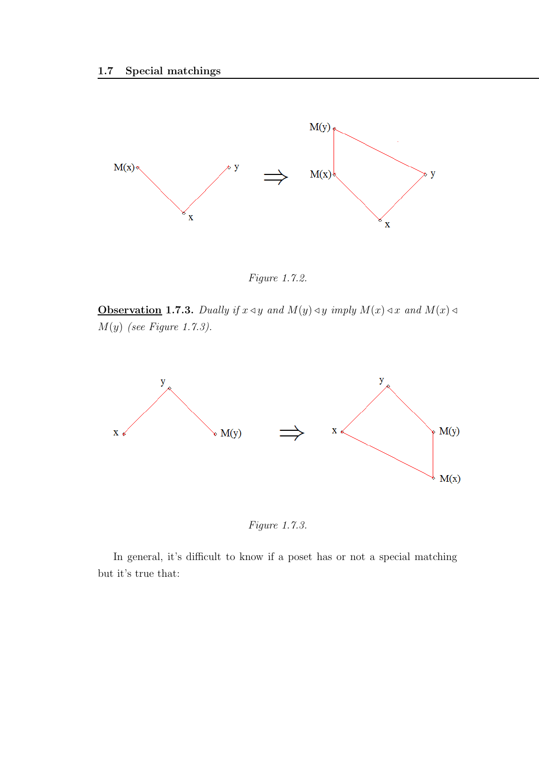*Figure 1.7.2.*

**Observation 1.7.3.** *Dually if $x \lhd y$ and $M(y) \lhd y$ imply $M(x) \lhd x$ and $M(x) \lhd M(y)$ (see Figure 1.7.3).*

*Figure 1.7.3.*

In general, it's difficult to know if a poset has or not a special matching but it's true that: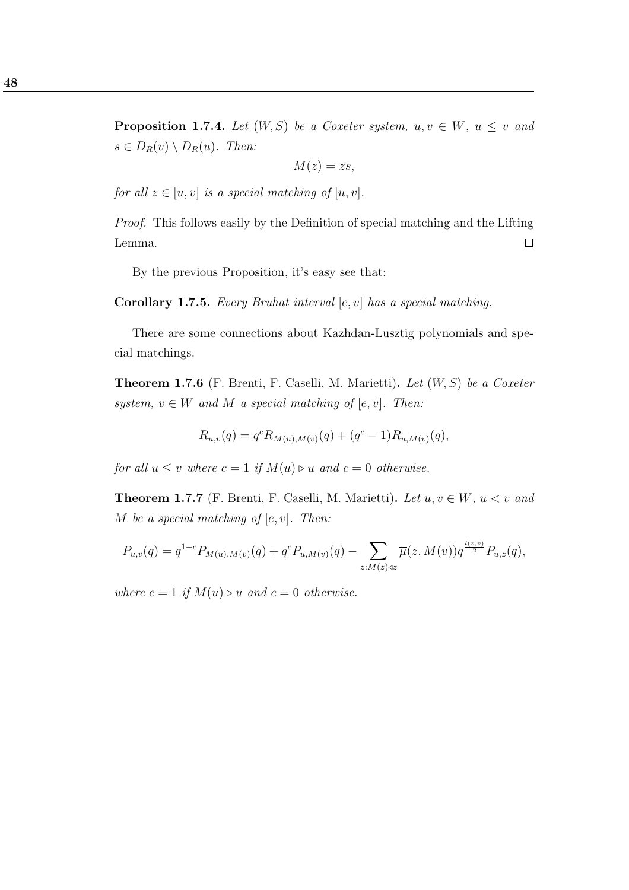**Proposition 1.7.4.** *Let $(W, S)$ be a Coxeter system, $u, v \in W$, $u \leq v$ and $s \in D_R(v) \setminus D_R(u)$. Then:*

$$M(z) = zs,$$

*for all $z \in [u, v]$ is a special matching of $[u, v]$.*

*Proof.* This follows easily by the Definition of special matching and the Lifting Lemma. $\square$

By the previous Proposition, it's easy see that:

**Corollary 1.7.5.** *Every Bruhat interval $[e, v]$ has a special matching.*

There are some connections about Kazhdan-Lusztig polynomials and special matchings.

**Theorem 1.7.6** (F. Brenti, F. Caselli, M. Marietti)**.** *Let $(W, S)$ be a Coxeter system, $v \in W$ and $M$ a special matching of $[e, v]$. Then:*

$$R_{u,v}(q) = q^c R_{M(u),M(v)}(q) + (q^c - 1) R_{u,M(v)}(q),$$

*for all $u \leq v$ where $c = 1$ if $M(u) \triangleright u$ and $c = 0$ otherwise.*

**Theorem 1.7.7** (F. Brenti, F. Caselli, M. Marietti)**.** *Let $u, v \in W$, $u < v$ and $M$ be a special matching of $[e, v]$. Then:*

$$P_{u,v}(q) = q^{1-c} P_{M(u),M(v)}(q) + q^c P_{u,M(v)}(q) - \sum_{z : M(z) \triangleleft z} \overline{\mu}(z, M(v)) q^{\frac{l(z,v)}{2}} P_{u,z}(q),$$

*where $c = 1$ if $M(u) \triangleright u$ and $c = 0$ otherwise.*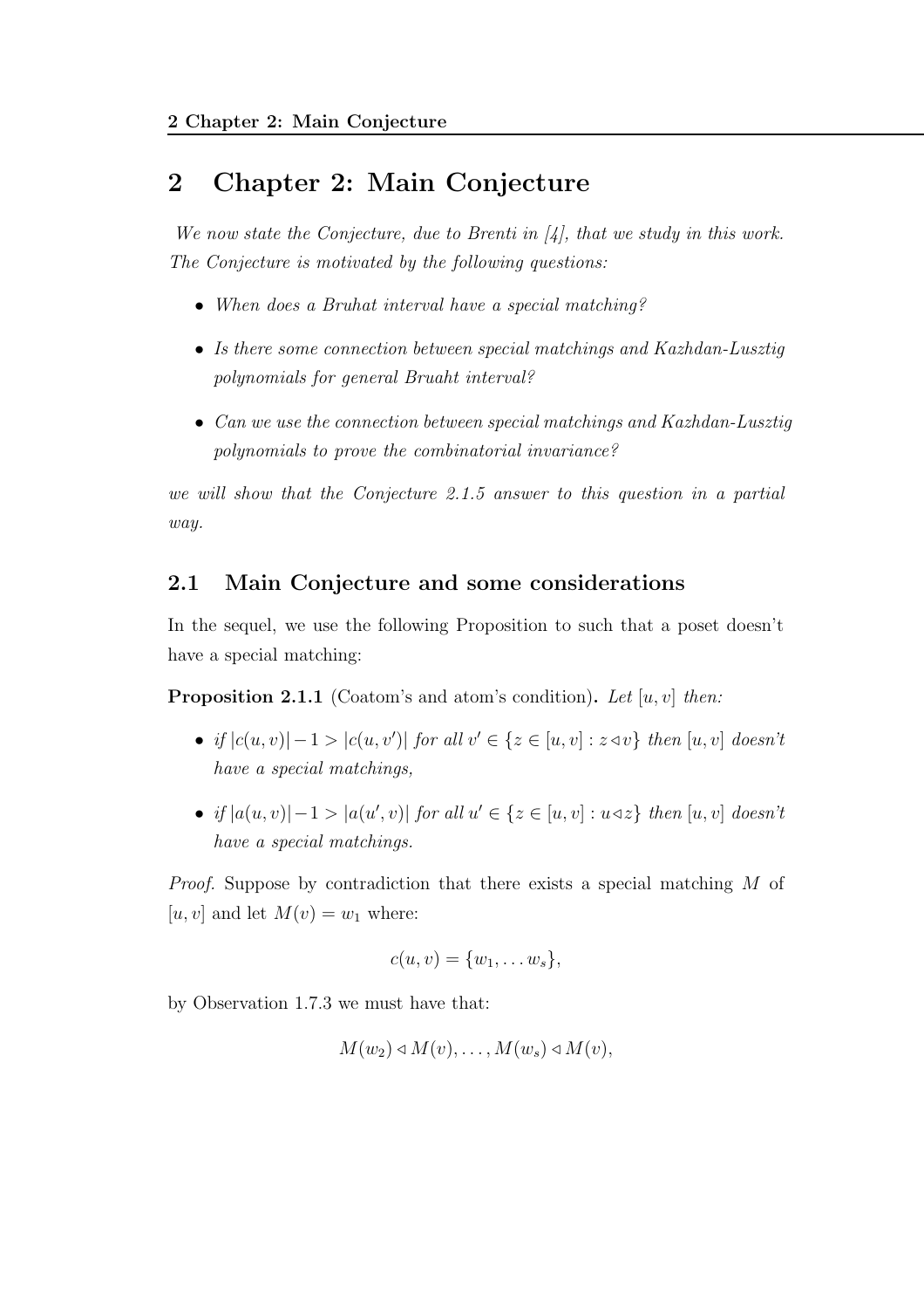# 2 Chapter 2: Main Conjecture

*We now state the Conjecture, due to Brenti in [4], that we study in this work. The Conjecture is motivated by the following questions:*

- *When does a Bruhat interval have a special matching?*
- *Is there some connection between special matchings and Kazhdan-Lusztig polynomials for general Bruaht interval?*
- *Can we use the connection between special matchings and Kazhdan-Lusztig polynomials to prove the combinatorial invariance?*

*we will show that the Conjecture 2.1.5 answer to this question in a partial way.*

## 2.1 Main Conjecture and some considerations

In the sequel, we use the following Proposition to such that a poset doesn't have a special matching:

**Proposition 2.1.1** (Coatom's and atom's condition)**.** *Let $[u, v]$ then:*

- *if $|c(u, v)| - 1 > |c(u, v')|$ for all $v' \in \{z \in [u, v] : z \lhd v\}$ then $[u, v]$ doesn't have a special matchings,*
- *if $|a(u, v)| - 1 > |a(u', v)|$ for all $u' \in \{z \in [u, v] : u \lhd z\}$ then $[u, v]$ doesn't have a special matchings.*

*Proof.* Suppose by contradiction that there exists a special matching $M$ of $[u, v]$ and let $M(v) = w_1$ where:

$$c(u, v) = \{w_1, \dots w_s\},$$

by Observation 1.7.3 we must have that:

$$M(w_2) \lhd M(v), \dots, M(w_s) \lhd M(v),$$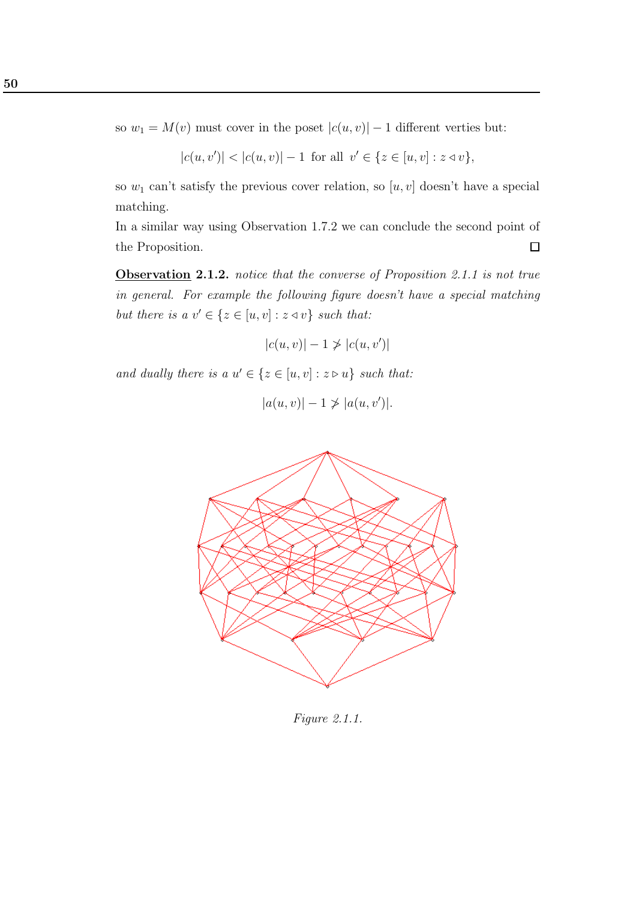so $w_1 = M(v)$ must cover in the poset $|c(u,v)| - 1$ different verties but:

$$|c(u,v')| < |c(u,v)| - 1 \text{ for all } v' \in \{z \in [u,v] : z \lhd v\},$$

so $w_1$ can't satisfy the previous cover relation, so $[u,v]$ doesn't have a special matching.

In a similar way using Observation 1.7.2 we can conclude the second point of the Proposition. □

**Observation 2.1.2.** *notice that the converse of Proposition 2.1.1 is not true in general. For example the following figure doesn't have a special matching but there is a* $v' \in \{z \in [u,v] : z \lhd v\}$ *such that:*

$$|c(u,v)| - 1 \not> |c(u,v')|$$

*and dually there is a* $u' \in \{z \in [u,v] : z \rhd u\}$ *such that:*

$$|a(u,v)| - 1 \not> |a(u,v')|.$$

*Figure 2.1.1.*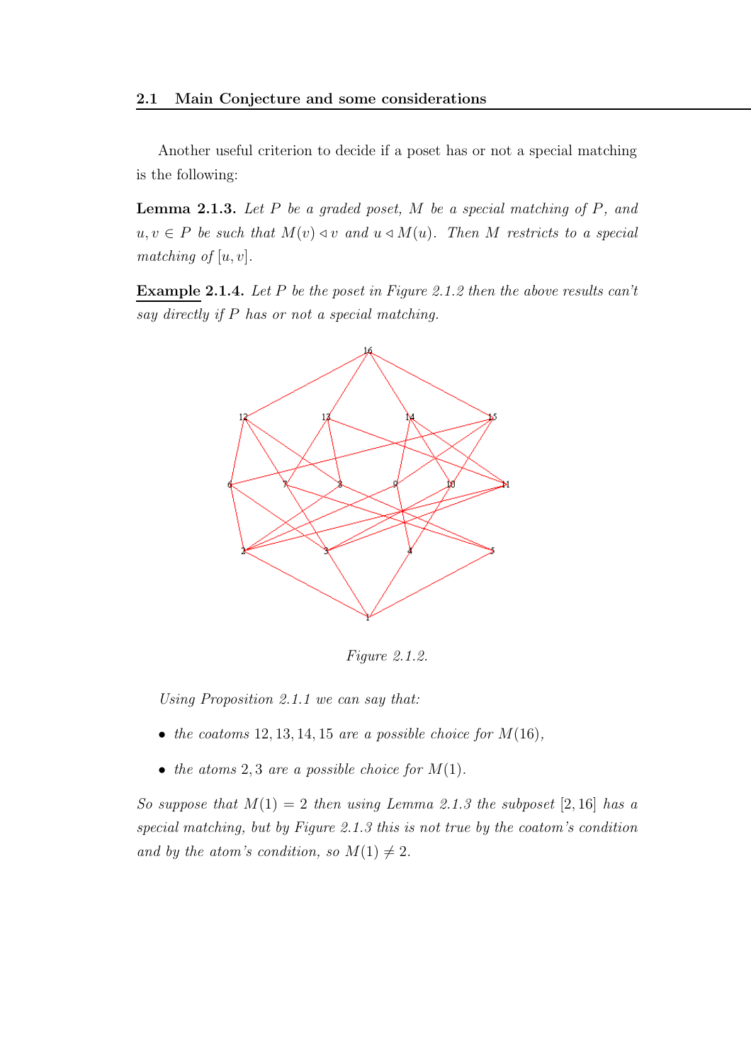Another useful criterion to decide if a poset has or not a special matching is the following:

**Lemma 2.1.3.** *Let $P$ be a graded poset, $M$ be a special matching of $P$, and $u, v \in P$ be such that $M(v) \lhd v$ and $u \lhd M(u)$. Then $M$ restricts to a special matching of $[u, v]$.*

**Example 2.1.4.** *Let $P$ be the poset in Figure 2.1.2 then the above results can't say directly if $P$ has or not a special matching.*

*Figure 2.1.2.*

*Using Proposition 2.1.1 we can say that:*

- *the coatoms $12, 13, 14, 15$ are a possible choice for $M(16)$,*
- *the atoms $2, 3$ are a possible choice for $M(1)$.*

*So suppose that $M(1) = 2$ then using Lemma 2.1.3 the subposet $[2, 16]$ has a special matching, but by Figure 2.1.3 this is not true by the coatom's condition and by the atom's condition, so $M(1) \neq 2$.*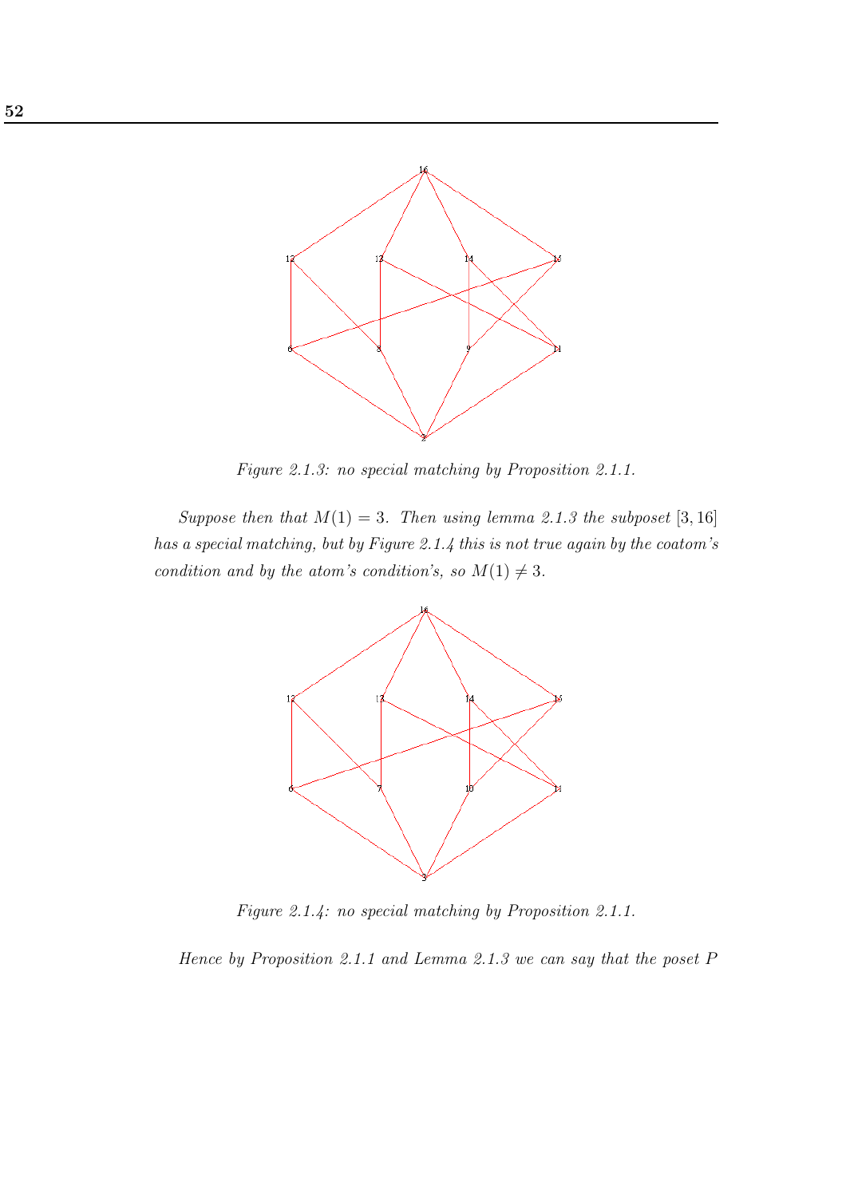*Figure 2.1.3: no special matching by Proposition 2.1.1.*

*Suppose then that $M(1) = 3$. Then using lemma 2.1.3 the subposet $[3, 16]$ has a special matching, but by Figure 2.1.4 this is not true again by the coatom's condition and by the atom's condition's, so $M(1) \neq 3$.*

*Figure 2.1.4: no special matching by Proposition 2.1.1.*

*Hence by Proposition 2.1.1 and Lemma 2.1.3 we can say that the poset $P$*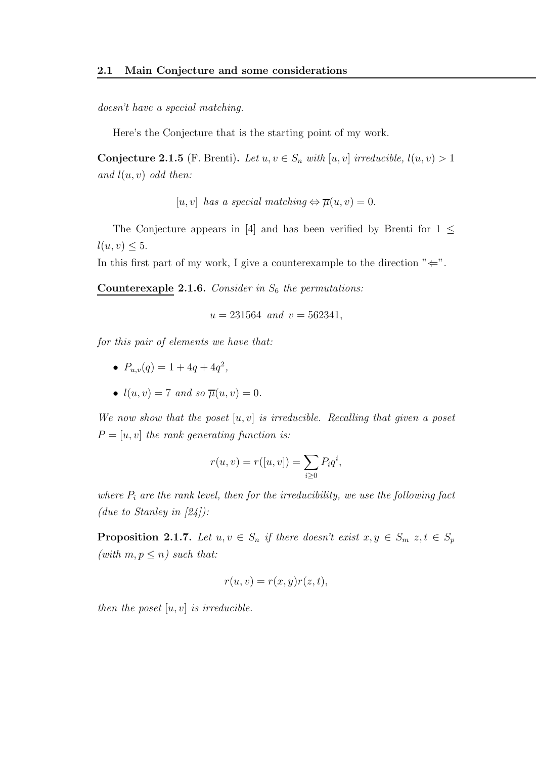*doesn't have a special matching.*

Here's the Conjecture that is the starting point of my work.

**Conjecture 2.1.5** (F. Brenti)**.** *Let $u, v \in S_n$ with $[u, v]$ irreducible, $l(u, v) > 1$ and $l(u, v)$ odd then:*

$$[u, v] \text{ has a special matching} \Leftrightarrow \overline{\mu}(u, v) = 0.$$

The Conjecture appears in [4] and has been verified by Brenti for $1 \leq l(u, v) \leq 5$.
In this first part of my work, I give a counterexample to the direction "$\Leftarrow$".

**Counterexaple 2.1.6.** *Consider in $S_6$ the permutations:*

$$u = 231564 \text{ and } v = 562341,$$

*for this pair of elements we have that:*

- $P_{u,v}(q) = 1 + 4q + 4q^2$,
- $l(u, v) = 7$ *and so* $\overline{\mu}(u, v) = 0$.

*We now show that the poset $[u, v]$ is irreducible. Recalling that given a poset $P = [u, v]$ the rank generating function is:*

$$r(u, v) = r([u, v]) = \sum_{i \geq 0} P_i q^i,$$

*where $P_i$ are the rank level, then for the irreducibility, we use the following fact (due to Stanley in [24]):*

**Proposition 2.1.7.** *Let $u, v \in S_n$ if there doesn't exist $x, y \in S_m$ $z, t \in S_p$ (with $m, p \leq n$) such that:*

$$r(u, v) = r(x, y)r(z, t),$$

*then the poset $[u, v]$ is irreducible.*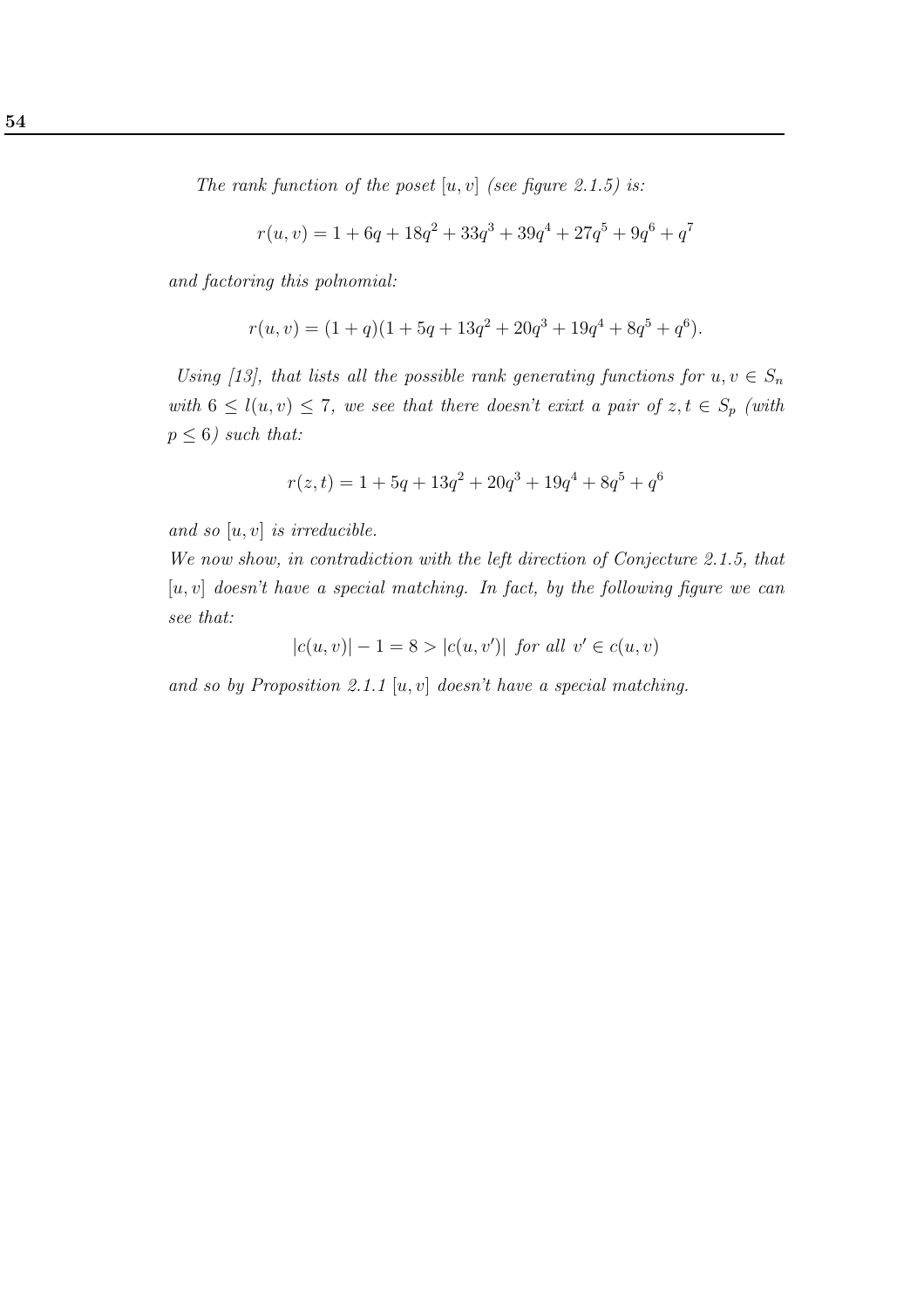*The rank function of the poset $[u, v]$ (see figure 2.1.5) is:*

$$r(u, v) = 1 + 6q + 18q^2 + 33q^3 + 39q^4 + 27q^5 + 9q^6 + q^7$$

*and factoring this polnomial:*

$$r(u, v) = (1 + q)(1 + 5q + 13q^2 + 20q^3 + 19q^4 + 8q^5 + q^6).$$

*Using [13], that lists all the possible rank generating functions for $u, v \in S_n$ with $6 \leq l(u, v) \leq 7$, we see that there doesn't exixt a pair of $z, t \in S_p$ (with $p \leq 6$) such that:*

$$r(z, t) = 1 + 5q + 13q^2 + 20q^3 + 19q^4 + 8q^5 + q^6$$

*and so $[u, v]$ is irreducible.*
*We now show, in contradiction with the left direction of Conjecture 2.1.5, that $[u, v]$ doesn't have a special matching. In fact, by the following figure we can see that:*

$$|c(u, v)| - 1 = 8 > |c(u, v')| \text{ for all } v' \in c(u, v)$$

*and so by Proposition 2.1.1 $[u, v]$ doesn't have a special matching.*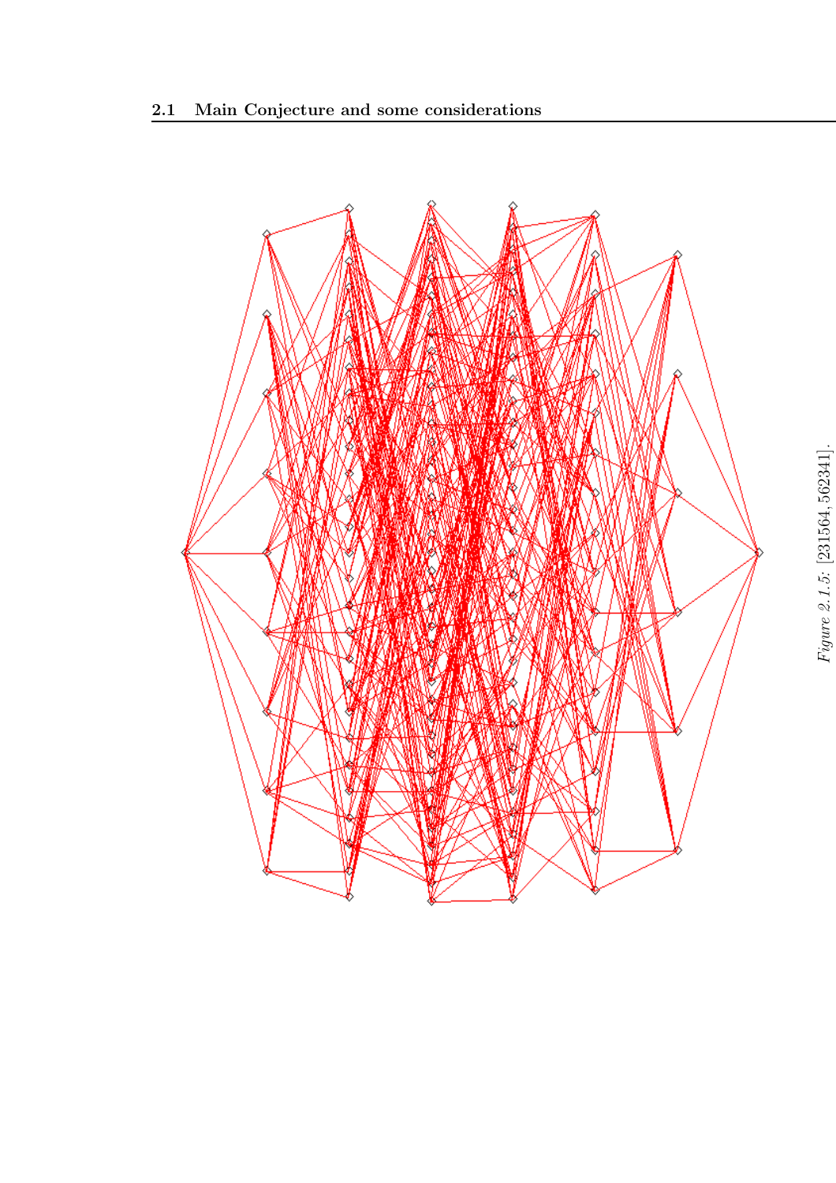*Figure 2.1.5:* [231564, 562341].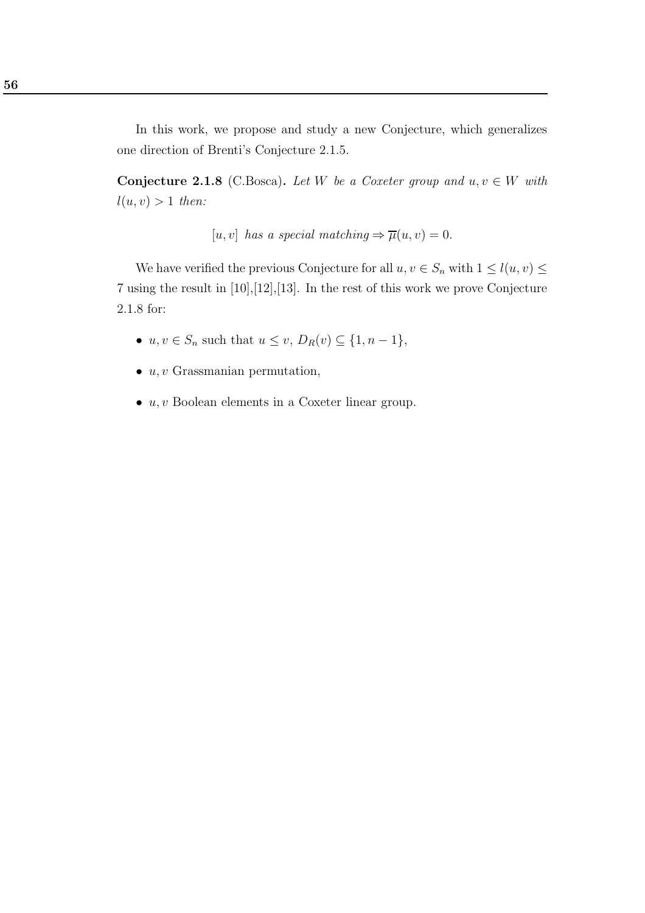In this work, we propose and study a new Conjecture, which generalizes one direction of Brenti's Conjecture 2.1.5.

**Conjecture 2.1.8** (C.Bosca)**.** *Let $W$ be a Coxeter group and $u, v \in W$ with $l(u, v) > 1$ then:*

$$[u, v] \text{ has a special matching} \Rightarrow \overline{\mu}(u, v) = 0.$$

We have verified the previous Conjecture for all $u, v \in S_n$ with $1 \leq l(u, v) \leq 7$ using the result in [10],[12],[13]. In the rest of this work we prove Conjecture 2.1.8 for:

- $u, v \in S_n$ such that $u \leq v$, $D_R(v) \subseteq \{1, n-1\}$,
- $u, v$ Grassmanian permutation,
- $u, v$ Boolean elements in a Coxeter linear group.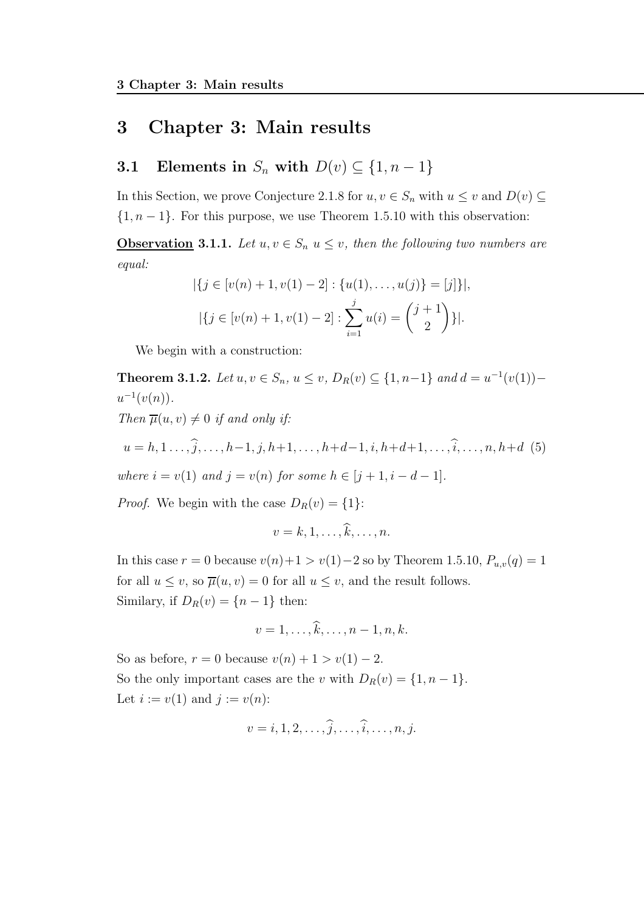# 3 Chapter 3: Main results

## 3.1 Elements in $S_n$ with $D(v) \subseteq \{1, n-1\}$

In this Section, we prove Conjecture 2.1.8 for $u, v \in S_n$ with $u \leq v$ and $D(v) \subseteq \{1, n-1\}$. For this purpose, we use Theorem 1.5.10 with this observation:

**Observation 3.1.1.** *Let $u, v \in S_n$ $u \leq v$, then the following two numbers are equal:*

$$|\{j \in [v(n)+1, v(1)-2] : \{u(1), \ldots, u(j)\} = [j]\}|,$$

$$|\{j \in [v(n)+1, v(1)-2] : \sum_{i=1}^{j} u(i) = \binom{j+1}{2}\}|.$$

We begin with a construction:

**Theorem 3.1.2.** *Let $u, v \in S_n$, $u \leq v$, $D_R(v) \subseteq \{1, n-1\}$ and $d = u^{-1}(v(1)) - u^{-1}(v(n))$.*
*Then $\overline{\mu}(u, v) \neq 0$ if and only if:*

$$u = h, 1 \ldots, \widehat{j}, \ldots, h-1, j, h+1, \ldots, h+d-1, i, h+d+1, \ldots, \widehat{i}, \ldots, n, h+d \quad (5)$$

*where $i = v(1)$ and $j = v(n)$ for some $h \in [j+1, i-d-1]$.*

*Proof.* We begin with the case $D_R(v) = \{1\}$:

$$v = k, 1, \ldots, \widehat{k}, \ldots, n.$$

In this case $r = 0$ because $v(n)+1 > v(1)-2$ so by Theorem 1.5.10, $P_{u,v}(q) = 1$ for all $u \leq v$, so $\overline{\mu}(u, v) = 0$ for all $u \leq v$, and the result follows.
Similary, if $D_R(v) = \{n-1\}$ then:

$$v = 1, \ldots, \widehat{k}, \ldots, n-1, n, k.$$

So as before, $r = 0$ because $v(n)+1 > v(1)-2$.
So the only important cases are the $v$ with $D_R(v) = \{1, n-1\}$.
Let $i := v(1)$ and $j := v(n)$:

$$v = i, 1, 2, \ldots, \widehat{j}, \ldots, \widehat{i}, \ldots, n, j.$$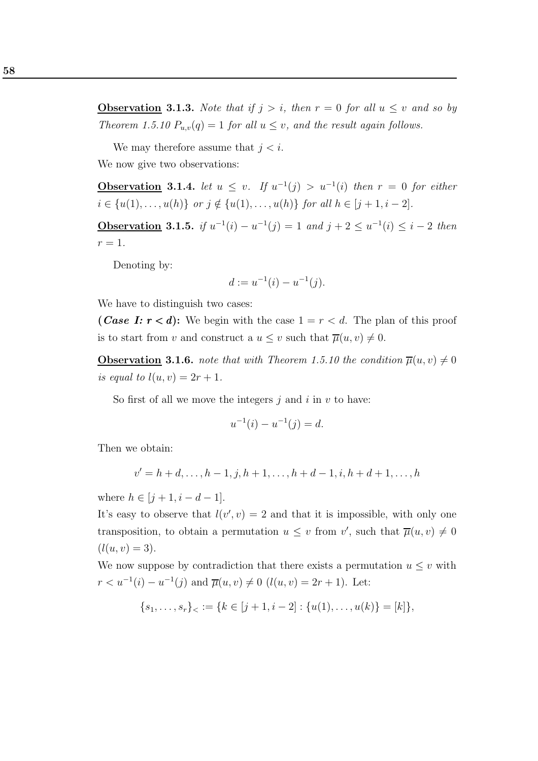**Observation 3.1.3.** *Note that if $j > i$, then $r = 0$ for all $u \leq v$ and so by Theorem 1.5.10 $P_{u,v}(q) = 1$ for all $u \leq v$, and the result again follows.*

We may therefore assume that $j < i$.
We now give two observations:

**Observation 3.1.4.** *let $u \leq v$. If $u^{-1}(j) > u^{-1}(i)$ then $r = 0$ for either $i \in \{u(1), \ldots, u(h)\}$ or $j \notin \{u(1), \ldots, u(h)\}$ for all $h \in [j+1, i-2]$.*

**Observation 3.1.5.** *if $u^{-1}(i) - u^{-1}(j) = 1$ and $j + 2 \leq u^{-1}(i) \leq i - 2$ then $r = 1$.*

Denoting by:

$$d := u^{-1}(i) - u^{-1}(j).$$

We have to distinguish two cases:
**(*Case I: r < d*):** We begin with the case $1 = r < d$. The plan of this proof is to start from $v$ and construct a $u \leq v$ such that $\overline{\mu}(u, v) \neq 0$.

**Observation 3.1.6.** *note that with Theorem 1.5.10 the condition $\overline{\mu}(u, v) \neq 0$ is equal to $l(u, v) = 2r + 1$.*

So first of all we move the integers $j$ and $i$ in $v$ to have:

$$u^{-1}(i) - u^{-1}(j) = d.$$

Then we obtain:

$$v' = h + d, \ldots, h - 1, j, h + 1, \ldots, h + d - 1, i, h + d + 1, \ldots, h$$

where $h \in [j + 1, i - d - 1]$.
It's easy to observe that $l(v', v) = 2$ and that it is impossible, with only one transposition, to obtain a permutation $u \leq v$ from $v'$, such that $\overline{\mu}(u, v) \neq 0$ $(l(u, v) = 3)$.
We now suppose by contradiction that there exists a permutation $u \leq v$ with $r < u^{-1}(i) - u^{-1}(j)$ and $\overline{\mu}(u, v) \neq 0$ $(l(u, v) = 2r + 1)$. Let:

$$\{s_1, \ldots, s_r\}_< := \{k \in [j + 1, i - 2] : \{u(1), \ldots, u(k)\} = [k]\},$$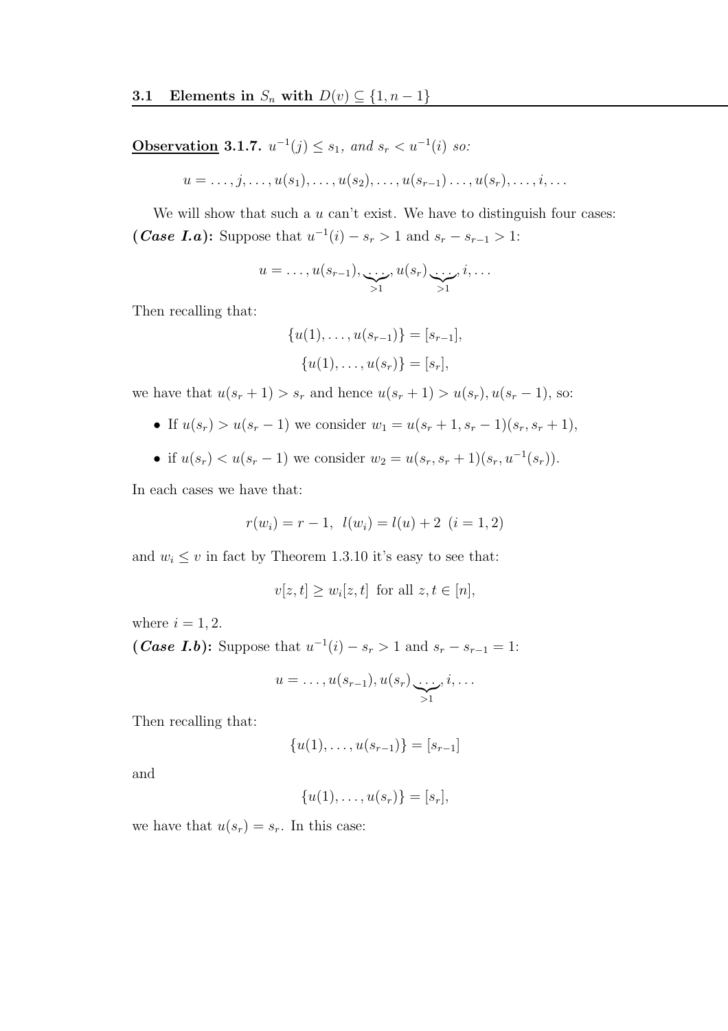**Observation 3.1.7.** *$u^{-1}(j) \leq s_1$, and $s_r < u^{-1}(i)$ so:*

$$u = \ldots, j, \ldots, u(s_1), \ldots, u(s_2), \ldots, u(s_{r-1}) \ldots, u(s_r), \ldots, i, \ldots$$

We will show that such a $u$ can't exist. We have to distinguish four cases:

***(Case I.a):*** Suppose that $u^{-1}(i) - s_r > 1$ and $s_r - s_{r-1} > 1$:

$$u = \ldots, u(s_{r-1}), \underbrace{\ldots}_{>1}, u(s_r) \underbrace{\ldots}_{>1}, i, \ldots$$

Then recalling that:

$$\{u(1), \ldots, u(s_{r-1})\} = [s_{r-1}],$$
$$\{u(1), \ldots, u(s_r)\} = [s_r],$$

we have that $u(s_r + 1) > s_r$ and hence $u(s_r + 1) > u(s_r), u(s_r - 1)$, so:

- If $u(s_r) > u(s_r - 1)$ we consider $w_1 = u(s_r + 1, s_r - 1)(s_r, s_r + 1)$,
- if $u(s_r) < u(s_r - 1)$ we consider $w_2 = u(s_r, s_r + 1)(s_r, u^{-1}(s_r))$.

In each cases we have that:

$$r(w_i) = r - 1, \;\; l(w_i) = l(u) + 2 \;\; (i = 1, 2)$$

and $w_i \leq v$ in fact by Theorem 1.3.10 it's easy to see that:

$$v[z, t] \geq w_i[z, t] \text{ for all } z, t \in [n],$$

where $i = 1, 2$.

***(Case I.b):*** Suppose that $u^{-1}(i) - s_r > 1$ and $s_r - s_{r-1} = 1$:

$$u = \ldots, u(s_{r-1}), u(s_r) \underbrace{\ldots}_{>1}, i, \ldots$$

Then recalling that:

$$\{u(1), \ldots, u(s_{r-1})\} = [s_{r-1}]$$

and

$$\{u(1), \ldots, u(s_r)\} = [s_r],$$

we have that $u(s_r) = s_r$. In this case: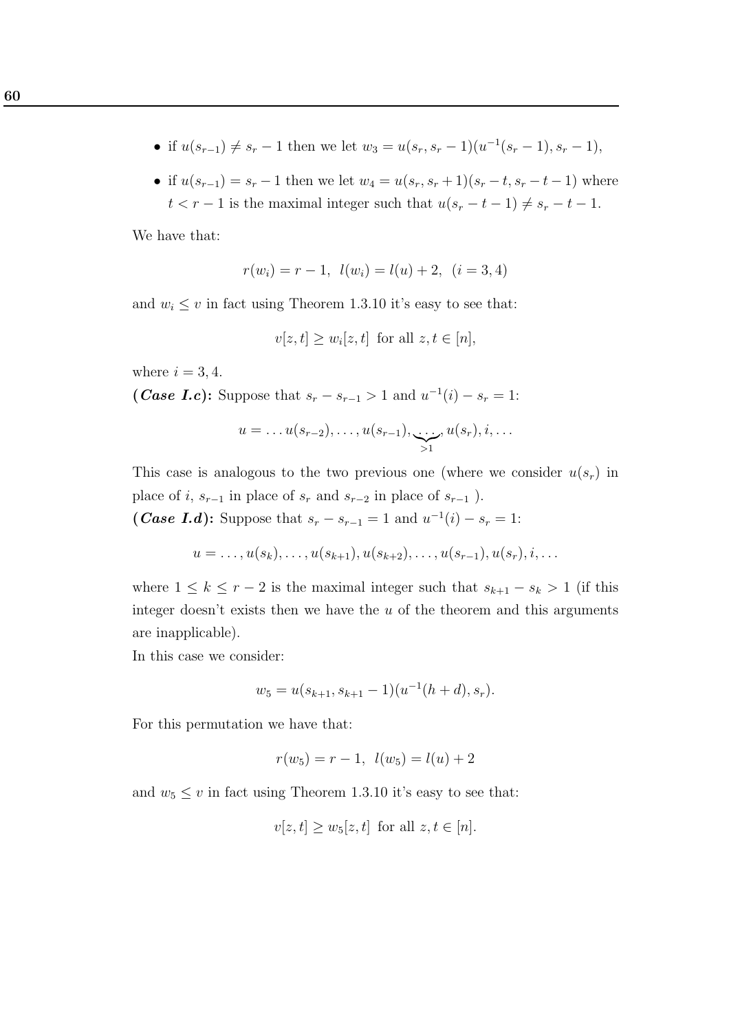- if $u(s_{r-1}) \neq s_r - 1$ then we let $w_3 = u(s_r, s_r - 1)(u^{-1}(s_r - 1), s_r - 1)$,
- if $u(s_{r-1}) = s_r - 1$ then we let $w_4 = u(s_r, s_r + 1)(s_r - t, s_r - t - 1)$ where $t < r - 1$ is the maximal integer such that $u(s_r - t - 1) \neq s_r - t - 1$.

We have that:

$$r(w_i) = r - 1, \;\; l(w_i) = l(u) + 2, \;\; (i = 3, 4)$$

and $w_i \leq v$ in fact using Theorem 1.3.10 it's easy to see that:

$$v[z, t] \geq w_i[z, t] \text{ for all } z, t \in [n],$$

where $i = 3, 4$.

***(Case I.c)*:** Suppose that $s_r - s_{r-1} > 1$ and $u^{-1}(i) - s_r = 1$:

$$u = \ldots u(s_{r-2}), \ldots, u(s_{r-1}), \underbrace{\ldots}_{>1}, u(s_r), i, \ldots$$

This case is analogous to the two previous one (where we consider $u(s_r)$ in place of $i$, $s_{r-1}$ in place of $s_r$ and $s_{r-2}$ in place of $s_{r-1}$ ).

***(Case I.d)*:** Suppose that $s_r - s_{r-1} = 1$ and $u^{-1}(i) - s_r = 1$:

$$u = \ldots, u(s_k), \ldots, u(s_{k+1}), u(s_{k+2}), \ldots, u(s_{r-1}), u(s_r), i, \ldots$$

where $1 \leq k \leq r - 2$ is the maximal integer such that $s_{k+1} - s_k > 1$ (if this integer doesn't exists then we have the $u$ of the theorem and this arguments are inapplicable).

In this case we consider:

$$w_5 = u(s_{k+1}, s_{k+1} - 1)(u^{-1}(h + d), s_r).$$

For this permutation we have that:

$$r(w_5) = r - 1, \;\; l(w_5) = l(u) + 2$$

and $w_5 \leq v$ in fact using Theorem 1.3.10 it's easy to see that:

$$v[z, t] \geq w_5[z, t] \text{ for all } z, t \in [n].$$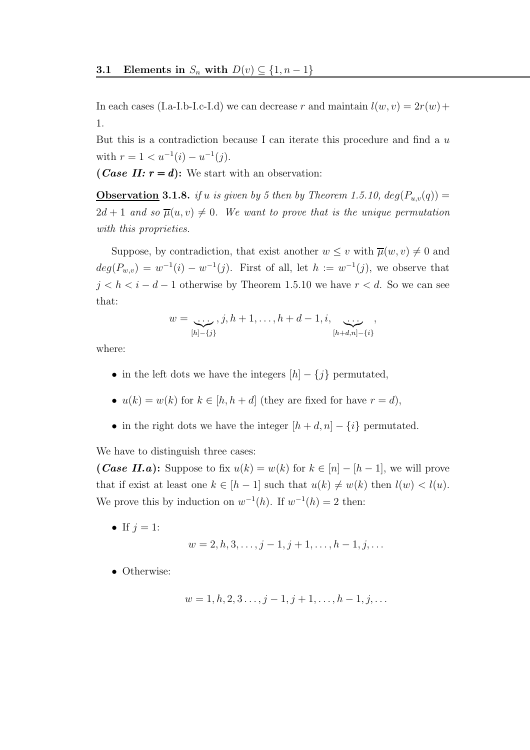In each cases (I.a-I.b-I.c-I.d) we can decrease $r$ and maintain $l(w,v) = 2r(w)+1$.
But this is a contradiction because I can iterate this procedure and find a $u$ with $r = 1 < u^{-1}(i) - u^{-1}(j)$.

***(Case II: r = d):*** We start with an observation:

**<u>Observation</u> 3.1.8.** *if $u$ is given by 5 then by Theorem 1.5.10, $deg(P_{u,v}(q)) = 2d+1$ and so $\overline{\mu}(u,v) \neq 0$. We want to prove that is the unique permutation with this proprieties.*

Suppose, by contradiction, that exist another $w \leq v$ with $\overline{\mu}(w,v) \neq 0$ and $deg(P_{w,v}) = w^{-1}(i) - w^{-1}(j)$. First of all, let $h := w^{-1}(j)$, we observe that $j < h < i - d - 1$ otherwise by Theorem 1.5.10 we have $r < d$. So we can see that:

$$w = \underbrace{\ldots}_{[h]-\{j\}}, j, h+1, \ldots, h+d-1, i, \underbrace{\ldots}_{[h+d,n]-\{i\}},$$

where:

- in the left dots we have the integers $[h] - \{j\}$ permutated,
- $u(k) = w(k)$ for $k \in [h, h+d]$ (they are fixed for have $r = d$),
- in the right dots we have the integer $[h+d, n] - \{i\}$ permutated.

We have to distinguish three cases:

***(Case II.a):*** Suppose to fix $u(k) = w(k)$ for $k \in [n] - [h-1]$, we will prove that if exist at least one $k \in [h-1]$ such that $u(k) \neq w(k)$ then $l(w) < l(u)$. We prove this by induction on $w^{-1}(h)$. If $w^{-1}(h) = 2$ then:

- If $j = 1$:
$$w = 2, h, 3, \ldots, j-1, j+1, \ldots, h-1, j, \ldots$$
- Otherwise:
$$w = 1, h, 2, 3 \ldots, j-1, j+1, \ldots, h-1, j, \ldots$$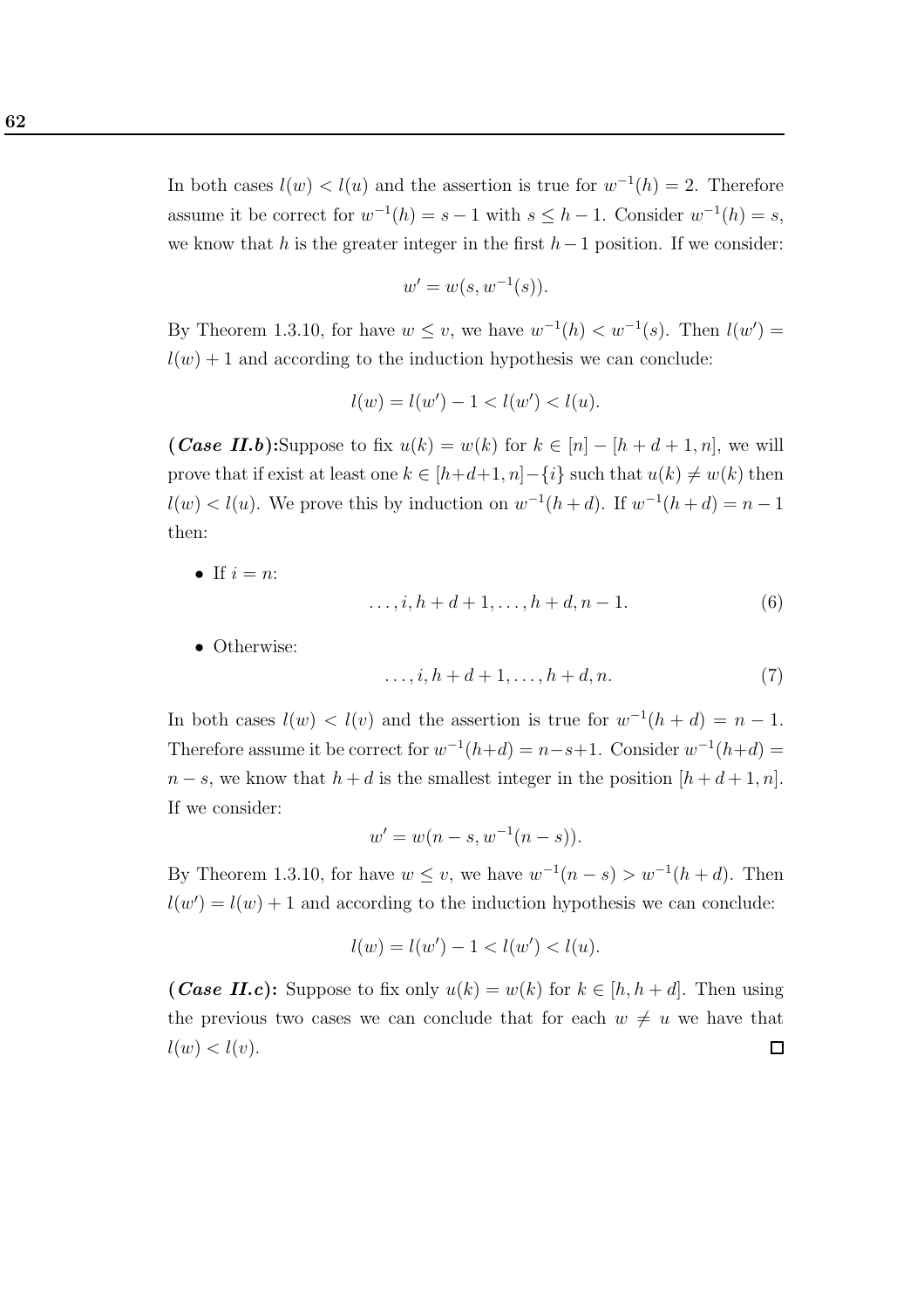In both cases $l(w) < l(u)$ and the assertion is true for $w^{-1}(h) = 2$. Therefore assume it be correct for $w^{-1}(h) = s - 1$ with $s \leq h - 1$. Consider $w^{-1}(h) = s$, we know that $h$ is the greater integer in the first $h - 1$ position. If we consider:

$$w' = w(s, w^{-1}(s)).$$

By Theorem 1.3.10, for have $w \leq v$, we have $w^{-1}(h) < w^{-1}(s)$. Then $l(w') = l(w) + 1$ and according to the induction hypothesis we can conclude:

$$l(w) = l(w') - 1 < l(w') < l(u).$$

***(Case II.b)***:Suppose to fix $u(k) = w(k)$ for $k \in [n] - [h + d + 1, n]$, we will prove that if exist at least one $k \in [h+d+1, n] - \{i\}$ such that $u(k) \neq w(k)$ then $l(w) < l(u)$. We prove this by induction on $w^{-1}(h + d)$. If $w^{-1}(h + d) = n - 1$ then:

- If $i = n$:

$$\ldots, i, h + d + 1, \ldots, h + d, n - 1. \tag{6}$$

- Otherwise:

$$\ldots, i, h + d + 1, \ldots, h + d, n. \tag{7}$$

In both cases $l(w) < l(v)$ and the assertion is true for $w^{-1}(h + d) = n - 1$. Therefore assume it be correct for $w^{-1}(h+d) = n-s+1$. Consider $w^{-1}(h+d) = n - s$, we know that $h + d$ is the smallest integer in the position $[h + d + 1, n]$. If we consider:

$$w' = w(n - s, w^{-1}(n - s)).$$

By Theorem 1.3.10, for have $w \leq v$, we have $w^{-1}(n - s) > w^{-1}(h + d)$. Then $l(w') = l(w) + 1$ and according to the induction hypothesis we can conclude:

$$l(w) = l(w') - 1 < l(w') < l(u).$$

***(Case II.c)*:** Suppose to fix only $u(k) = w(k)$ for $k \in [h, h + d]$. Then using the previous two cases we can conclude that for each $w \neq u$ we have that $l(w) < l(v)$. □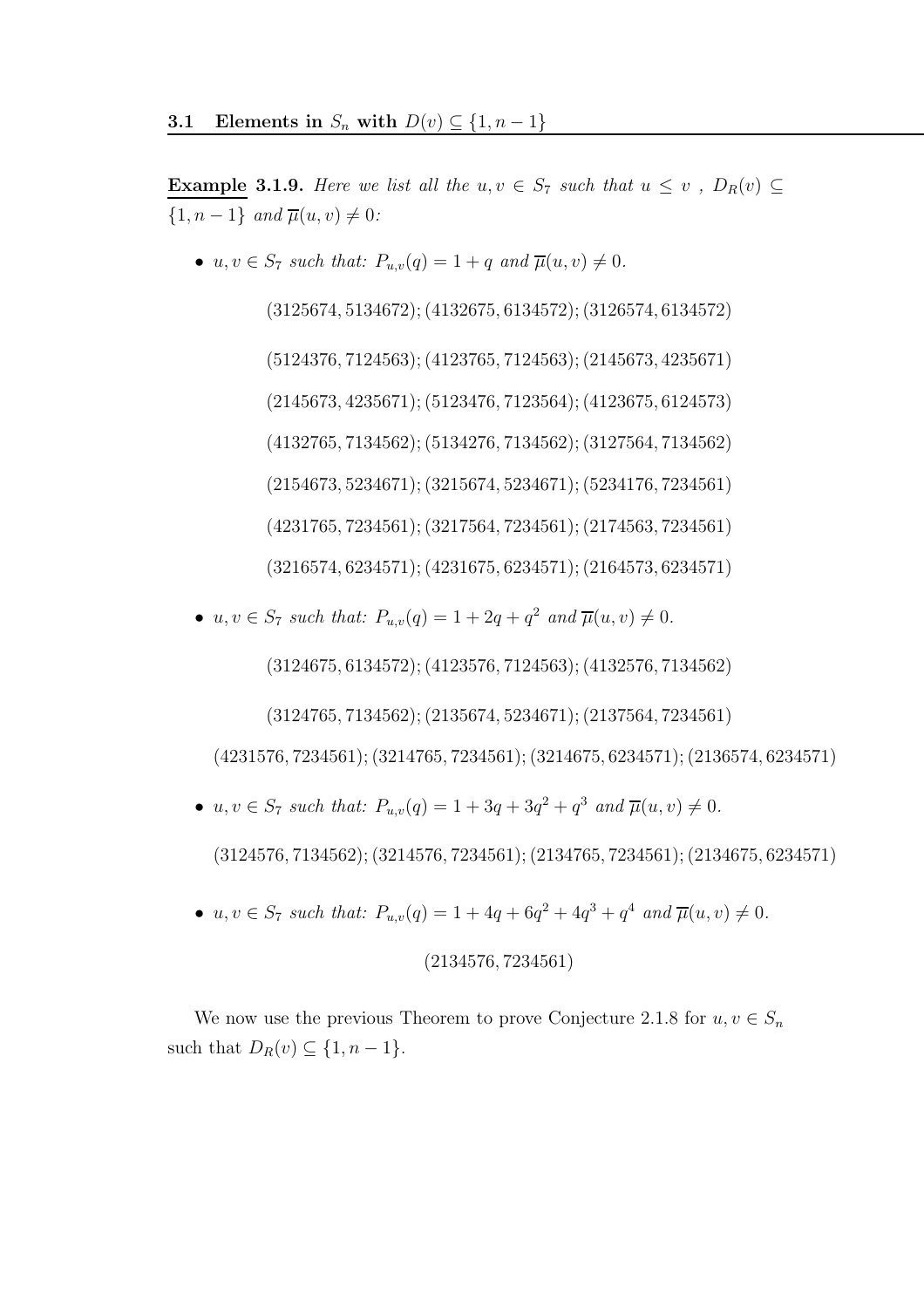**Example 3.1.9.** *Here we list all the $u, v \in S_7$ such that $u \leq v$ , $D_R(v) \subseteq \{1, n-1\}$ and $\overline{\mu}(u, v) \neq 0$:*

- *$u, v \in S_7$ such that: $P_{u,v}(q) = 1 + q$ and $\overline{\mu}(u, v) \neq 0$.*

$$(3125674, 5134672); (4132675, 6134572); (3126574, 6134572)$$

$$(5124376, 7124563); (4123765, 7124563); (2145673, 4235671)$$

$$(2145673, 4235671); (5123476, 7123564); (4123675, 6124573)$$

$$(4132765, 7134562); (5134276, 7134562); (3127564, 7134562)$$

$$(2154673, 5234671); (3215674, 5234671); (5234176, 7234561)$$

$$(4231765, 7234561); (3217564, 7234561); (2174563, 7234561)$$

$$(3216574, 6234571); (4231675, 6234571); (2164573, 6234571)$$

- *$u, v \in S_7$ such that: $P_{u,v}(q) = 1 + 2q + q^2$ and $\overline{\mu}(u, v) \neq 0$.*

$$(3124675, 6134572); (4123576, 7124563); (4132576, 7134562)$$

$$(3124765, 7134562); (2135674, 5234671); (2137564, 7234561)$$

$$(4231576, 7234561); (3214765, 7234561); (3214675, 6234571); (2136574, 6234571)$$

- *$u, v \in S_7$ such that: $P_{u,v}(q) = 1 + 3q + 3q^2 + q^3$ and $\overline{\mu}(u, v) \neq 0$.*

$$(3124576, 7134562); (3214576, 7234561); (2134765, 7234561); (2134675, 6234571)$$

- *$u, v \in S_7$ such that: $P_{u,v}(q) = 1 + 4q + 6q^2 + 4q^3 + q^4$ and $\overline{\mu}(u, v) \neq 0$.*

$$(2134576, 7234561)$$

We now use the previous Theorem to prove Conjecture 2.1.8 for $u, v \in S_n$ such that $D_R(v) \subseteq \{1, n-1\}$.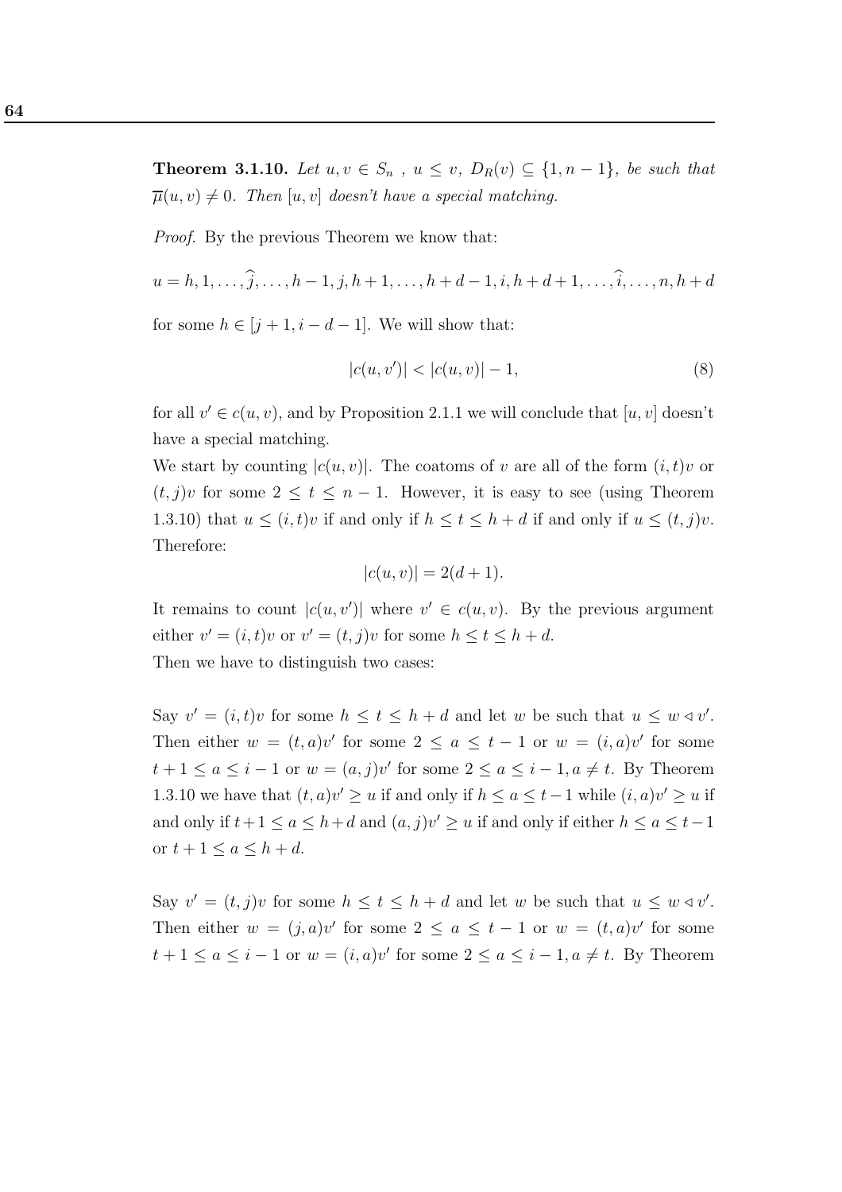**Theorem 3.1.10.** *Let $u, v \in S_n$ , $u \leq v$, $D_R(v) \subseteq \{1, n-1\}$, be such that $\overline{\mu}(u, v) \neq 0$. Then $[u, v]$ doesn't have a special matching.*

*Proof.* By the previous Theorem we know that:

$$u = h, 1, \ldots, \widehat{j}, \ldots, h-1, j, h+1, \ldots, h+d-1, i, h+d+1, \ldots, \widehat{i}, \ldots, n, h+d$$

for some $h \in [j+1, i-d-1]$. We will show that:

$$|c(u, v')| < |c(u, v)| - 1, \tag{8}$$

for all $v' \in c(u, v)$, and by Proposition 2.1.1 we will conclude that $[u, v]$ doesn't have a special matching.

We start by counting $|c(u, v)|$. The coatoms of $v$ are all of the form $(i, t)v$ or $(t, j)v$ for some $2 \leq t \leq n-1$. However, it is easy to see (using Theorem 1.3.10) that $u \leq (i, t)v$ if and only if $h \leq t \leq h+d$ if and only if $u \leq (t, j)v$. Therefore:

$$|c(u, v)| = 2(d+1).$$

It remains to count $|c(u, v')|$ where $v' \in c(u, v)$. By the previous argument either $v' = (i, t)v$ or $v' = (t, j)v$ for some $h \leq t \leq h+d$.

Then we have to distinguish two cases:

Say $v' = (i, t)v$ for some $h \leq t \leq h+d$ and let $w$ be such that $u \leq w \lhd v'$. Then either $w = (t, a)v'$ for some $2 \leq a \leq t-1$ or $w = (i, a)v'$ for some $t+1 \leq a \leq i-1$ or $w = (a, j)v'$ for some $2 \leq a \leq i-1, a \neq t$. By Theorem 1.3.10 we have that $(t, a)v' \geq u$ if and only if $h \leq a \leq t-1$ while $(i, a)v' \geq u$ if and only if $t+1 \leq a \leq h+d$ and $(a, j)v' \geq u$ if and only if either $h \leq a \leq t-1$ or $t+1 \leq a \leq h+d$.

Say $v' = (t, j)v$ for some $h \leq t \leq h+d$ and let $w$ be such that $u \leq w \lhd v'$. Then either $w = (j, a)v'$ for some $2 \leq a \leq t-1$ or $w = (t, a)v'$ for some $t+1 \leq a \leq i-1$ or $w = (i, a)v'$ for some $2 \leq a \leq i-1, a \neq t$. By Theorem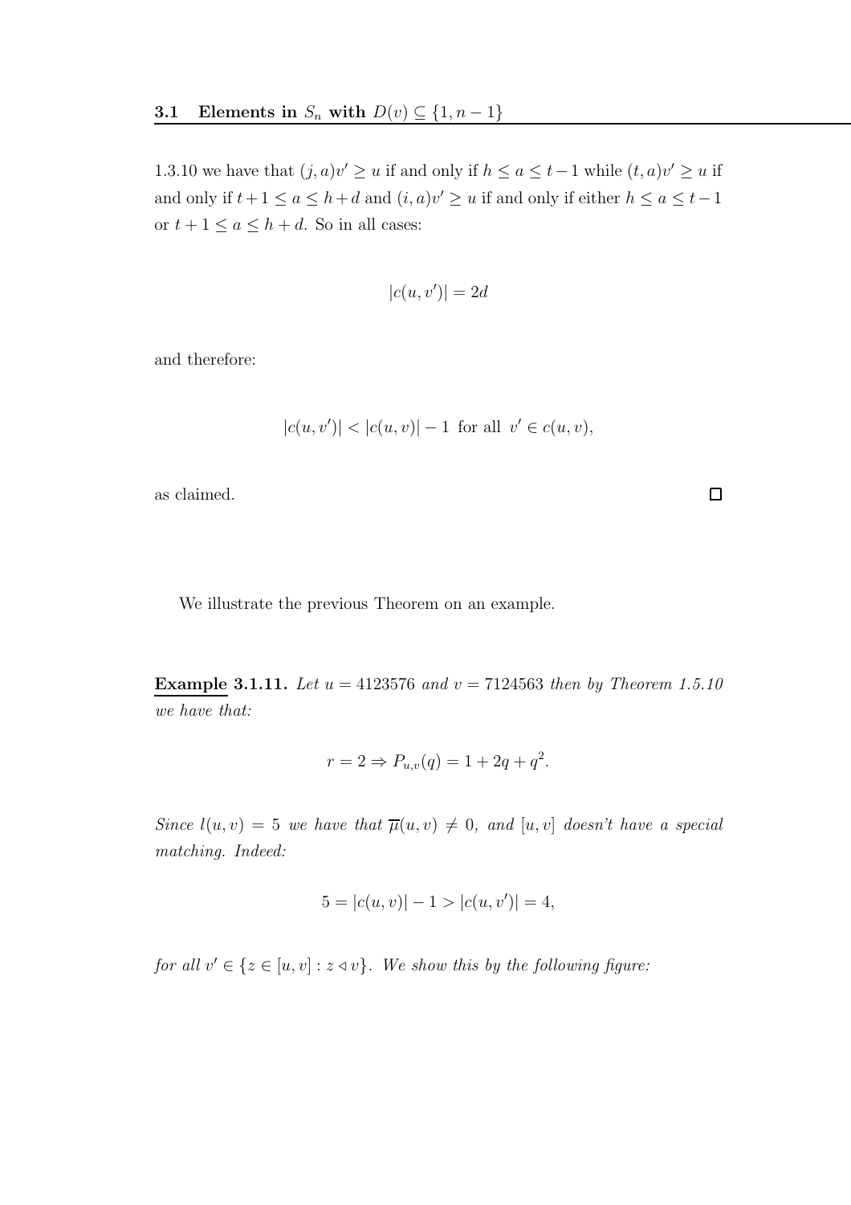1.3.10 we have that $(j, a)v' \geq u$ if and only if $h \leq a \leq t-1$ while $(t, a)v' \geq u$ if and only if $t+1 \leq a \leq h+d$ and $(i, a)v' \geq u$ if and only if either $h \leq a \leq t-1$ or $t+1 \leq a \leq h+d$. So in all cases:

$$|c(u, v')| = 2d$$

and therefore:

$$|c(u, v')| < |c(u, v)| - 1 \text{ for all } v' \in c(u, v),$$

as claimed. $\square$

We illustrate the previous Theorem on an example.

**Example 3.1.11.** *Let $u = 4123576$ and $v = 7124563$ then by Theorem 1.5.10 we have that:*

$$r = 2 \Rightarrow P_{u,v}(q) = 1 + 2q + q^2.$$

*Since $l(u, v) = 5$ we have that $\overline{\mu}(u, v) \neq 0$, and $[u, v]$ doesn't have a special matching. Indeed:*

$$5 = |c(u, v)| - 1 > |c(u, v')| = 4,$$

*for all $v' \in \{z \in [u, v] : z \lhd v\}$. We show this by the following figure:*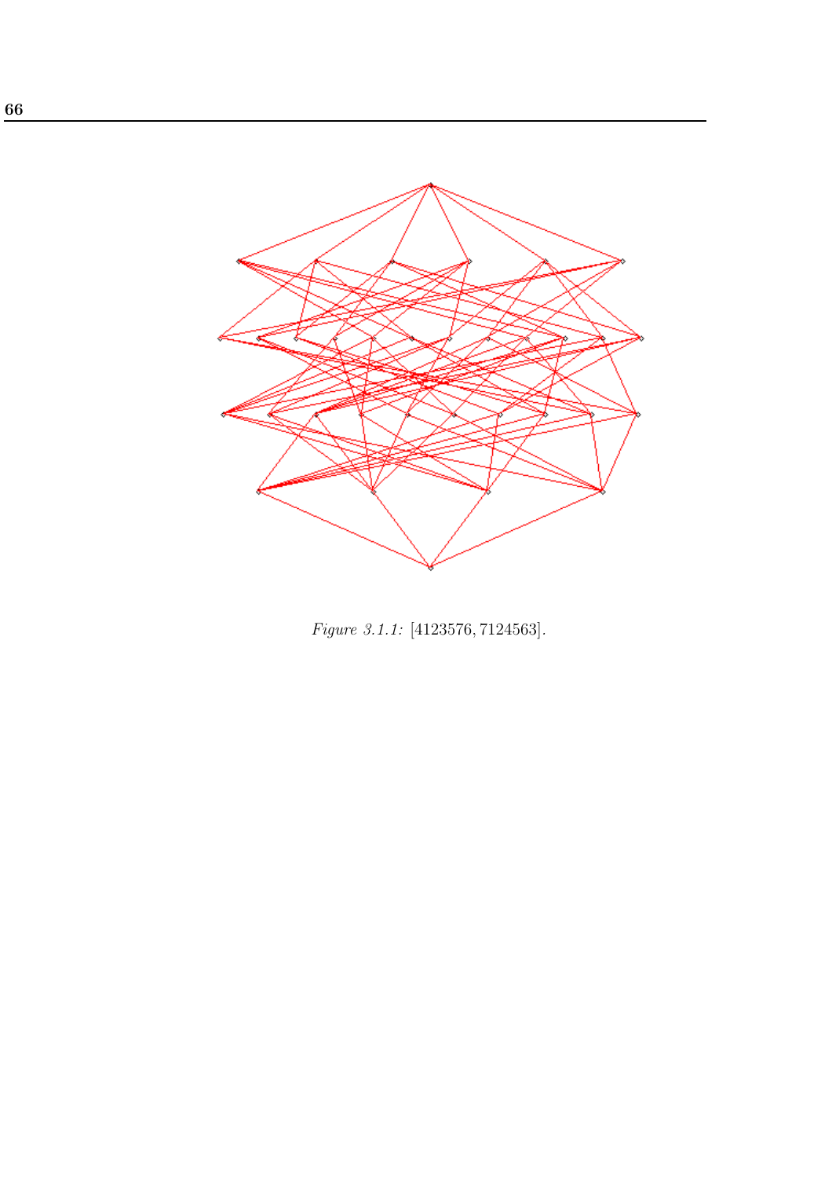*Figure 3.1.1:* [4123576, 7124563].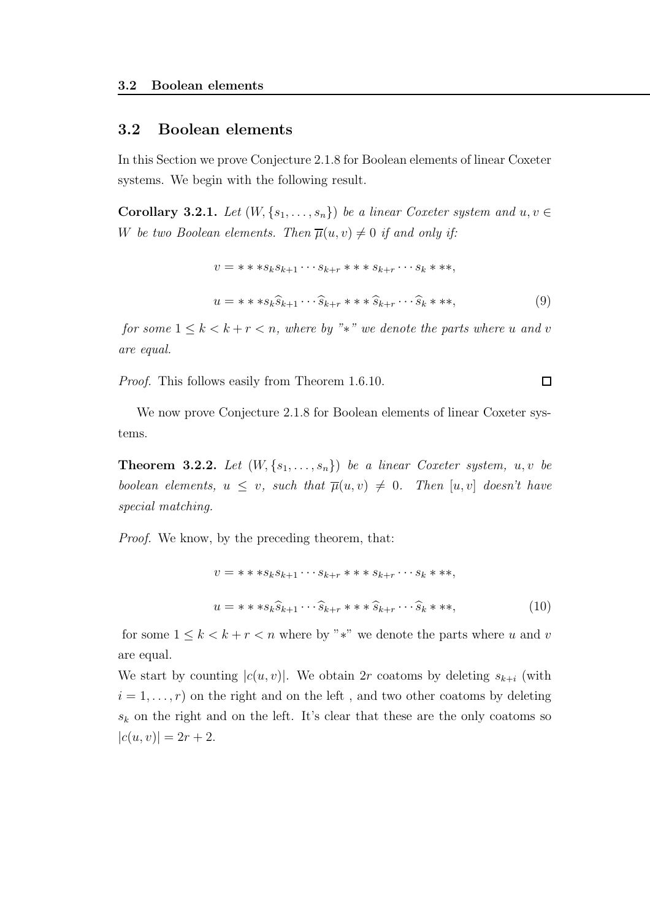## 3.2 Boolean elements

In this Section we prove Conjecture 2.1.8 for Boolean elements of linear Coxeter systems. We begin with the following result.

**Corollary 3.2.1.** *Let $(W, \{s_1, \ldots, s_n\})$ be a linear Coxeter system and $u, v \in W$ be two Boolean elements. Then $\overline{\mu}(u, v) \neq 0$ if and only if:*

$$v = * * * s_k s_{k+1} \cdots s_{k+r} * * * s_{k+r} \cdots s_k * **,$$

$$u = * * * s_k \widehat{s}_{k+1} \cdots \widehat{s}_{k+r} * * * \widehat{s}_{k+r} \cdots \widehat{s}_k * **, \tag{9}$$

*for some $1 \leq k < k + r < n$, where by "$*$" we denote the parts where $u$ and $v$ are equal.*

*Proof.* This follows easily from Theorem 1.6.10. □

We now prove Conjecture 2.1.8 for Boolean elements of linear Coxeter systems.

**Theorem 3.2.2.** *Let $(W, \{s_1, \ldots, s_n\})$ be a linear Coxeter system, $u, v$ be boolean elements, $u \leq v$, such that $\overline{\mu}(u, v) \neq 0$. Then $[u, v]$ doesn't have special matching.*

*Proof.* We know, by the preceding theorem, that:

$$v = * * * s_k s_{k+1} \cdots s_{k+r} * * * s_{k+r} \cdots s_k * **,$$

$$u = * * * s_k \widehat{s}_{k+1} \cdots \widehat{s}_{k+r} * * * \widehat{s}_{k+r} \cdots \widehat{s}_k * **, \tag{10}$$

for some $1 \leq k < k + r < n$ where by "$*$" we denote the parts where $u$ and $v$ are equal.

We start by counting $|c(u, v)|$. We obtain $2r$ coatoms by deleting $s_{k+i}$ (with $i = 1, \ldots, r$) on the right and on the left , and two other coatoms by deleting $s_k$ on the right and on the left. It's clear that these are the only coatoms so $|c(u, v)| = 2r + 2$.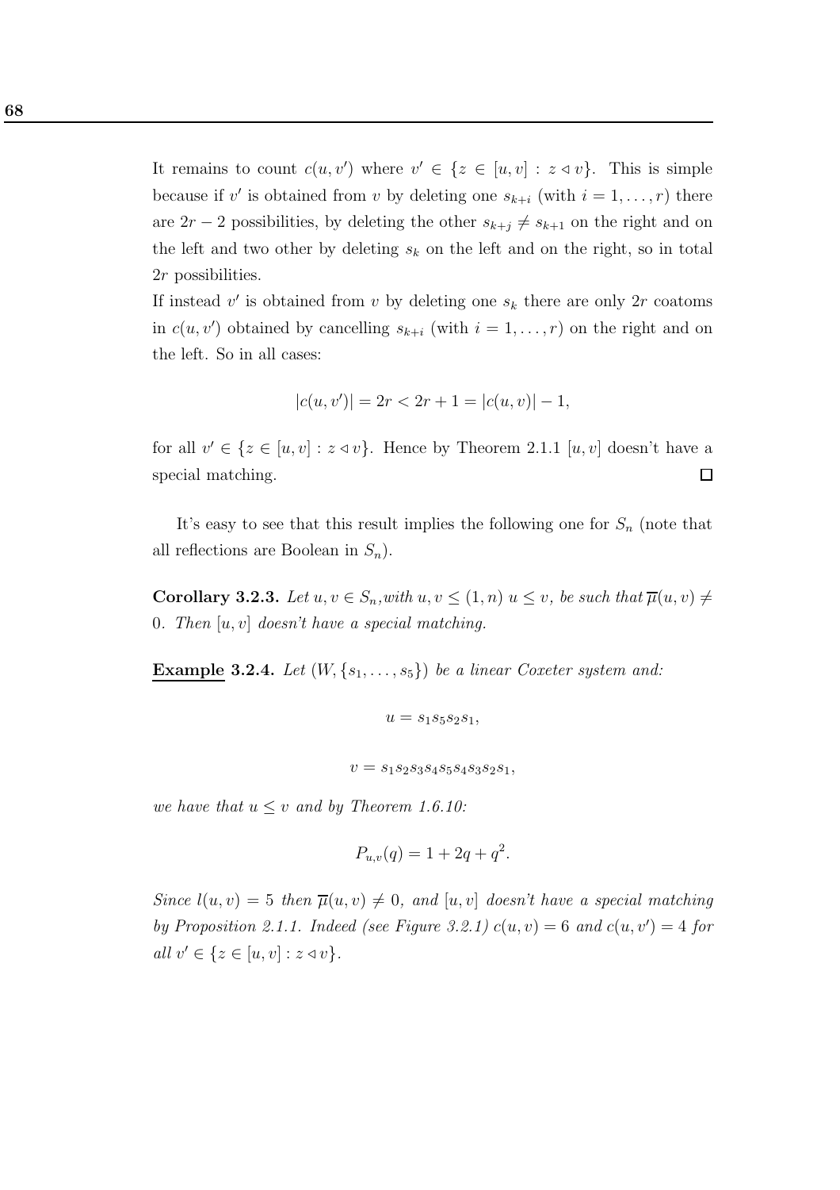It remains to count $c(u, v')$ where $v' \in \{z \in [u, v] : z \lhd v\}$. This is simple because if $v'$ is obtained from $v$ by deleting one $s_{k+i}$ (with $i = 1, \ldots, r$) there are $2r - 2$ possibilities, by deleting the other $s_{k+j} \neq s_{k+1}$ on the right and on the left and two other by deleting $s_k$ on the left and on the right, so in total $2r$ possibilities.

If instead $v'$ is obtained from $v$ by deleting one $s_k$ there are only $2r$ coatoms in $c(u, v')$ obtained by cancelling $s_{k+i}$ (with $i = 1, \ldots, r$) on the right and on the left. So in all cases:

$$|c(u, v')| = 2r < 2r + 1 = |c(u, v)| - 1,$$

for all $v' \in \{z \in [u, v] : z \lhd v\}$. Hence by Theorem 2.1.1 $[u, v]$ doesn't have a special matching. $\square$

It's easy to see that this result implies the following one for $S_n$ (note that all reflections are Boolean in $S_n$).

**Corollary 3.2.3.** *Let $u, v \in S_n$, with $u, v \leq (1, n)$ $u \leq v$, be such that $\overline{\mu}(u, v) \neq 0$. Then $[u, v]$ doesn't have a special matching.*

**<u>Example</u> 3.2.4.** *Let $(W, \{s_1, \ldots, s_5\})$ be a linear Coxeter system and:*

$$u = s_1 s_5 s_2 s_1,$$

$$v = s_1 s_2 s_3 s_4 s_5 s_4 s_3 s_2 s_1,$$

*we have that $u \leq v$ and by Theorem 1.6.10:*

$$P_{u,v}(q) = 1 + 2q + q^2.$$

*Since $l(u, v) = 5$ then $\overline{\mu}(u, v) \neq 0$, and $[u, v]$ doesn't have a special matching by Proposition 2.1.1. Indeed (see Figure 3.2.1) $c(u, v) = 6$ and $c(u, v') = 4$ for all $v' \in \{z \in [u, v] : z \lhd v\}$.*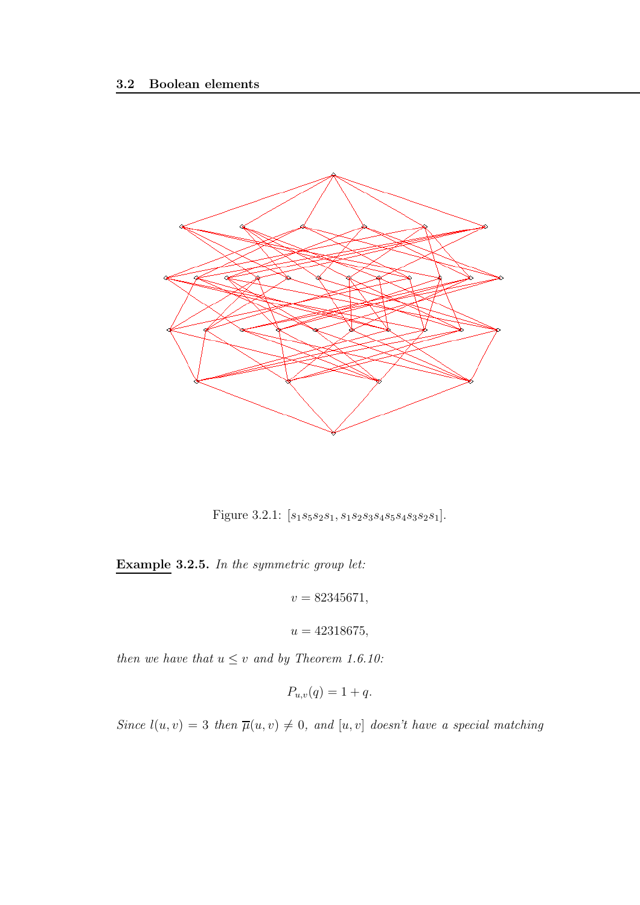Figure 3.2.1: $[s_1s_5s_2s_1, s_1s_2s_3s_4s_5s_4s_3s_2s_1]$.

**Example 3.2.5.** *In the symmetric group let:*

$$v = 82345671,$$

$$u = 42318675,$$

*then we have that $u \leq v$ and by Theorem 1.6.10:*

$$P_{u,v}(q) = 1 + q.$$

*Since $l(u, v) = 3$ then $\overline{\mu}(u, v) \neq 0$, and $[u, v]$ doesn't have a special matching*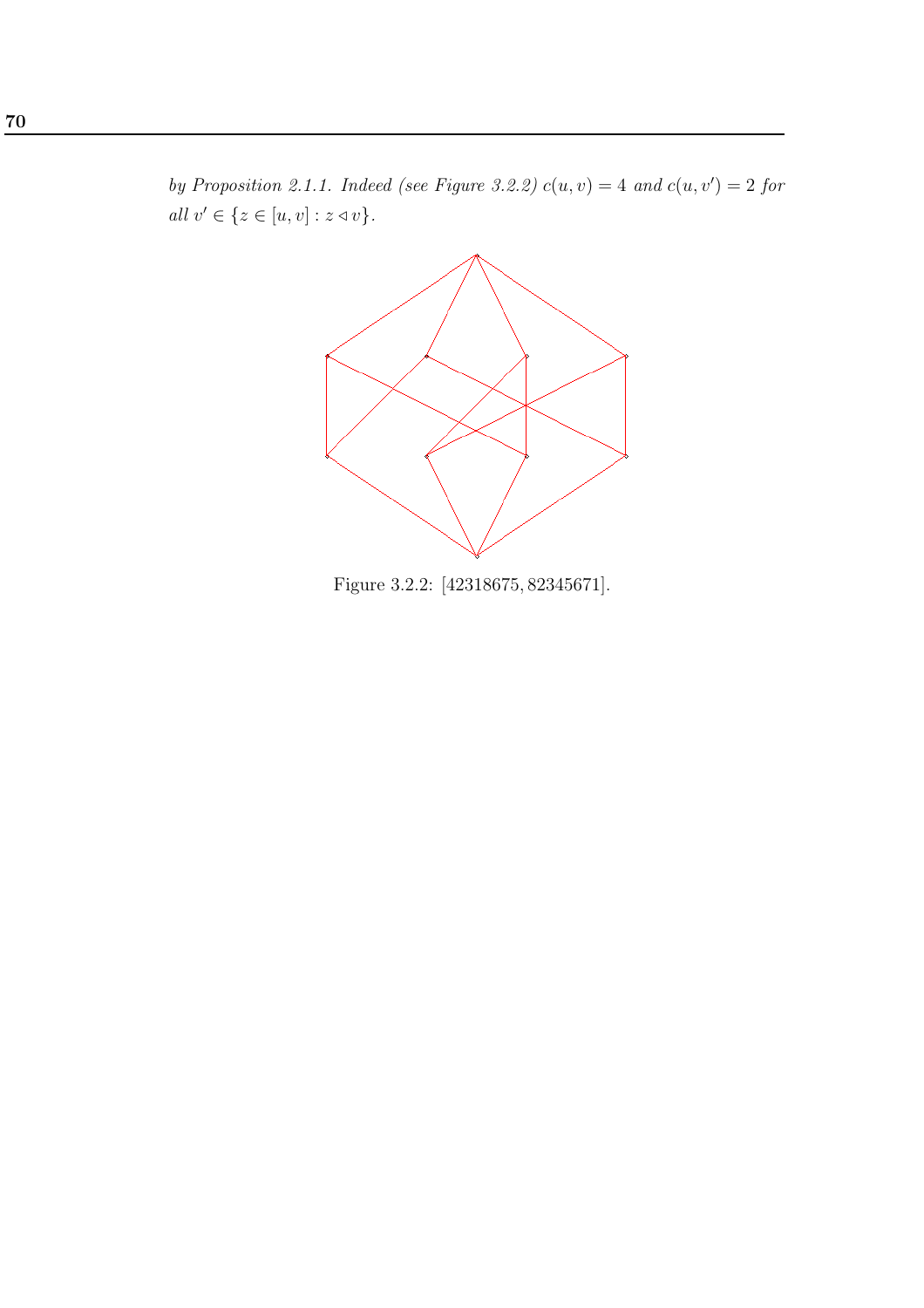*by Proposition 2.1.1. Indeed (see Figure 3.2.2)* $c(u,v) = 4$ *and* $c(u,v') = 2$ *for all* $v' \in \{z \in [u,v] : z \lhd v\}$.

Figure 3.2.2: $[42318675, 82345671]$.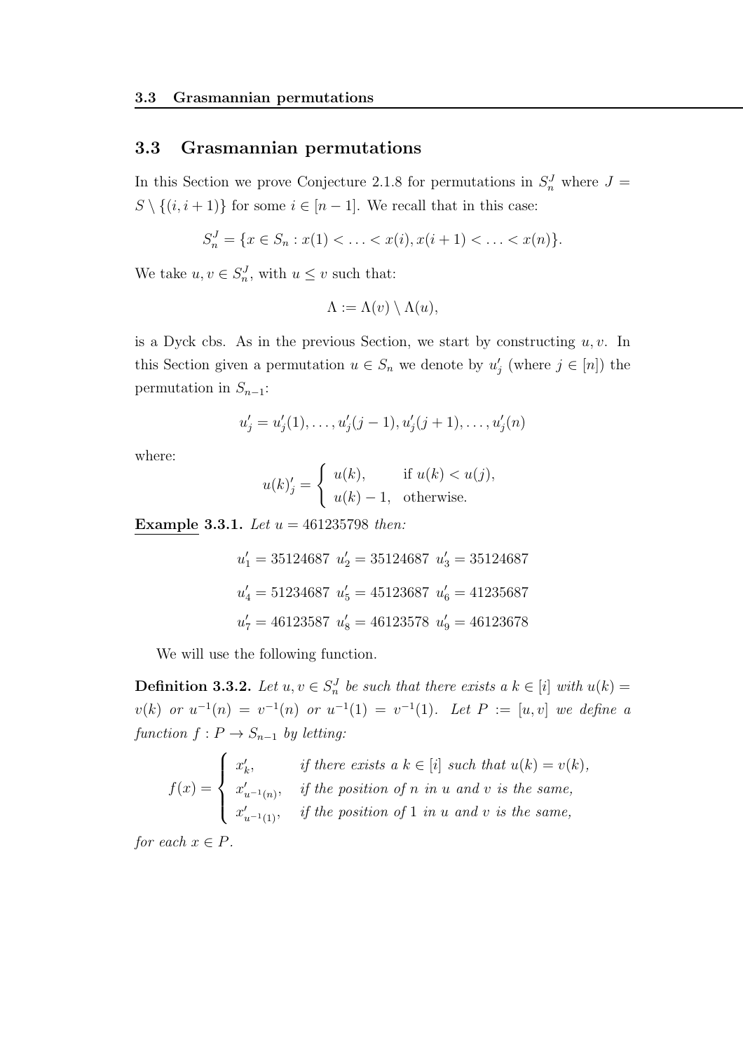## 3.3 Grasmannian permutations

In this Section we prove Conjecture 2.1.8 for permutations in $S_n^J$ where $J = S \setminus \{(i, i+1)\}$ for some $i \in [n-1]$. We recall that in this case:

$$S_n^J = \{x \in S_n : x(1) < \ldots < x(i), x(i+1) < \ldots < x(n)\}.$$

We take $u, v \in S_n^J$, with $u \leq v$ such that:

$$\Lambda := \Lambda(v) \setminus \Lambda(u),$$

is a Dyck cbs. As in the previous Section, we start by constructing $u, v$. In this Section given a permutation $u \in S_n$ we denote by $u'_j$ (where $j \in [n]$) the permutation in $S_{n-1}$:

$$u'_j = u'_j(1), \ldots, u'_j(j-1), u'_j(j+1), \ldots, u'_j(n)$$

where:

$$u(k)'_j = \begin{cases} u(k), & \text{if } u(k) < u(j), \\ u(k) - 1, & \text{otherwise.} \end{cases}$$

**Example 3.3.1.** *Let $u = 461235798$ then:*

$$u'_1 = 35124687 \;\; u'_2 = 35124687 \;\; u'_3 = 35124687$$

$$u'_4 = 51234687 \;\; u'_5 = 45123687 \;\; u'_6 = 41235687$$

$$u'_7 = 46123587 \;\; u'_8 = 46123578 \;\; u'_9 = 46123678$$

We will use the following function.

**Definition 3.3.2.** *Let $u, v \in S_n^J$ be such that there exists a $k \in [i]$ with $u(k) = v(k)$ or $u^{-1}(n) = v^{-1}(n)$ or $u^{-1}(1) = v^{-1}(1)$. Let $P := [u, v]$ we define a function $f : P \to S_{n-1}$ by letting:*

$$f(x) = \begin{cases} x'_k, & \text{if there exists a } k \in [i] \text{ such that } u(k) = v(k), \\ x'_{u^{-1}(n)}, & \text{if the position of } n \text{ in } u \text{ and } v \text{ is the same,} \\ x'_{u^{-1}(1)}, & \text{if the position of } 1 \text{ in } u \text{ and } v \text{ is the same,} \end{cases}$$

*for each $x \in P$.*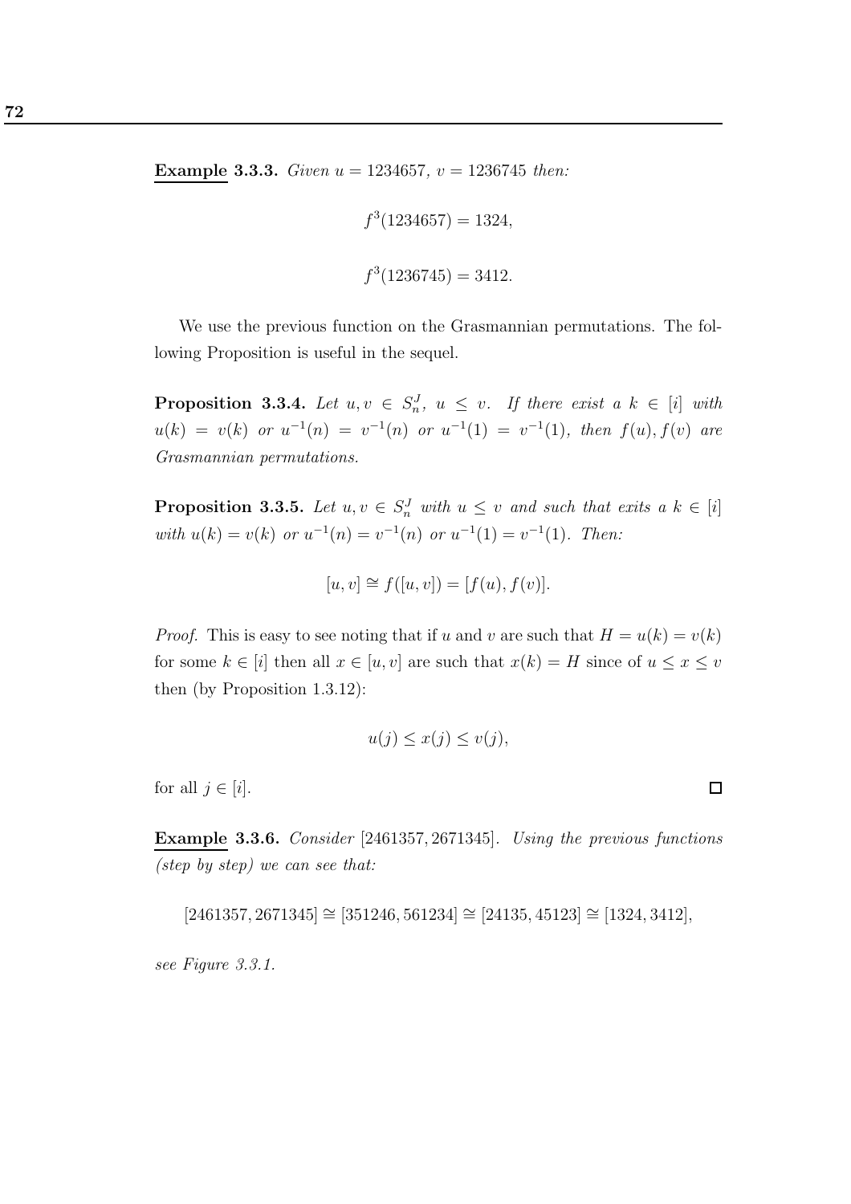**Example 3.3.3.** *Given $u = 1234657$, $v = 1236745$ then:*

$$f^3(1234657) = 1324,$$

$$f^3(1236745) = 3412.$$

We use the previous function on the Grasmannian permutations. The following Proposition is useful in the sequel.

**Proposition 3.3.4.** *Let $u, v \in S_n^J$, $u \leq v$. If there exist a $k \in [i]$ with $u(k) = v(k)$ or $u^{-1}(n) = v^{-1}(n)$ or $u^{-1}(1) = v^{-1}(1)$, then $f(u), f(v)$ are Grasmannian permutations.*

**Proposition 3.3.5.** *Let $u, v \in S_n^J$ with $u \leq v$ and such that exits a $k \in [i]$ with $u(k) = v(k)$ or $u^{-1}(n) = v^{-1}(n)$ or $u^{-1}(1) = v^{-1}(1)$. Then:*

$$[u, v] \cong f([u, v]) = [f(u), f(v)].$$

*Proof.* This is easy to see noting that if $u$ and $v$ are such that $H = u(k) = v(k)$ for some $k \in [i]$ then all $x \in [u, v]$ are such that $x(k) = H$ since of $u \leq x \leq v$ then (by Proposition 1.3.12):

$$u(j) \leq x(j) \leq v(j),$$

for all $j \in [i]$. $\square$

**Example 3.3.6.** *Consider $[2461357, 2671345]$. Using the previous functions (step by step) we can see that:*

$$[2461357, 2671345] \cong [351246, 561234] \cong [24135, 45123] \cong [1324, 3412],$$

*see Figure 3.3.1.*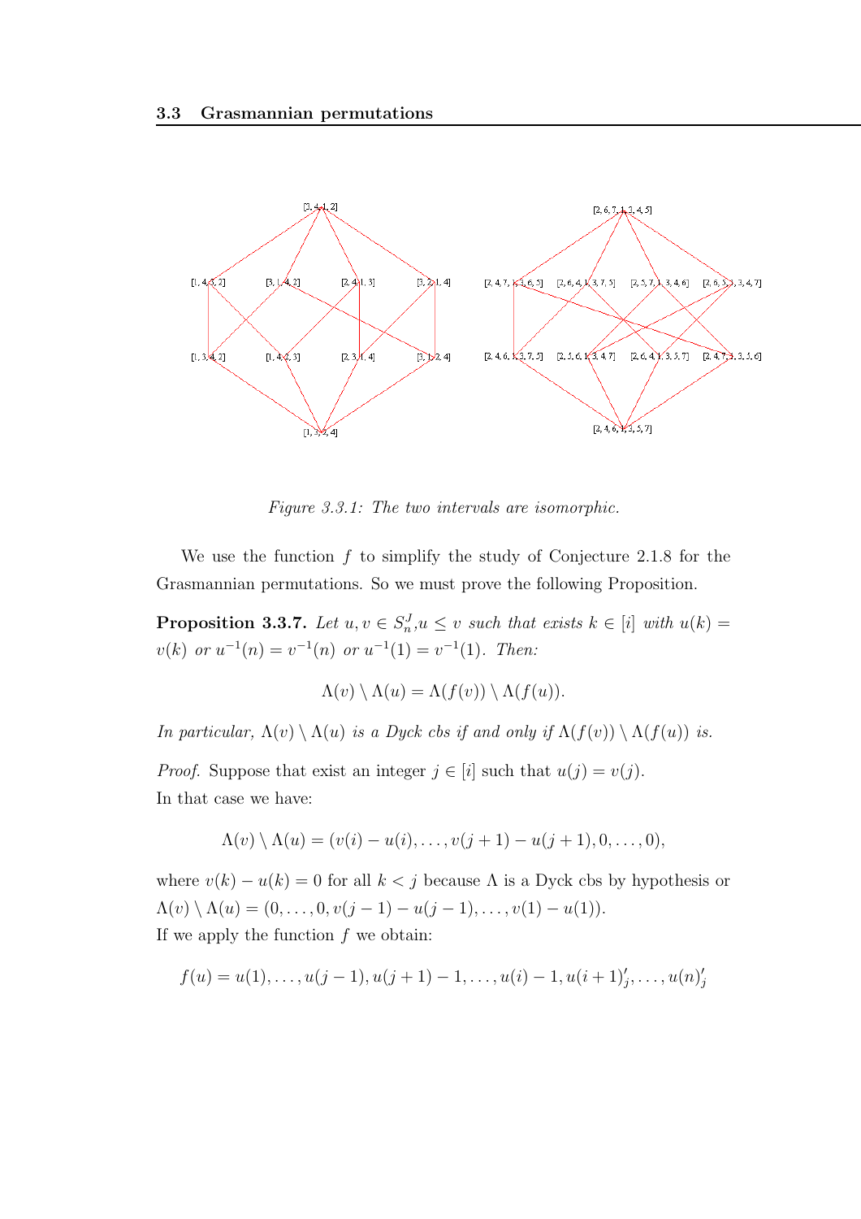Figure 3.3.1: The two intervals are isomorphic.

We use the function $f$ to simplify the study of Conjecture 2.1.8 for the Grasmannian permutations. So we must prove the following Proposition.

**Proposition 3.3.7.** *Let $u, v \in S_n^J$, $u \leq v$ such that exists $k \in [i]$ with $u(k) = v(k)$ or $u^{-1}(n) = v^{-1}(n)$ or $u^{-1}(1) = v^{-1}(1)$. Then:*

$$\Lambda(v) \setminus \Lambda(u) = \Lambda(f(v)) \setminus \Lambda(f(u)).$$

*In particular, $\Lambda(v) \setminus \Lambda(u)$ is a Dyck cbs if and only if $\Lambda(f(v)) \setminus \Lambda(f(u))$ is.*

*Proof.* Suppose that exist an integer $j \in [i]$ such that $u(j) = v(j)$.
In that case we have:

$$\Lambda(v) \setminus \Lambda(u) = (v(i) - u(i), \ldots, v(j+1) - u(j+1), 0, \ldots, 0),$$

where $v(k) - u(k) = 0$ for all $k < j$ because $\Lambda$ is a Dyck cbs by hypothesis or $\Lambda(v) \setminus \Lambda(u) = (0, \ldots, 0, v(j-1) - u(j-1), \ldots, v(1) - u(1))$.
If we apply the function $f$ we obtain:

$$f(u) = u(1), \ldots, u(j-1), u(j+1) - 1, \ldots, u(i) - 1, u(i+1)'_j, \ldots, u(n)'_j$$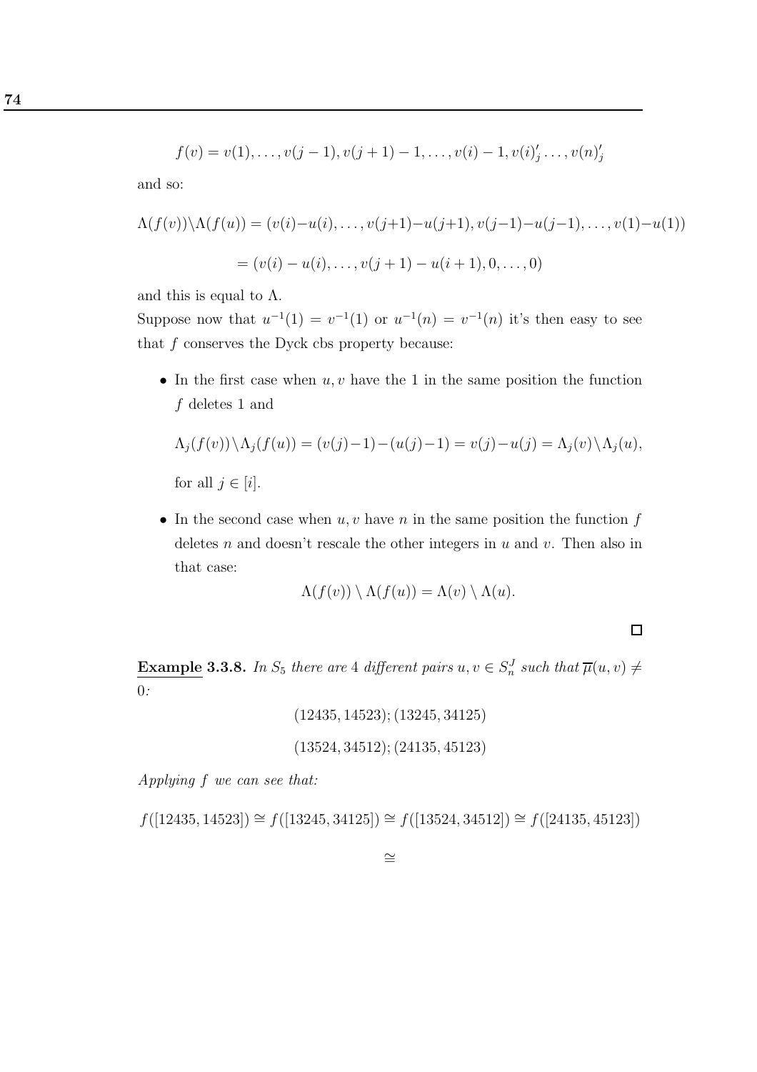$$f(v) = v(1), \ldots, v(j-1), v(j+1)-1, \ldots, v(i)-1, v(i)'_j \ldots, v(n)'_j$$

and so:

$$\Lambda(f(v)) \setminus \Lambda(f(u)) = (v(i)-u(i), \ldots, v(j+1)-u(j+1), v(j-1)-u(j-1), \ldots, v(1)-u(1))$$

$$= (v(i)-u(i), \ldots, v(j+1)-u(i+1), 0, \ldots, 0)$$

and this is equal to $\Lambda$.

Suppose now that $u^{-1}(1) = v^{-1}(1)$ or $u^{-1}(n) = v^{-1}(n)$ it's then easy to see that $f$ conserves the Dyck cbs property because:

- In the first case when $u, v$ have the 1 in the same position the function $f$ deletes 1 and

  $$\Lambda_j(f(v)) \setminus \Lambda_j(f(u)) = (v(j)-1)-(u(j)-1) = v(j)-u(j) = \Lambda_j(v) \setminus \Lambda_j(u),$$

  for all $j \in [i]$.

- In the second case when $u, v$ have $n$ in the same position the function $f$ deletes $n$ and doesn't rescale the other integers in $u$ and $v$. Then also in that case:

  $$\Lambda(f(v)) \setminus \Lambda(f(u)) = \Lambda(v) \setminus \Lambda(u).$$

$\square$

**Example 3.3.8.** *In $S_5$ there are 4 different pairs $u, v \in S_n^J$ such that $\overline{\mu}(u, v) \neq 0$:*

$$(12435, 14523); (13245, 34125)$$

$$(13524, 34512); (24135, 45123)$$

*Applying $f$ we can see that:*

$$f([12435, 14523]) \cong f([13245, 34125]) \cong f([13524, 34512]) \cong f([24135, 45123])$$

$$\cong$$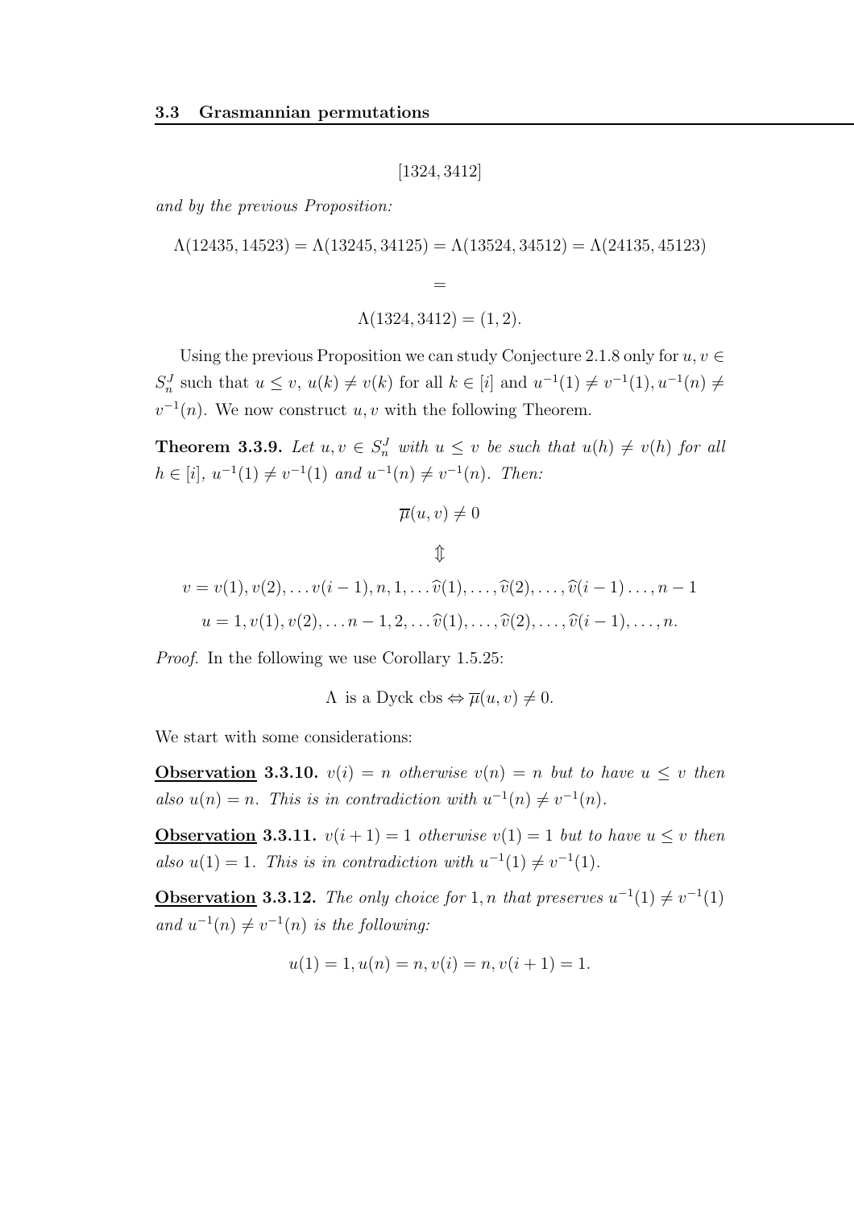$$[1324, 3412]$$

*and by the previous Proposition:*

$$\Lambda(12435, 14523) = \Lambda(13245, 34125) = \Lambda(13524, 34512) = \Lambda(24135, 45123)$$

$$=$$

$$\Lambda(1324, 3412) = (1, 2).$$

Using the previous Proposition we can study Conjecture 2.1.8 only for $u, v \in S_n^J$ such that $u \leq v$, $u(k) \neq v(k)$ for all $k \in [i]$ and $u^{-1}(1) \neq v^{-1}(1), u^{-1}(n) \neq v^{-1}(n)$. We now construct $u, v$ with the following Theorem.

**Theorem 3.3.9.** *Let $u, v \in S_n^J$ with $u \leq v$ be such that $u(h) \neq v(h)$ for all $h \in [i]$, $u^{-1}(1) \neq v^{-1}(1)$ and $u^{-1}(n) \neq v^{-1}(n)$. Then:*

$$\overline{\mu}(u, v) \neq 0$$

$$\Updownarrow$$

$$v = v(1), v(2), \ldots v(i-1), n, 1, \ldots \widehat{v}(1), \ldots, \widehat{v}(2), \ldots, \widehat{v}(i-1) \ldots, n-1$$

$$u = 1, v(1), v(2), \ldots n-1, 2, \ldots \widehat{v}(1), \ldots, \widehat{v}(2), \ldots, \widehat{v}(i-1), \ldots, n.$$

*Proof.* In the following we use Corollary 1.5.25:

$$\Lambda \text{ is a Dyck cbs} \Leftrightarrow \overline{\mu}(u, v) \neq 0.$$

We start with some considerations:

**Observation 3.3.10.** *$v(i) = n$ otherwise $v(n) = n$ but to have $u \leq v$ then also $u(n) = n$. This is in contradiction with $u^{-1}(n) \neq v^{-1}(n)$.*

**Observation 3.3.11.** *$v(i+1) = 1$ otherwise $v(1) = 1$ but to have $u \leq v$ then also $u(1) = 1$. This is in contradiction with $u^{-1}(1) \neq v^{-1}(1)$.*

**Observation 3.3.12.** *The only choice for $1, n$ that preserves $u^{-1}(1) \neq v^{-1}(1)$ and $u^{-1}(n) \neq v^{-1}(n)$ is the following:*

$$u(1) = 1, u(n) = n, v(i) = n, v(i+1) = 1.$$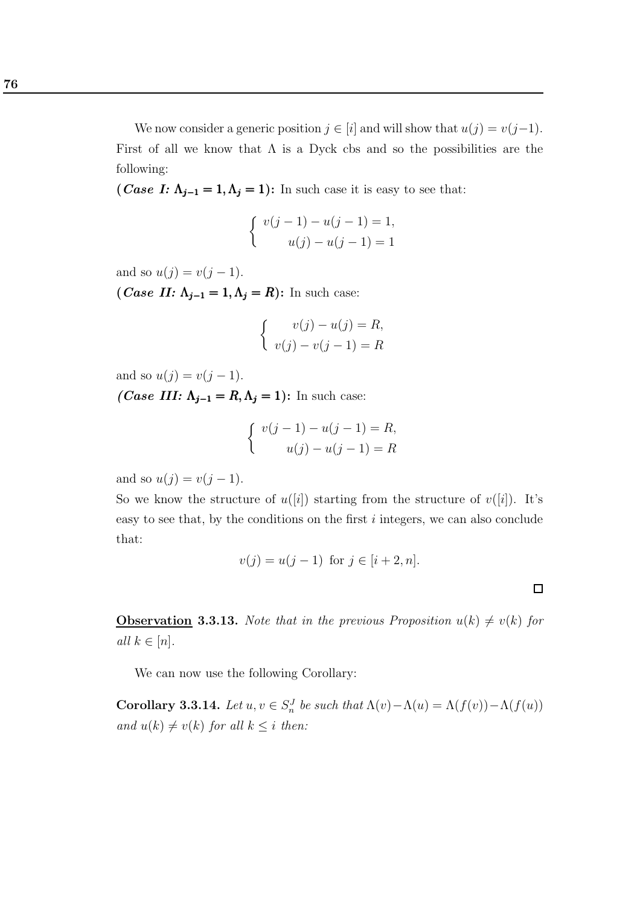We now consider a generic position $j \in [i]$ and will show that $u(j) = v(j-1)$. First of all we know that $\Lambda$ is a Dyck cbs and so the possibilities are the following:

**(*Case I:* $\Lambda_{j-1} = 1, \Lambda_j = 1$):** In such case it is easy to see that:

$$\begin{cases} v(j-1) - u(j-1) = 1, \\ u(j) - u(j-1) = 1 \end{cases}$$

and so $u(j) = v(j-1)$.

**(*Case II:* $\Lambda_{j-1} = 1, \Lambda_j = R$):** In such case:

$$\begin{cases} v(j) - u(j) = R, \\ v(j) - v(j-1) = R \end{cases}$$

and so $u(j) = v(j-1)$.

**(*Case III:* $\Lambda_{j-1} = R, \Lambda_j = 1$):** In such case:

$$\begin{cases} v(j-1) - u(j-1) = R, \\ u(j) - u(j-1) = R \end{cases}$$

and so $u(j) = v(j-1)$.

So we know the structure of $u([i])$ starting from the structure of $v([i])$. It's easy to see that, by the conditions on the first $i$ integers, we can also conclude that:

$$v(j) = u(j-1) \text{ for } j \in [i+2, n].$$

□

**Observation 3.3.13.** *Note that in the previous Proposition $u(k) \neq v(k)$ for all $k \in [n]$.*

We can now use the following Corollary:

**Corollary 3.3.14.** *Let $u, v \in S_n^J$ be such that $\Lambda(v) - \Lambda(u) = \Lambda(f(v)) - \Lambda(f(u))$ and $u(k) \neq v(k)$ for all $k \leq i$ then:*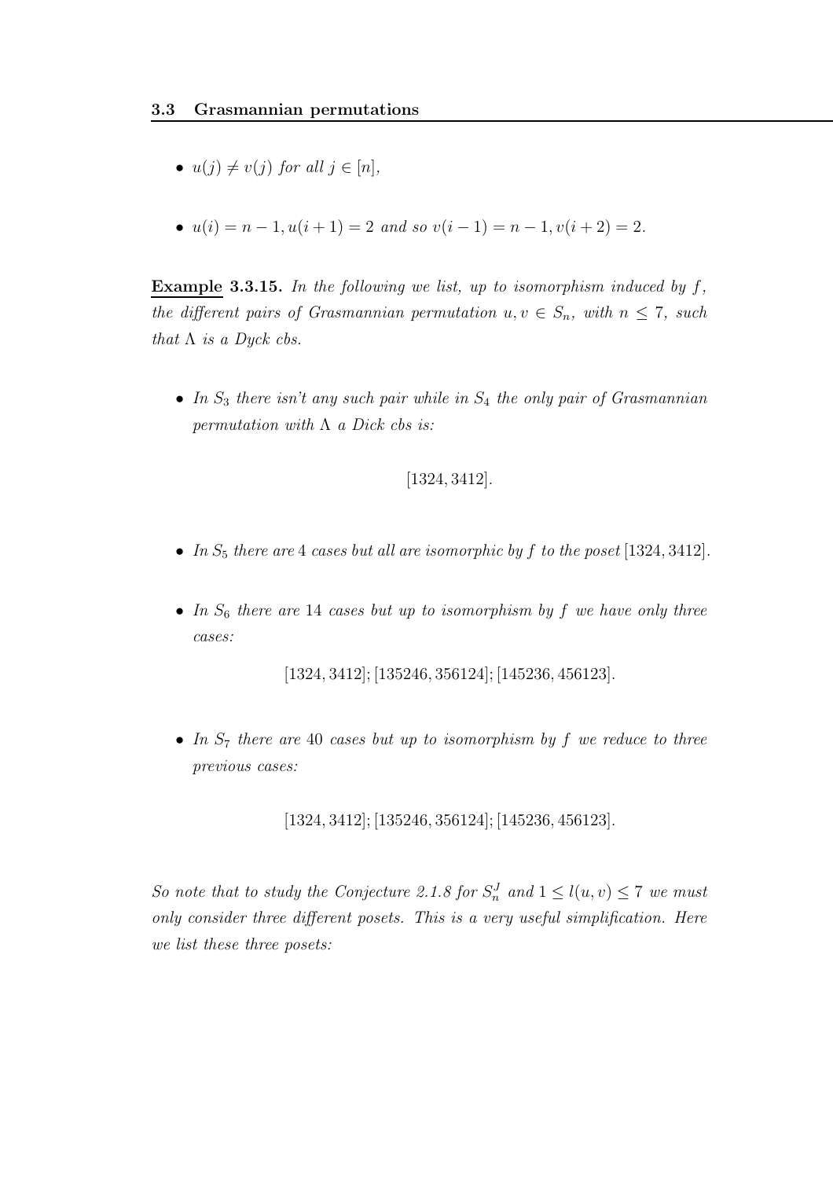- $u(j) \neq v(j)$ *for all* $j \in [n]$,

- $u(i) = n-1, u(i+1) = 2$ *and so* $v(i-1) = n-1, v(i+2) = 2$.

**Example 3.3.15.** *In the following we list, up to isomorphism induced by* $f$*, the different pairs of Grasmannian permutation* $u, v \in S_n$*, with* $n \leq 7$*, such that* $\Lambda$ *is a Dyck cbs.*

- *In* $S_3$ *there isn't any such pair while in* $S_4$ *the only pair of Grasmannian permutation with* $\Lambda$ *a Dick cbs is:*

$$[1324, 3412].$$

- *In* $S_5$ *there are* 4 *cases but all are isomorphic by* $f$ *to the poset* $[1324, 3412]$.

- *In* $S_6$ *there are* 14 *cases but up to isomorphism by* $f$ *we have only three cases:*

$$[1324, 3412]; [135246, 356124]; [145236, 456123].$$

- *In* $S_7$ *there are* 40 *cases but up to isomorphism by* $f$ *we reduce to three previous cases:*

$$[1324, 3412]; [135246, 356124]; [145236, 456123].$$

*So note that to study the Conjecture 2.1.8 for* $S_n^J$ *and* $1 \leq l(u, v) \leq 7$ *we must only consider three different posets. This is a very useful simplification. Here we list these three posets:*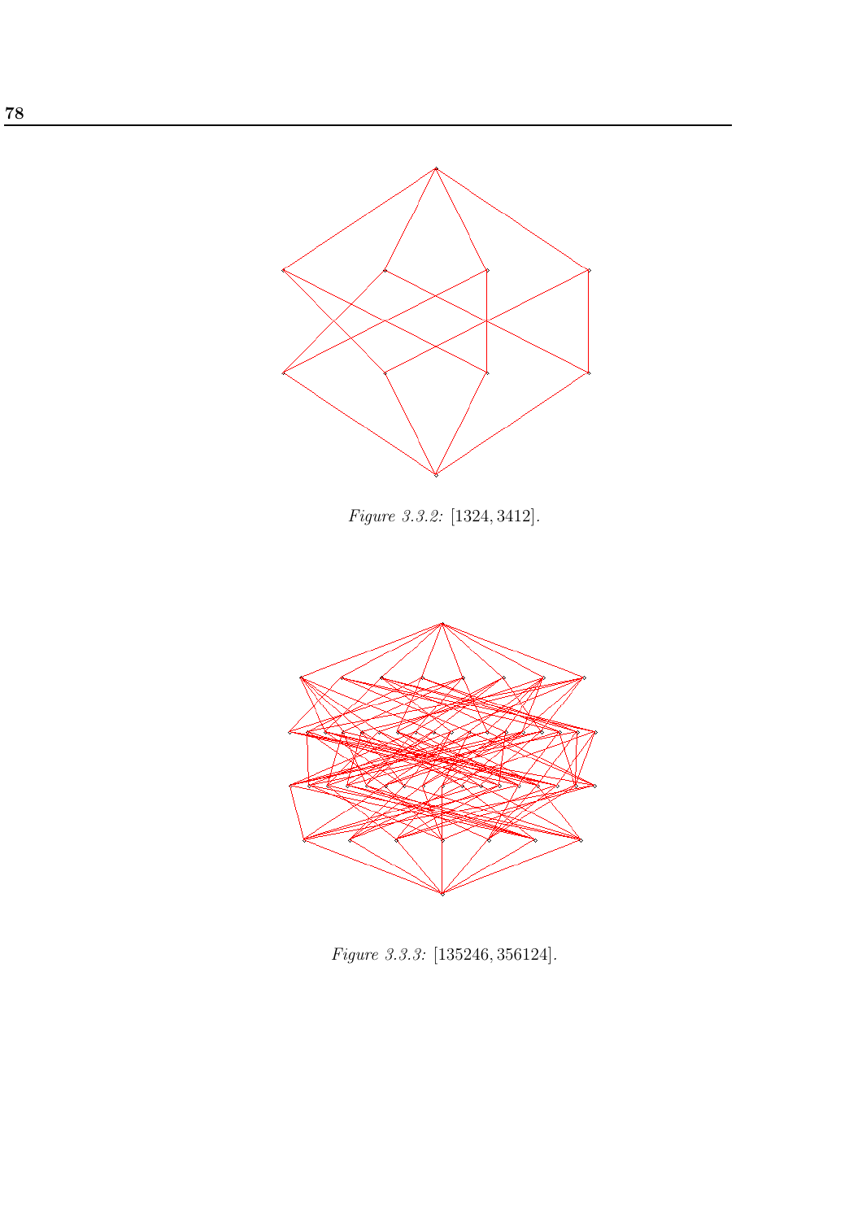*Figure 3.3.2:* $[1324, 3412]$.

*Figure 3.3.3:* $[135246, 356124]$.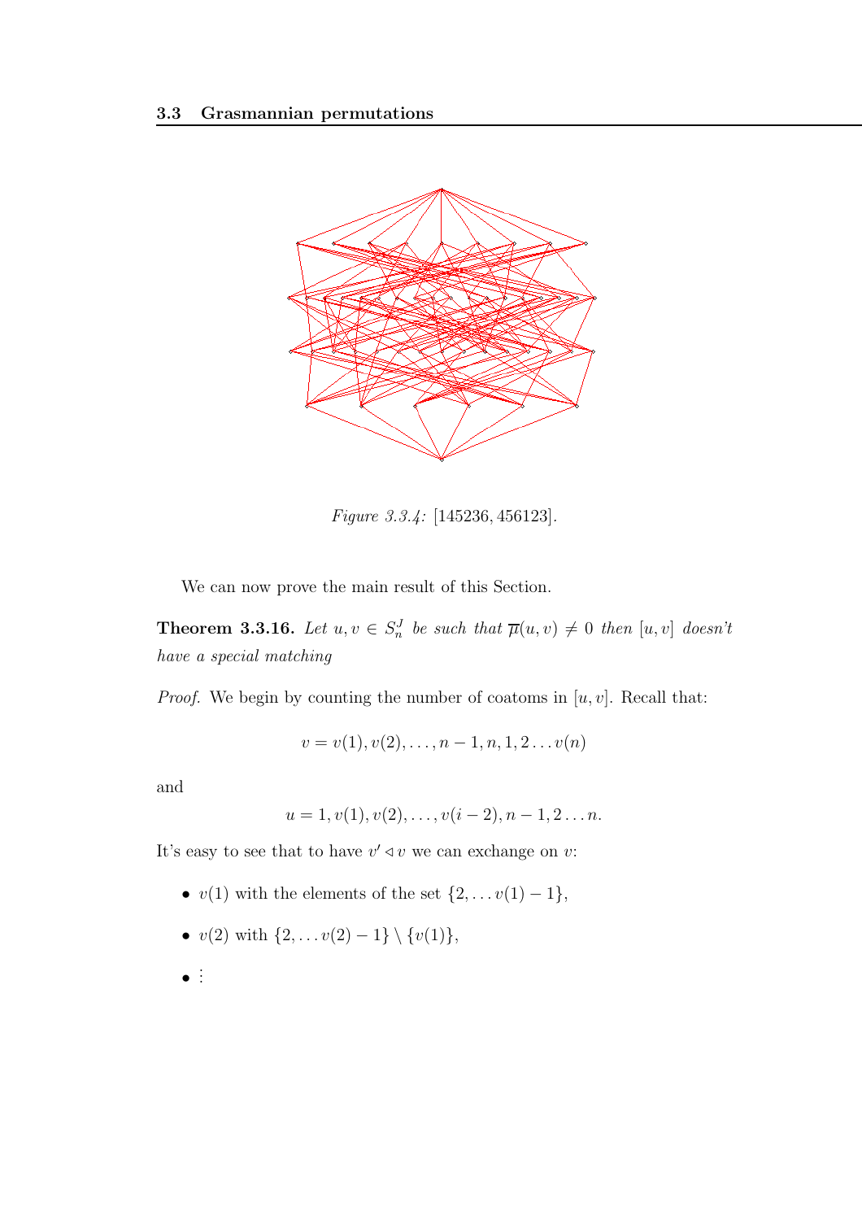*Figure 3.3.4:* $[145236, 456123]$.

We can now prove the main result of this Section.

**Theorem 3.3.16.** *Let $u, v \in S_n^J$ be such that $\overline{\mu}(u, v) \neq 0$ then $[u, v]$ doesn't have a special matching*

*Proof.* We begin by counting the number of coatoms in $[u, v]$. Recall that:

$$v = v(1), v(2), \ldots, n-1, n, 1, 2 \ldots v(n)$$

and

$$u = 1, v(1), v(2), \ldots, v(i-2), n-1, 2 \ldots n.$$

It's easy to see that to have $v' \lhd v$ we can exchange on $v$:

- $v(1)$ with the elements of the set $\{2, \ldots v(1)-1\}$,
- $v(2)$ with $\{2, \ldots v(2)-1\} \setminus \{v(1)\}$,
- $\vdots$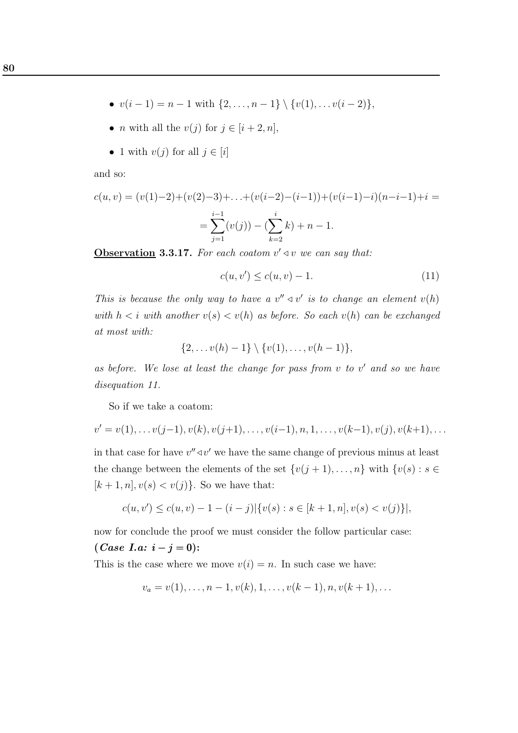- $v(i-1) = n-1$ with $\{2, \ldots, n-1\} \setminus \{v(1), \ldots v(i-2)\}$,
- $n$ with all the $v(j)$ for $j \in [i+2, n]$,
- 1 with $v(j)$ for all $j \in [i]$

and so:

$$c(u,v) = (v(1)-2)+(v(2)-3)+\ldots+(v(i-2)-(i-1))+(v(i-1)-i)(n-i-1)+i =$$
$$= \sum_{j=1}^{i-1}(v(j)) - (\sum_{k=2}^{i} k) + n - 1.$$

**<u>Observation</u> 3.3.17.** *For each coatom $v' \lhd v$ we can say that:*

$$c(u, v') \leq c(u,v) - 1. \tag{11}$$

*This is because the only way to have a $v'' \lhd v'$ is to change an element $v(h)$ with $h < i$ with another $v(s) < v(h)$ as before. So each $v(h)$ can be exchanged at most with:*

$$\{2, \ldots v(h)-1\} \setminus \{v(1), \ldots, v(h-1)\},$$

*as before. We lose at least the change for pass from $v$ to $v'$ and so we have disequation 11.*

So if we take a coatom:

$$v' = v(1), \ldots v(j-1), v(k), v(j+1), \ldots, v(i-1), n, 1, \ldots, v(k-1), v(j), v(k+1), \ldots$$

in that case for have $v'' \lhd v'$ we have the same change of previous minus at least the change between the elements of the set $\{v(j+1), \ldots, n\}$ with $\{v(s) : s \in [k+1, n], v(s) < v(j)\}$. So we have that:

$$c(u, v') \leq c(u, v) - 1 - (i-j)|\{v(s) : s \in [k+1, n], v(s) < v(j)\}|,$$

now for conclude the proof we must consider the follow particular case:

***(Case I.a: $i - j = 0$):***

This is the case where we move $v(i) = n$. In such case we have:

$$v_a = v(1), \ldots, n-1, v(k), 1, \ldots, v(k-1), n, v(k+1), \ldots$$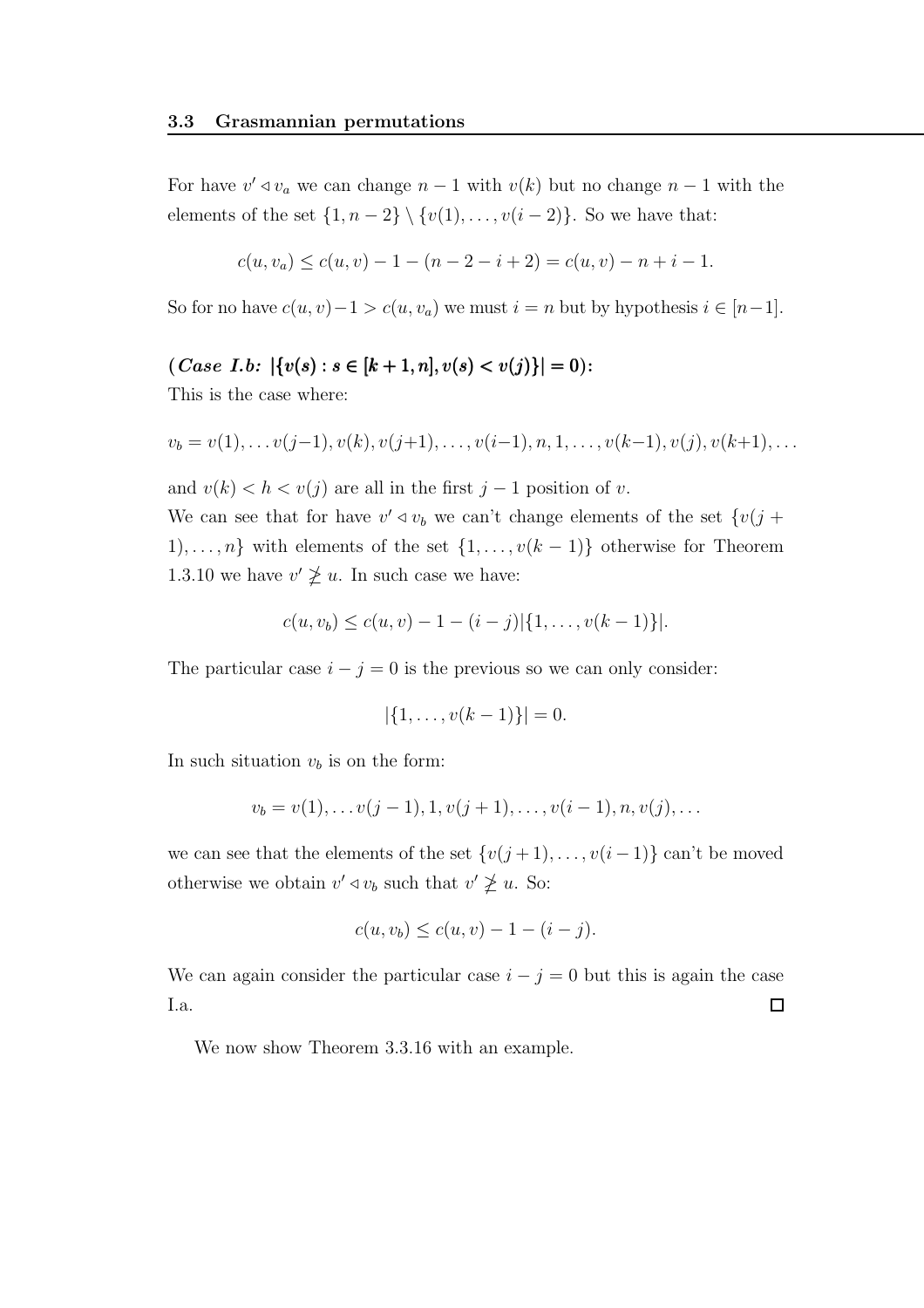For have $v' \lhd v_a$ we can change $n-1$ with $v(k)$ but no change $n-1$ with the elements of the set $\{1, n-2\} \setminus \{v(1), \dots, v(i-2)\}$. So we have that:

$$c(u, v_a) \leq c(u, v) - 1 - (n - 2 - i + 2) = c(u, v) - n + i - 1.$$

So for no have $c(u,v)-1 > c(u, v_a)$ we must $i = n$ but by hypothesis $i \in [n-1]$.

**(*Case I.b:* $|\{v(s) : s \in [k+1, n], v(s) < v(j)\}| = 0$):**

This is the case where:

$$v_b = v(1), \dots v(j-1), v(k), v(j+1), \dots, v(i-1), n, 1, \dots, v(k-1), v(j), v(k+1), \dots$$

and $v(k) < h < v(j)$ are all in the first $j-1$ position of $v$.

We can see that for have $v' \lhd v_b$ we can't change elements of the set $\{v(j+1), \dots, n\}$ with elements of the set $\{1, \dots, v(k-1)\}$ otherwise for Theorem 1.3.10 we have $v' \not\geq u$. In such case we have:

$$c(u, v_b) \leq c(u, v) - 1 - (i - j)|\{1, \dots, v(k-1)\}|.$$

The particular case $i - j = 0$ is the previous so we can only consider:

$$|\{1, \dots, v(k-1)\}| = 0.$$

In such situation $v_b$ is on the form:

$$v_b = v(1), \dots v(j-1), 1, v(j+1), \dots, v(i-1), n, v(j), \dots$$

we can see that the elements of the set $\{v(j+1), \dots, v(i-1)\}$ can't be moved otherwise we obtain $v' \lhd v_b$ such that $v' \not\geq u$. So:

$$c(u, v_b) \leq c(u, v) - 1 - (i - j).$$

We can again consider the particular case $i - j = 0$ but this is again the case I.a. $\square$

We now show Theorem 3.3.16 with an example.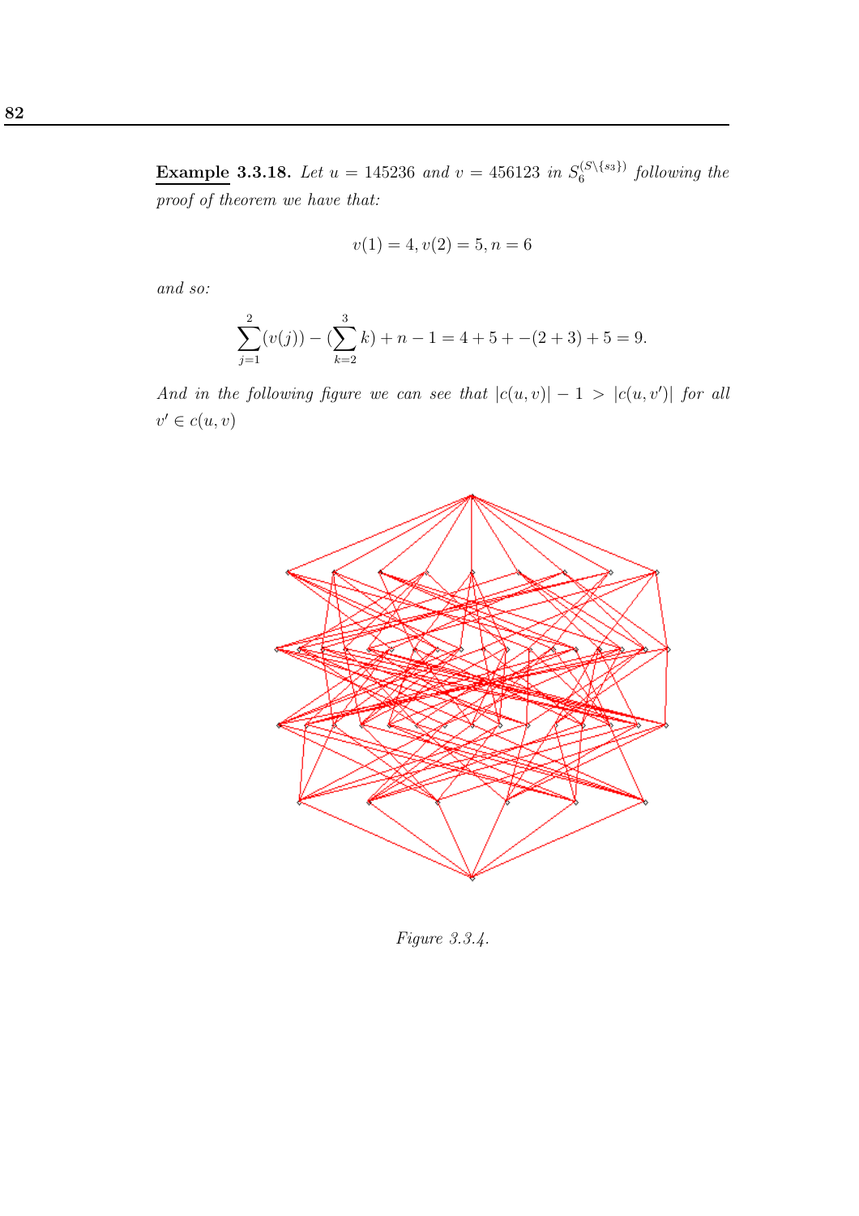**Example 3.3.18.** *Let $u = 145236$ and $v = 456123$ in $S_6^{(S\setminus\{s_3\})}$ following the proof of theorem we have that:*

$$v(1) = 4, v(2) = 5, n = 6$$

*and so:*

$$\sum_{j=1}^{2}(v(j)) - (\sum_{k=2}^{3} k) + n - 1 = 4 + 5 + -(2 + 3) + 5 = 9.$$

*And in the following figure we can see that $|c(u, v)| - 1 > |c(u, v')|$ for all $v' \in c(u, v)$*

*Figure 3.3.4.*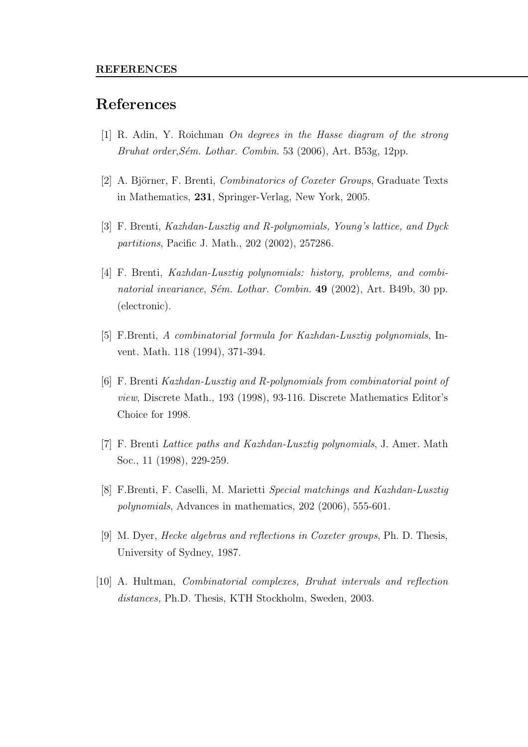# References

[1] R. Adin, Y. Roichman *On degrees in the Hasse diagram of the strong Bruhat order,Sém. Lothar. Combin.* 53 (2006), Art. B53g, 12pp.

[2] A. Björner, F. Brenti, *Combinatorics of Coxeter Groups*, Graduate Texts in Mathematics, **231**, Springer-Verlag, New York, 2005.

[3] F. Brenti, *Kazhdan-Lusztig and R-polynomials, Young's lattice, and Dyck partitions*, Pacific J. Math., 202 (2002), 257286.

[4] F. Brenti, *Kazhdan-Lusztig polynomials: history, problems, and combinatorial invariance*, *Sém. Lothar. Combin.* **49** (2002), Art. B49b, 30 pp. (electronic).

[5] F.Brenti, *A combinatorial formula for Kazhdan-Lusztig polynomials*, Invent. Math. 118 (1994), 371-394.

[6] F. Brenti *Kazhdan-Lusztig and R-polynomials from combinatorial point of view*, Discrete Math., 193 (1998), 93-116. Discrete Mathematics Editor's Choice for 1998.

[7] F. Brenti *Lattice paths and Kazhdan-Lusztig polynomials*, J. Amer. Math Soc., 11 (1998), 229-259.

[8] F.Brenti, F. Caselli, M. Marietti *Special matchings and Kazhdan-Lusztig polynomials*, Advances in mathematics, 202 (2006), 555-601.

[9] M. Dyer, *Hecke algebras and reflections in Coxeter groups*, Ph. D. Thesis, University of Sydney, 1987.

[10] A. Hultman, *Combinatorial complexes, Bruhat intervals and reflection distances,* Ph.D. Thesis, KTH Stockholm, Sweden, 2003.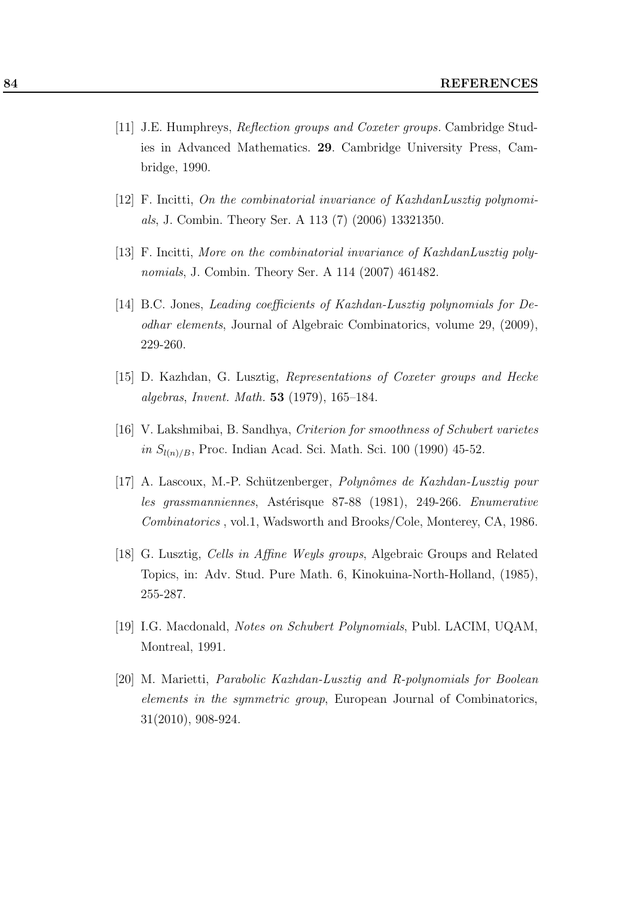[11] J.E. Humphreys, *Reflection groups and Coxeter groups.* Cambridge Studies in Advanced Mathematics. **29**. Cambridge University Press, Cambridge, 1990.

[12] F. Incitti, *On the combinatorial invariance of KazhdanLusztig polynomials*, J. Combin. Theory Ser. A 113 (7) (2006) 13321350.

[13] F. Incitti, *More on the combinatorial invariance of KazhdanLusztig polynomials*, J. Combin. Theory Ser. A 114 (2007) 461482.

[14] B.C. Jones, *Leading coefficients of Kazhdan-Lusztig polynomials for Deodhar elements*, Journal of Algebraic Combinatorics, volume 29, (2009), 229-260.

[15] D. Kazhdan, G. Lusztig, *Representations of Coxeter groups and Hecke algebras*, *Invent. Math.* **53** (1979), 165–184.

[16] V. Lakshmibai, B. Sandhya, *Criterion for smoothness of Schubert varietes in $S_{l(n)/B}$*, Proc. Indian Acad. Sci. Math. Sci. 100 (1990) 45-52.

[17] A. Lascoux, M.-P. Schützenberger, *Polynômes de Kazhdan-Lusztig pour les grassmanniennes*, Astérisque 87-88 (1981), 249-266. *Enumerative Combinatorics* , vol.1, Wadsworth and Brooks/Cole, Monterey, CA, 1986.

[18] G. Lusztig, *Cells in Affine Weyls groups*, Algebraic Groups and Related Topics, in: Adv. Stud. Pure Math. 6, Kinokuina-North-Holland, (1985), 255-287.

[19] I.G. Macdonald, *Notes on Schubert Polynomials*, Publ. LACIM, UQAM, Montreal, 1991.

[20] M. Marietti, *Parabolic Kazhdan-Lusztig and R-polynomials for Boolean elements in the symmetric group*, European Journal of Combinatorics, 31(2010), 908-924.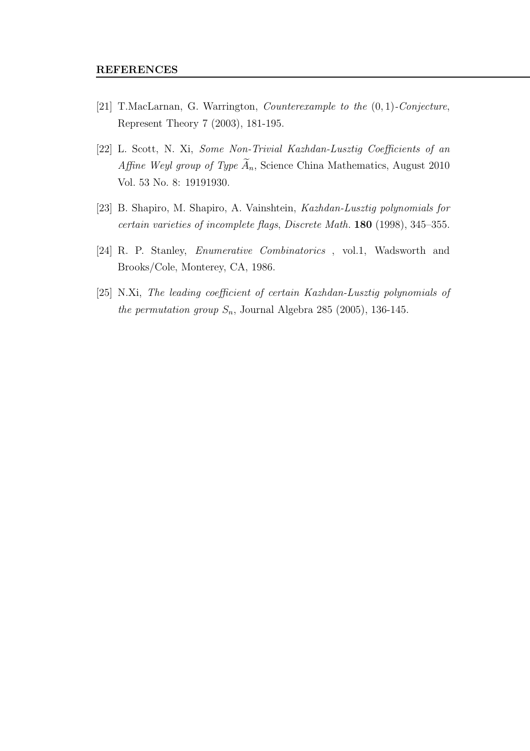[21] T.MacLarnan, G. Warrington, *Counterexample to the* $(0, 1)$*-Conjecture*, Represent Theory 7 (2003), 181-195.

[22] L. Scott, N. Xi, *Some Non-Trivial Kazhdan-Lusztig Coefficients of an Affine Weyl group of Type* $\widetilde{A}_n$, Science China Mathematics, August 2010 Vol. 53 No. 8: 19191930.

[23] B. Shapiro, M. Shapiro, A. Vainshtein, *Kazhdan-Lusztig polynomials for certain varieties of incomplete flags*, *Discrete Math.* **180** (1998), 345–355.

[24] R. P. Stanley, *Enumerative Combinatorics* , vol.1, Wadsworth and Brooks/Cole, Monterey, CA, 1986.

[25] N.Xi, *The leading coefficient of certain Kazhdan-Lusztig polynomials of the permutation group* $S_n$, Journal Algebra 285 (2005), 136-145.